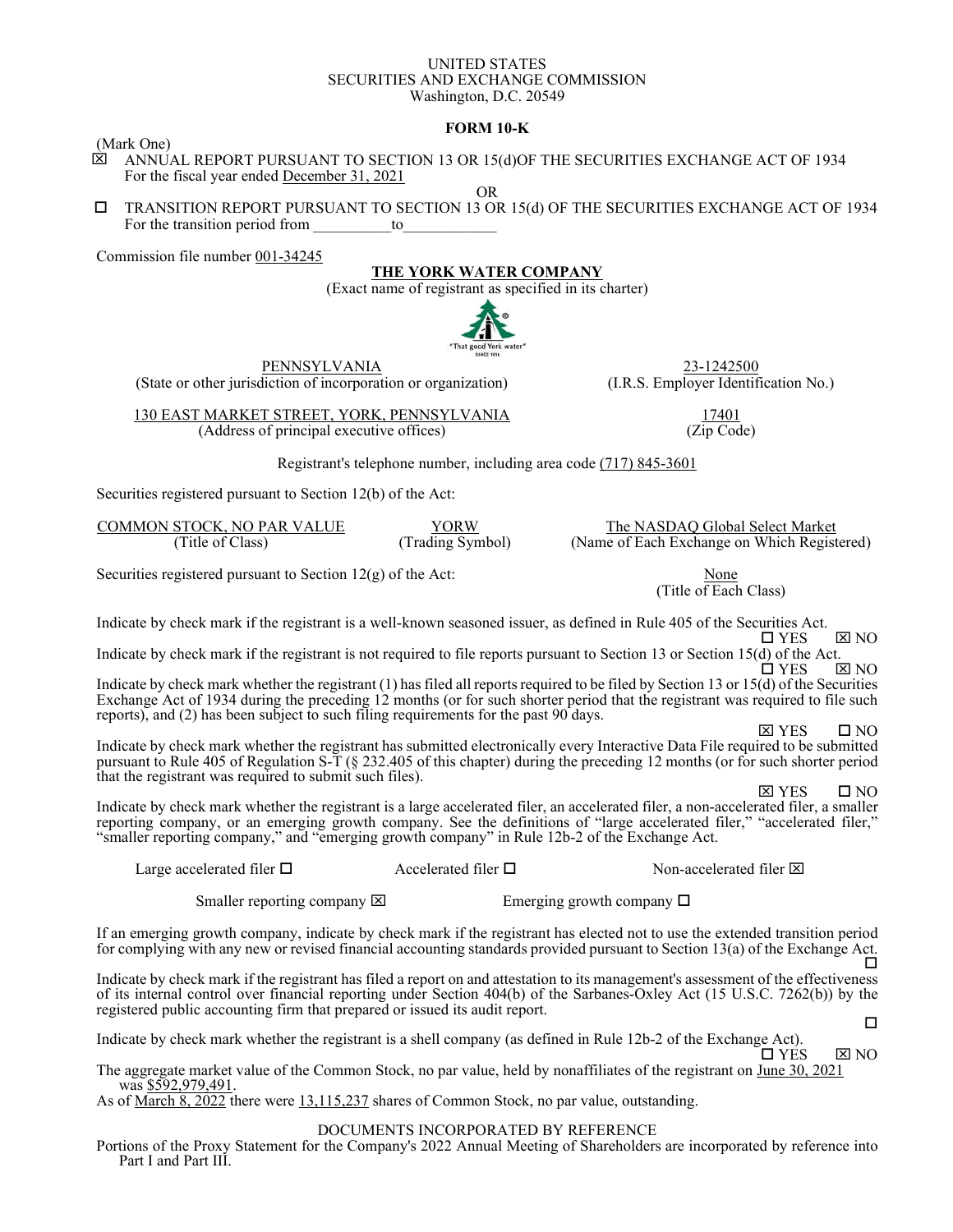UNITED STATES
SECURITIES AND EXCHANGE COMMISSION
Washington, D.C. 20549

**FORM 10-K**

(Mark One)

☒ ANNUAL REPORT PURSUANT TO SECTION 13 OR 15(d)OF THE SECURITIES EXCHANGE ACT OF 1934
For the fiscal year ended December 31, 2021

OR

☐ TRANSITION REPORT PURSUANT TO SECTION 13 OR 15(d) OF THE SECURITIES EXCHANGE ACT OF 1934
For the transition period from __________to____________

Commission file number 001-34245

**THE YORK WATER COMPANY**
(Exact name of registrant as specified in its charter)

"That good York water"
SINCE 1816

| PENNSYLVANIA | 23-1242500 |
|---|---|
| (State or other jurisdiction of incorporation or organization) | (I.R.S. Employer Identification No.) |
| 130 EAST MARKET STREET, YORK, PENNSYLVANIA | 17401 |
| (Address of principal executive offices) | (Zip Code) |

Registrant's telephone number, including area code (717) 845-3601

Securities registered pursuant to Section 12(b) of the Act:

| COMMON STOCK, NO PAR VALUE | YORW | The NASDAQ Global Select Market |
|---|---|---|
| (Title of Class) | (Trading Symbol) | (Name of Each Exchange on Which Registered) |

Securities registered pursuant to Section 12(g) of the Act: None (Title of Each Class)

Indicate by check mark if the registrant is a well-known seasoned issuer, as defined in Rule 405 of the Securities Act.
☐ YES ☒ NO

Indicate by check mark if the registrant is not required to file reports pursuant to Section 13 or Section 15(d) of the Act.
☐ YES ☒ NO

Indicate by check mark whether the registrant (1) has filed all reports required to be filed by Section 13 or 15(d) of the Securities Exchange Act of 1934 during the preceding 12 months (or for such shorter period that the registrant was required to file such reports), and (2) has been subject to such filing requirements for the past 90 days.
☒ YES ☐ NO

Indicate by check mark whether the registrant has submitted electronically every Interactive Data File required to be submitted pursuant to Rule 405 of Regulation S-T (§ 232.405 of this chapter) during the preceding 12 months (or for such shorter period that the registrant was required to submit such files).
☒ YES ☐ NO

Indicate by check mark whether the registrant is a large accelerated filer, an accelerated filer, a non-accelerated filer, a smaller reporting company, or an emerging growth company. See the definitions of "large accelerated filer," "accelerated filer," "smaller reporting company," and "emerging growth company" in Rule 12b-2 of the Exchange Act.

Large accelerated filer ☐ Accelerated filer ☐ Non-accelerated filer ☒

Smaller reporting company ☒ Emerging growth company ☐

If an emerging growth company, indicate by check mark if the registrant has elected not to use the extended transition period for complying with any new or revised financial accounting standards provided pursuant to Section 13(a) of the Exchange Act. ☐

Indicate by check mark if the registrant has filed a report on and attestation to its management's assessment of the effectiveness of its internal control over financial reporting under Section 404(b) of the Sarbanes-Oxley Act (15 U.S.C. 7262(b)) by the registered public accounting firm that prepared or issued its audit report. ☐

Indicate by check mark whether the registrant is a shell company (as defined in Rule 12b-2 of the Exchange Act).
☐ YES ☒ NO

The aggregate market value of the Common Stock, no par value, held by nonaffiliates of the registrant on June 30, 2021 was $592,979,491.

As of March 8, 2022 there were 13,115,237 shares of Common Stock, no par value, outstanding.

DOCUMENTS INCORPORATED BY REFERENCE

Portions of the Proxy Statement for the Company's 2022 Annual Meeting of Shareholders are incorporated by reference into Part I and Part III.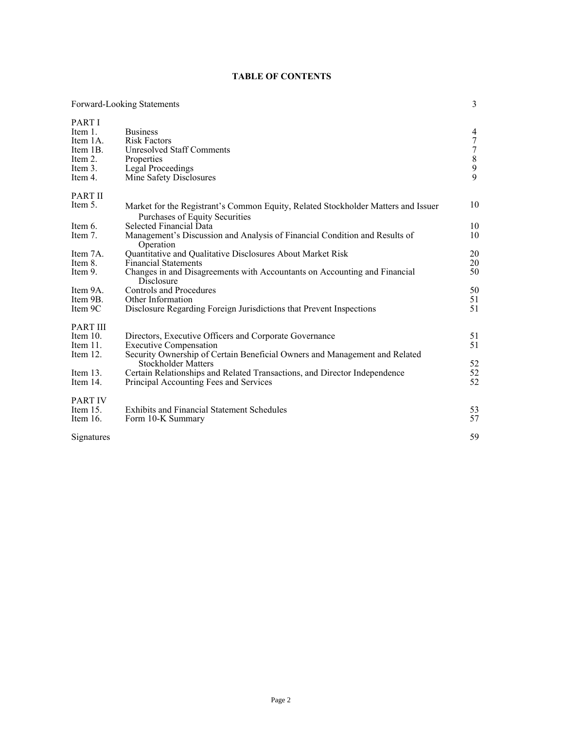## TABLE OF CONTENTS

| | | |
|---|---|---|
| Forward-Looking Statements | | 3 |
| **PART I** | | |
| Item 1. | Business | 4 |
| Item 1A. | Risk Factors | 7 |
| Item 1B. | Unresolved Staff Comments | 7 |
| Item 2. | Properties | 8 |
| Item 3. | Legal Proceedings | 9 |
| Item 4. | Mine Safety Disclosures | 9 |
| **PART II** | | |
| Item 5. | Market for the Registrant's Common Equity, Related Stockholder Matters and Issuer Purchases of Equity Securities | 10 |
| Item 6. | Selected Financial Data | 10 |
| Item 7. | Management's Discussion and Analysis of Financial Condition and Results of Operation | 10 |
| Item 7A. | Quantitative and Qualitative Disclosures About Market Risk | 20 |
| Item 8. | Financial Statements | 20 |
| Item 9. | Changes in and Disagreements with Accountants on Accounting and Financial Disclosure | 50 |
| Item 9A. | Controls and Procedures | 50 |
| Item 9B. | Other Information | 51 |
| Item 9C | Disclosure Regarding Foreign Jurisdictions that Prevent Inspections | 51 |
| **PART III** | | |
| Item 10. | Directors, Executive Officers and Corporate Governance | 51 |
| Item 11. | Executive Compensation | 51 |
| Item 12. | Security Ownership of Certain Beneficial Owners and Management and Related Stockholder Matters | 52 |
| Item 13. | Certain Relationships and Related Transactions, and Director Independence | 52 |
| Item 14. | Principal Accounting Fees and Services | 52 |
| **PART IV** | | |
| Item 15. | Exhibits and Financial Statement Schedules | 53 |
| Item 16. | Form 10-K Summary | 57 |
| Signatures | | 59 |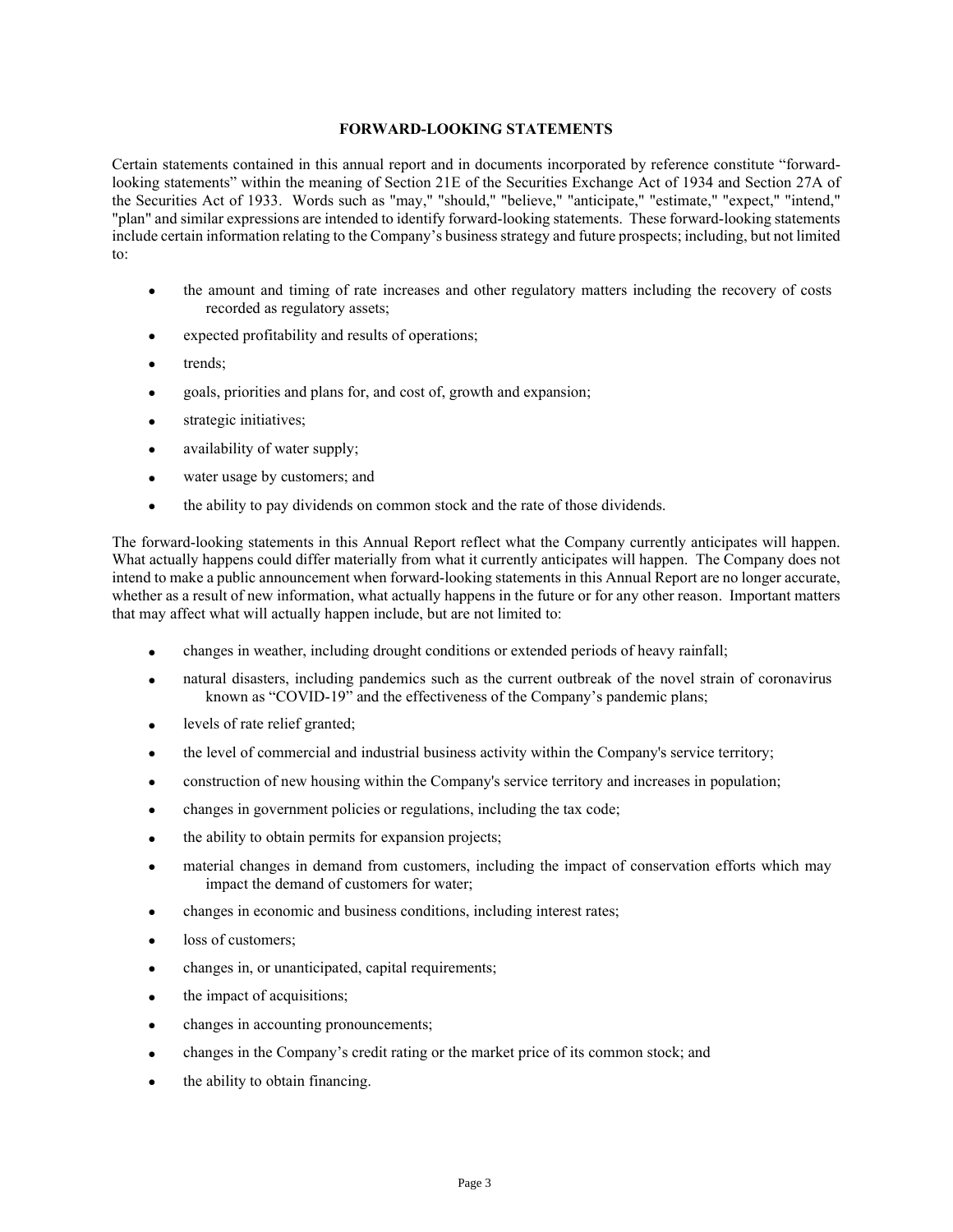## FORWARD-LOOKING STATEMENTS

Certain statements contained in this annual report and in documents incorporated by reference constitute "forward-looking statements" within the meaning of Section 21E of the Securities Exchange Act of 1934 and Section 27A of the Securities Act of 1933. Words such as "may," "should," "believe," "anticipate," "estimate," "expect," "intend," "plan" and similar expressions are intended to identify forward-looking statements. These forward-looking statements include certain information relating to the Company's business strategy and future prospects; including, but not limited to:

- the amount and timing of rate increases and other regulatory matters including the recovery of costs recorded as regulatory assets;
- expected profitability and results of operations;
- trends;
- goals, priorities and plans for, and cost of, growth and expansion;
- strategic initiatives;
- availability of water supply;
- water usage by customers; and
- the ability to pay dividends on common stock and the rate of those dividends.

The forward-looking statements in this Annual Report reflect what the Company currently anticipates will happen. What actually happens could differ materially from what it currently anticipates will happen. The Company does not intend to make a public announcement when forward-looking statements in this Annual Report are no longer accurate, whether as a result of new information, what actually happens in the future or for any other reason. Important matters that may affect what will actually happen include, but are not limited to:

- changes in weather, including drought conditions or extended periods of heavy rainfall;
- natural disasters, including pandemics such as the current outbreak of the novel strain of coronavirus known as "COVID-19" and the effectiveness of the Company's pandemic plans;
- levels of rate relief granted;
- the level of commercial and industrial business activity within the Company's service territory;
- construction of new housing within the Company's service territory and increases in population;
- changes in government policies or regulations, including the tax code;
- the ability to obtain permits for expansion projects;
- material changes in demand from customers, including the impact of conservation efforts which may impact the demand of customers for water;
- changes in economic and business conditions, including interest rates;
- loss of customers;
- changes in, or unanticipated, capital requirements;
- the impact of acquisitions;
- changes in accounting pronouncements;
- changes in the Company's credit rating or the market price of its common stock; and
- the ability to obtain financing.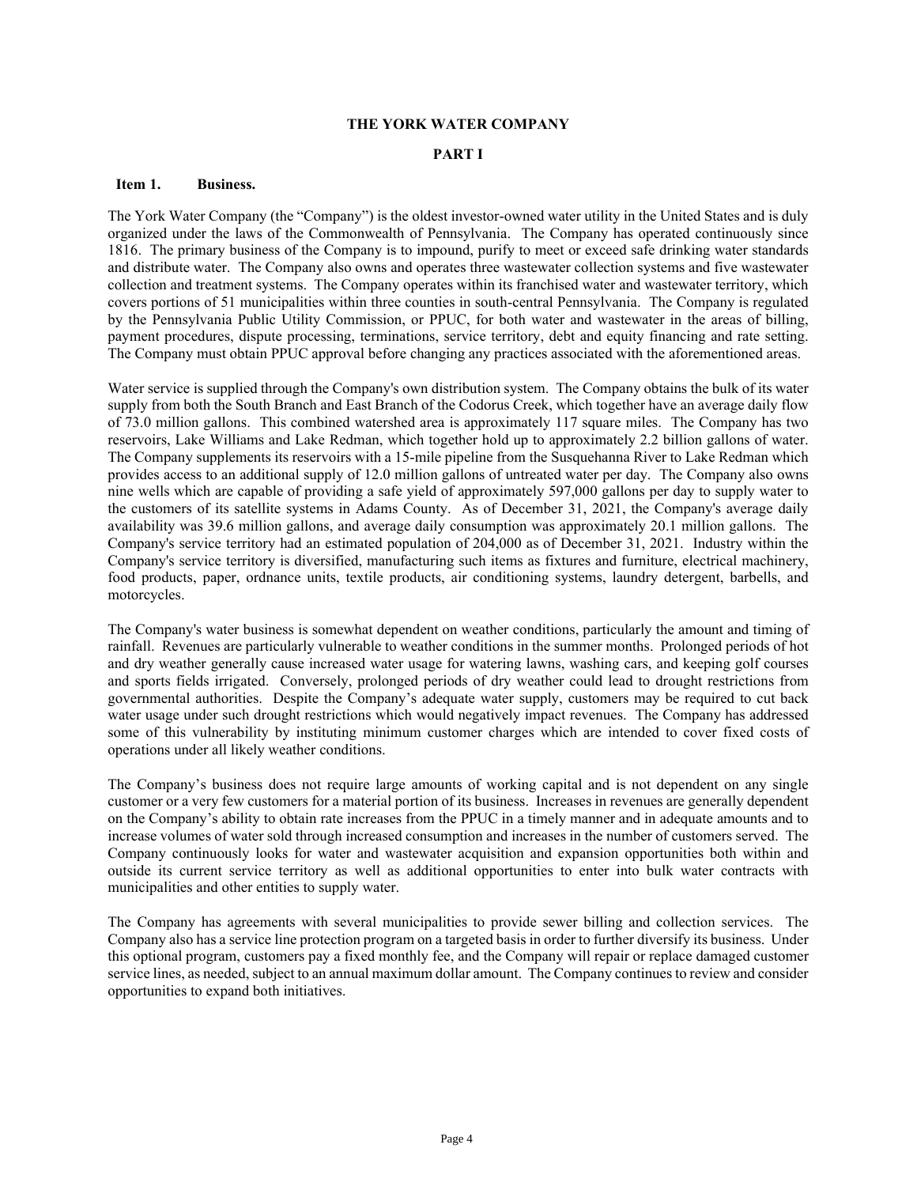# THE YORK WATER COMPANY

## PART I

### Item 1. Business.

The York Water Company (the "Company") is the oldest investor-owned water utility in the United States and is duly organized under the laws of the Commonwealth of Pennsylvania. The Company has operated continuously since 1816. The primary business of the Company is to impound, purify to meet or exceed safe drinking water standards and distribute water. The Company also owns and operates three wastewater collection systems and five wastewater collection and treatment systems. The Company operates within its franchised water and wastewater territory, which covers portions of 51 municipalities within three counties in south-central Pennsylvania. The Company is regulated by the Pennsylvania Public Utility Commission, or PPUC, for both water and wastewater in the areas of billing, payment procedures, dispute processing, terminations, service territory, debt and equity financing and rate setting. The Company must obtain PPUC approval before changing any practices associated with the aforementioned areas.

Water service is supplied through the Company's own distribution system. The Company obtains the bulk of its water supply from both the South Branch and East Branch of the Codorus Creek, which together have an average daily flow of 73.0 million gallons. This combined watershed area is approximately 117 square miles. The Company has two reservoirs, Lake Williams and Lake Redman, which together hold up to approximately 2.2 billion gallons of water. The Company supplements its reservoirs with a 15-mile pipeline from the Susquehanna River to Lake Redman which provides access to an additional supply of 12.0 million gallons of untreated water per day. The Company also owns nine wells which are capable of providing a safe yield of approximately 597,000 gallons per day to supply water to the customers of its satellite systems in Adams County. As of December 31, 2021, the Company's average daily availability was 39.6 million gallons, and average daily consumption was approximately 20.1 million gallons. The Company's service territory had an estimated population of 204,000 as of December 31, 2021. Industry within the Company's service territory is diversified, manufacturing such items as fixtures and furniture, electrical machinery, food products, paper, ordnance units, textile products, air conditioning systems, laundry detergent, barbells, and motorcycles.

The Company's water business is somewhat dependent on weather conditions, particularly the amount and timing of rainfall. Revenues are particularly vulnerable to weather conditions in the summer months. Prolonged periods of hot and dry weather generally cause increased water usage for watering lawns, washing cars, and keeping golf courses and sports fields irrigated. Conversely, prolonged periods of dry weather could lead to drought restrictions from governmental authorities. Despite the Company's adequate water supply, customers may be required to cut back water usage under such drought restrictions which would negatively impact revenues. The Company has addressed some of this vulnerability by instituting minimum customer charges which are intended to cover fixed costs of operations under all likely weather conditions.

The Company's business does not require large amounts of working capital and is not dependent on any single customer or a very few customers for a material portion of its business. Increases in revenues are generally dependent on the Company's ability to obtain rate increases from the PPUC in a timely manner and in adequate amounts and to increase volumes of water sold through increased consumption and increases in the number of customers served. The Company continuously looks for water and wastewater acquisition and expansion opportunities both within and outside its current service territory as well as additional opportunities to enter into bulk water contracts with municipalities and other entities to supply water.

The Company has agreements with several municipalities to provide sewer billing and collection services. The Company also has a service line protection program on a targeted basis in order to further diversify its business. Under this optional program, customers pay a fixed monthly fee, and the Company will repair or replace damaged customer service lines, as needed, subject to an annual maximum dollar amount. The Company continues to review and consider opportunities to expand both initiatives.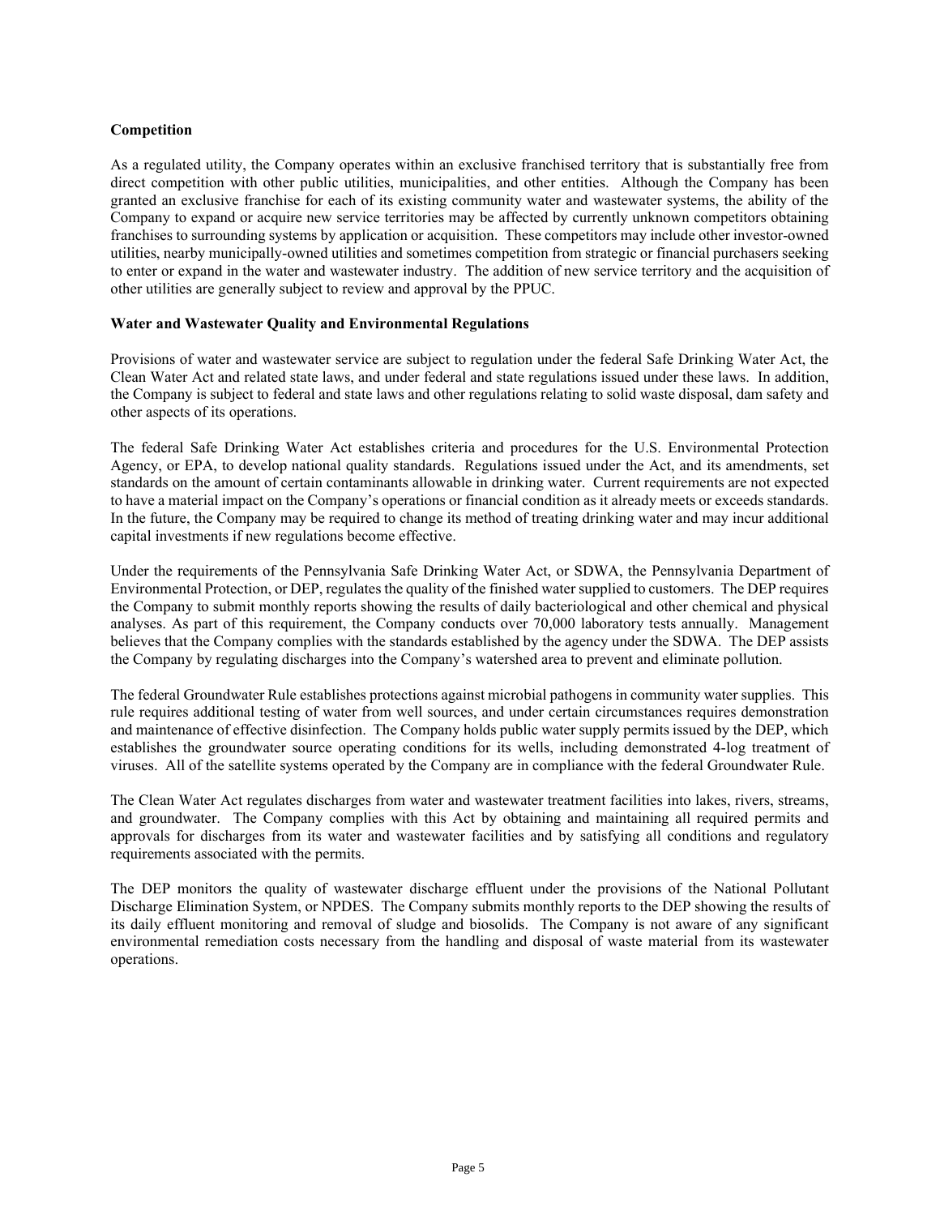**Competition**

As a regulated utility, the Company operates within an exclusive franchised territory that is substantially free from direct competition with other public utilities, municipalities, and other entities. Although the Company has been granted an exclusive franchise for each of its existing community water and wastewater systems, the ability of the Company to expand or acquire new service territories may be affected by currently unknown competitors obtaining franchises to surrounding systems by application or acquisition. These competitors may include other investor-owned utilities, nearby municipally-owned utilities and sometimes competition from strategic or financial purchasers seeking to enter or expand in the water and wastewater industry. The addition of new service territory and the acquisition of other utilities are generally subject to review and approval by the PPUC.

**Water and Wastewater Quality and Environmental Regulations**

Provisions of water and wastewater service are subject to regulation under the federal Safe Drinking Water Act, the Clean Water Act and related state laws, and under federal and state regulations issued under these laws. In addition, the Company is subject to federal and state laws and other regulations relating to solid waste disposal, dam safety and other aspects of its operations.

The federal Safe Drinking Water Act establishes criteria and procedures for the U.S. Environmental Protection Agency, or EPA, to develop national quality standards. Regulations issued under the Act, and its amendments, set standards on the amount of certain contaminants allowable in drinking water. Current requirements are not expected to have a material impact on the Company's operations or financial condition as it already meets or exceeds standards. In the future, the Company may be required to change its method of treating drinking water and may incur additional capital investments if new regulations become effective.

Under the requirements of the Pennsylvania Safe Drinking Water Act, or SDWA, the Pennsylvania Department of Environmental Protection, or DEP, regulates the quality of the finished water supplied to customers. The DEP requires the Company to submit monthly reports showing the results of daily bacteriological and other chemical and physical analyses. As part of this requirement, the Company conducts over 70,000 laboratory tests annually. Management believes that the Company complies with the standards established by the agency under the SDWA. The DEP assists the Company by regulating discharges into the Company's watershed area to prevent and eliminate pollution.

The federal Groundwater Rule establishes protections against microbial pathogens in community water supplies. This rule requires additional testing of water from well sources, and under certain circumstances requires demonstration and maintenance of effective disinfection. The Company holds public water supply permits issued by the DEP, which establishes the groundwater source operating conditions for its wells, including demonstrated 4-log treatment of viruses. All of the satellite systems operated by the Company are in compliance with the federal Groundwater Rule.

The Clean Water Act regulates discharges from water and wastewater treatment facilities into lakes, rivers, streams, and groundwater. The Company complies with this Act by obtaining and maintaining all required permits and approvals for discharges from its water and wastewater facilities and by satisfying all conditions and regulatory requirements associated with the permits.

The DEP monitors the quality of wastewater discharge effluent under the provisions of the National Pollutant Discharge Elimination System, or NPDES. The Company submits monthly reports to the DEP showing the results of its daily effluent monitoring and removal of sludge and biosolids. The Company is not aware of any significant environmental remediation costs necessary from the handling and disposal of waste material from its wastewater operations.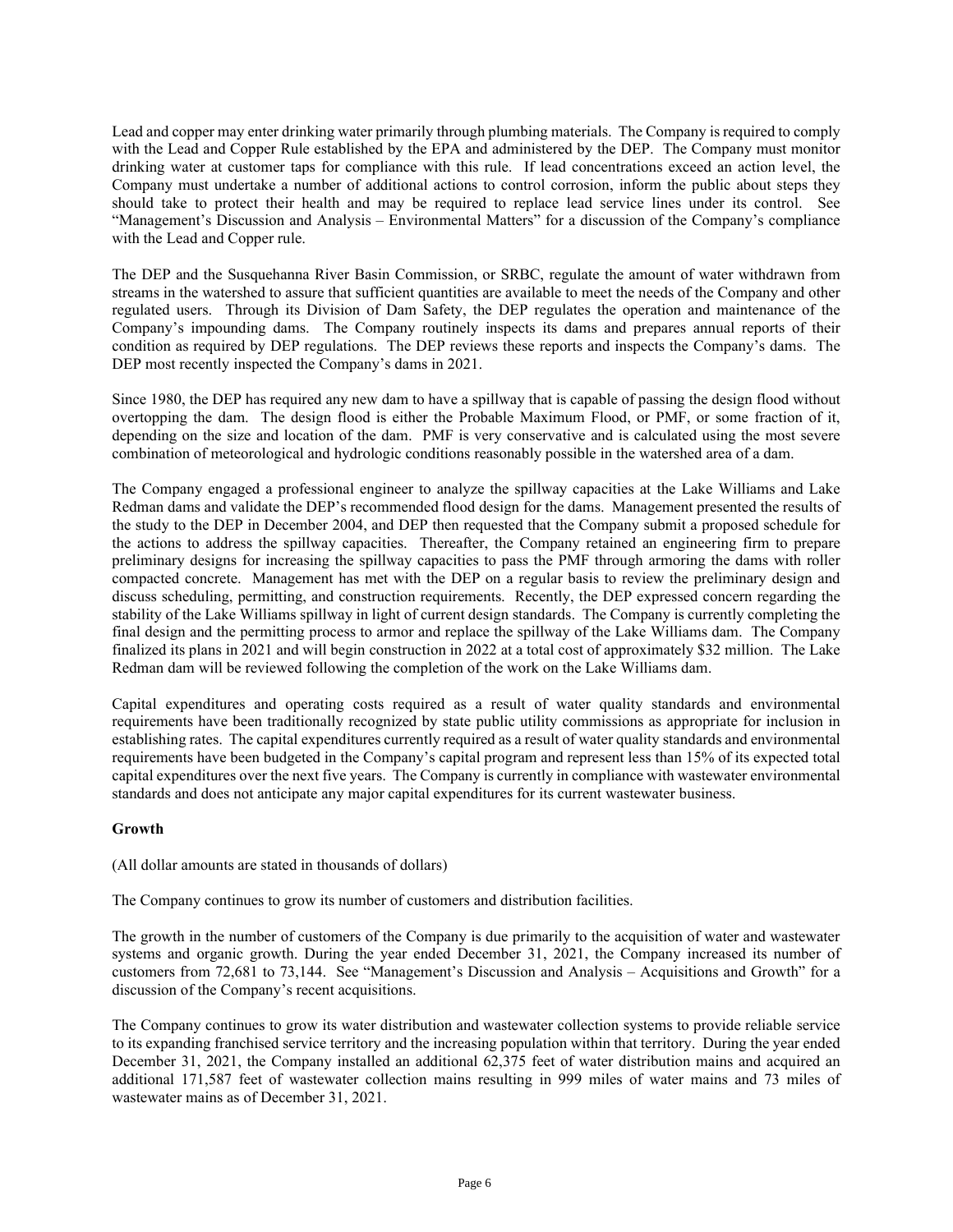Lead and copper may enter drinking water primarily through plumbing materials. The Company is required to comply with the Lead and Copper Rule established by the EPA and administered by the DEP. The Company must monitor drinking water at customer taps for compliance with this rule. If lead concentrations exceed an action level, the Company must undertake a number of additional actions to control corrosion, inform the public about steps they should take to protect their health and may be required to replace lead service lines under its control. See "Management's Discussion and Analysis – Environmental Matters" for a discussion of the Company's compliance with the Lead and Copper rule.

The DEP and the Susquehanna River Basin Commission, or SRBC, regulate the amount of water withdrawn from streams in the watershed to assure that sufficient quantities are available to meet the needs of the Company and other regulated users. Through its Division of Dam Safety, the DEP regulates the operation and maintenance of the Company's impounding dams. The Company routinely inspects its dams and prepares annual reports of their condition as required by DEP regulations. The DEP reviews these reports and inspects the Company's dams. The DEP most recently inspected the Company's dams in 2021.

Since 1980, the DEP has required any new dam to have a spillway that is capable of passing the design flood without overtopping the dam. The design flood is either the Probable Maximum Flood, or PMF, or some fraction of it, depending on the size and location of the dam. PMF is very conservative and is calculated using the most severe combination of meteorological and hydrologic conditions reasonably possible in the watershed area of a dam.

The Company engaged a professional engineer to analyze the spillway capacities at the Lake Williams and Lake Redman dams and validate the DEP's recommended flood design for the dams. Management presented the results of the study to the DEP in December 2004, and DEP then requested that the Company submit a proposed schedule for the actions to address the spillway capacities. Thereafter, the Company retained an engineering firm to prepare preliminary designs for increasing the spillway capacities to pass the PMF through armoring the dams with roller compacted concrete. Management has met with the DEP on a regular basis to review the preliminary design and discuss scheduling, permitting, and construction requirements. Recently, the DEP expressed concern regarding the stability of the Lake Williams spillway in light of current design standards. The Company is currently completing the final design and the permitting process to armor and replace the spillway of the Lake Williams dam. The Company finalized its plans in 2021 and will begin construction in 2022 at a total cost of approximately $32 million. The Lake Redman dam will be reviewed following the completion of the work on the Lake Williams dam.

Capital expenditures and operating costs required as a result of water quality standards and environmental requirements have been traditionally recognized by state public utility commissions as appropriate for inclusion in establishing rates. The capital expenditures currently required as a result of water quality standards and environmental requirements have been budgeted in the Company's capital program and represent less than 15% of its expected total capital expenditures over the next five years. The Company is currently in compliance with wastewater environmental standards and does not anticipate any major capital expenditures for its current wastewater business.

**Growth**

(All dollar amounts are stated in thousands of dollars)

The Company continues to grow its number of customers and distribution facilities.

The growth in the number of customers of the Company is due primarily to the acquisition of water and wastewater systems and organic growth. During the year ended December 31, 2021, the Company increased its number of customers from 72,681 to 73,144. See "Management's Discussion and Analysis – Acquisitions and Growth" for a discussion of the Company's recent acquisitions.

The Company continues to grow its water distribution and wastewater collection systems to provide reliable service to its expanding franchised service territory and the increasing population within that territory. During the year ended December 31, 2021, the Company installed an additional 62,375 feet of water distribution mains and acquired an additional 171,587 feet of wastewater collection mains resulting in 999 miles of water mains and 73 miles of wastewater mains as of December 31, 2021.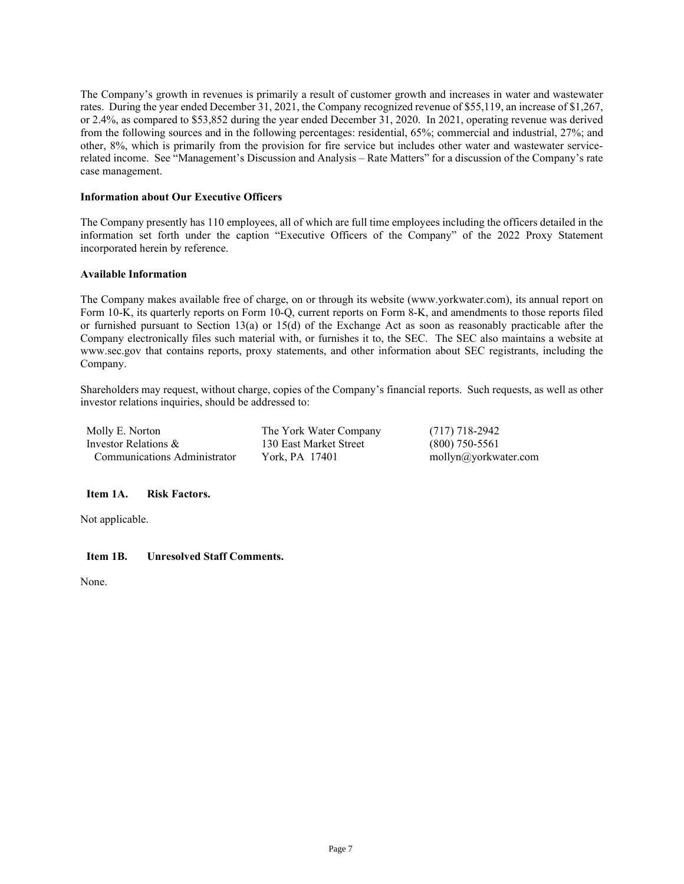The Company's growth in revenues is primarily a result of customer growth and increases in water and wastewater rates. During the year ended December 31, 2021, the Company recognized revenue of $55,119, an increase of $1,267, or 2.4%, as compared to $53,852 during the year ended December 31, 2020. In 2021, operating revenue was derived from the following sources and in the following percentages: residential, 65%; commercial and industrial, 27%; and other, 8%, which is primarily from the provision for fire service but includes other water and wastewater service-related income. See "Management's Discussion and Analysis – Rate Matters" for a discussion of the Company's rate case management.

**Information about Our Executive Officers**

The Company presently has 110 employees, all of which are full time employees including the officers detailed in the information set forth under the caption "Executive Officers of the Company" of the 2022 Proxy Statement incorporated herein by reference.

**Available Information**

The Company makes available free of charge, on or through its website (www.yorkwater.com), its annual report on Form 10-K, its quarterly reports on Form 10-Q, current reports on Form 8-K, and amendments to those reports filed or furnished pursuant to Section 13(a) or 15(d) of the Exchange Act as soon as reasonably practicable after the Company electronically files such material with, or furnishes it to, the SEC. The SEC also maintains a website at www.sec.gov that contains reports, proxy statements, and other information about SEC registrants, including the Company.

Shareholders may request, without charge, copies of the Company's financial reports. Such requests, as well as other investor relations inquiries, should be addressed to:

| | | |
|---|---|---|
| Molly E. Norton | The York Water Company | (717) 718-2942 |
| Investor Relations & | 130 East Market Street | (800) 750-5561 |
| Communications Administrator | York, PA 17401 | mollyn@yorkwater.com |

**Item 1A. Risk Factors.**

Not applicable.

**Item 1B. Unresolved Staff Comments.**

None.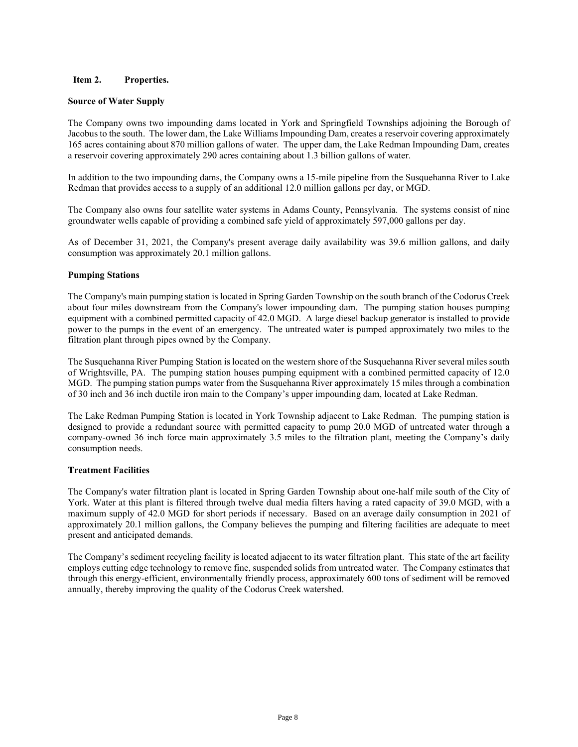## Item 2. Properties.

### Source of Water Supply

The Company owns two impounding dams located in York and Springfield Townships adjoining the Borough of Jacobus to the south. The lower dam, the Lake Williams Impounding Dam, creates a reservoir covering approximately 165 acres containing about 870 million gallons of water. The upper dam, the Lake Redman Impounding Dam, creates a reservoir covering approximately 290 acres containing about 1.3 billion gallons of water.

In addition to the two impounding dams, the Company owns a 15-mile pipeline from the Susquehanna River to Lake Redman that provides access to a supply of an additional 12.0 million gallons per day, or MGD.

The Company also owns four satellite water systems in Adams County, Pennsylvania. The systems consist of nine groundwater wells capable of providing a combined safe yield of approximately 597,000 gallons per day.

As of December 31, 2021, the Company's present average daily availability was 39.6 million gallons, and daily consumption was approximately 20.1 million gallons.

### Pumping Stations

The Company's main pumping station is located in Spring Garden Township on the south branch of the Codorus Creek about four miles downstream from the Company's lower impounding dam. The pumping station houses pumping equipment with a combined permitted capacity of 42.0 MGD. A large diesel backup generator is installed to provide power to the pumps in the event of an emergency. The untreated water is pumped approximately two miles to the filtration plant through pipes owned by the Company.

The Susquehanna River Pumping Station is located on the western shore of the Susquehanna River several miles south of Wrightsville, PA. The pumping station houses pumping equipment with a combined permitted capacity of 12.0 MGD. The pumping station pumps water from the Susquehanna River approximately 15 miles through a combination of 30 inch and 36 inch ductile iron main to the Company's upper impounding dam, located at Lake Redman.

The Lake Redman Pumping Station is located in York Township adjacent to Lake Redman. The pumping station is designed to provide a redundant source with permitted capacity to pump 20.0 MGD of untreated water through a company-owned 36 inch force main approximately 3.5 miles to the filtration plant, meeting the Company's daily consumption needs.

### Treatment Facilities

The Company's water filtration plant is located in Spring Garden Township about one-half mile south of the City of York. Water at this plant is filtered through twelve dual media filters having a rated capacity of 39.0 MGD, with a maximum supply of 42.0 MGD for short periods if necessary. Based on an average daily consumption in 2021 of approximately 20.1 million gallons, the Company believes the pumping and filtering facilities are adequate to meet present and anticipated demands.

The Company's sediment recycling facility is located adjacent to its water filtration plant. This state of the art facility employs cutting edge technology to remove fine, suspended solids from untreated water. The Company estimates that through this energy-efficient, environmentally friendly process, approximately 600 tons of sediment will be removed annually, thereby improving the quality of the Codorus Creek watershed.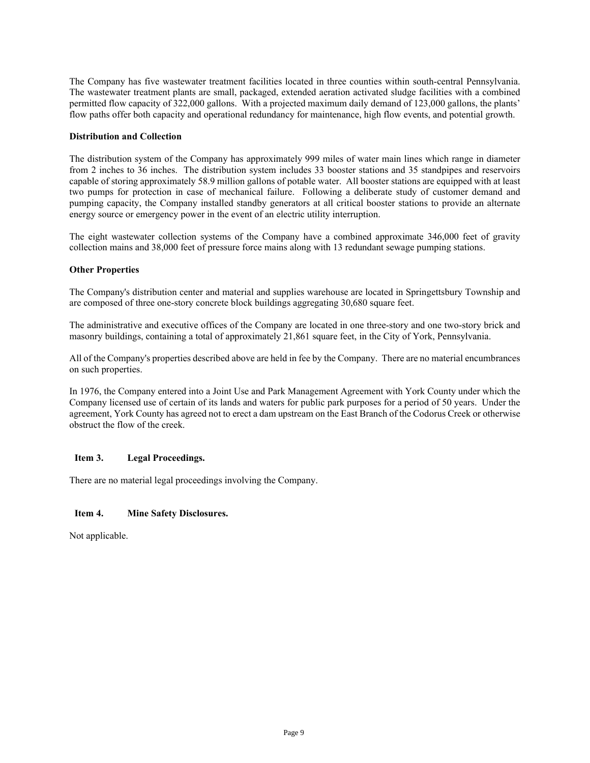The Company has five wastewater treatment facilities located in three counties within south-central Pennsylvania. The wastewater treatment plants are small, packaged, extended aeration activated sludge facilities with a combined permitted flow capacity of 322,000 gallons. With a projected maximum daily demand of 123,000 gallons, the plants' flow paths offer both capacity and operational redundancy for maintenance, high flow events, and potential growth.

**Distribution and Collection**

The distribution system of the Company has approximately 999 miles of water main lines which range in diameter from 2 inches to 36 inches. The distribution system includes 33 booster stations and 35 standpipes and reservoirs capable of storing approximately 58.9 million gallons of potable water. All booster stations are equipped with at least two pumps for protection in case of mechanical failure. Following a deliberate study of customer demand and pumping capacity, the Company installed standby generators at all critical booster stations to provide an alternate energy source or emergency power in the event of an electric utility interruption.

The eight wastewater collection systems of the Company have a combined approximate 346,000 feet of gravity collection mains and 38,000 feet of pressure force mains along with 13 redundant sewage pumping stations.

**Other Properties**

The Company's distribution center and material and supplies warehouse are located in Springettsbury Township and are composed of three one-story concrete block buildings aggregating 30,680 square feet.

The administrative and executive offices of the Company are located in one three-story and one two-story brick and masonry buildings, containing a total of approximately 21,861 square feet, in the City of York, Pennsylvania.

All of the Company's properties described above are held in fee by the Company. There are no material encumbrances on such properties.

In 1976, the Company entered into a Joint Use and Park Management Agreement with York County under which the Company licensed use of certain of its lands and waters for public park purposes for a period of 50 years. Under the agreement, York County has agreed not to erect a dam upstream on the East Branch of the Codorus Creek or otherwise obstruct the flow of the creek.

## Item 3. Legal Proceedings.

There are no material legal proceedings involving the Company.

## Item 4. Mine Safety Disclosures.

Not applicable.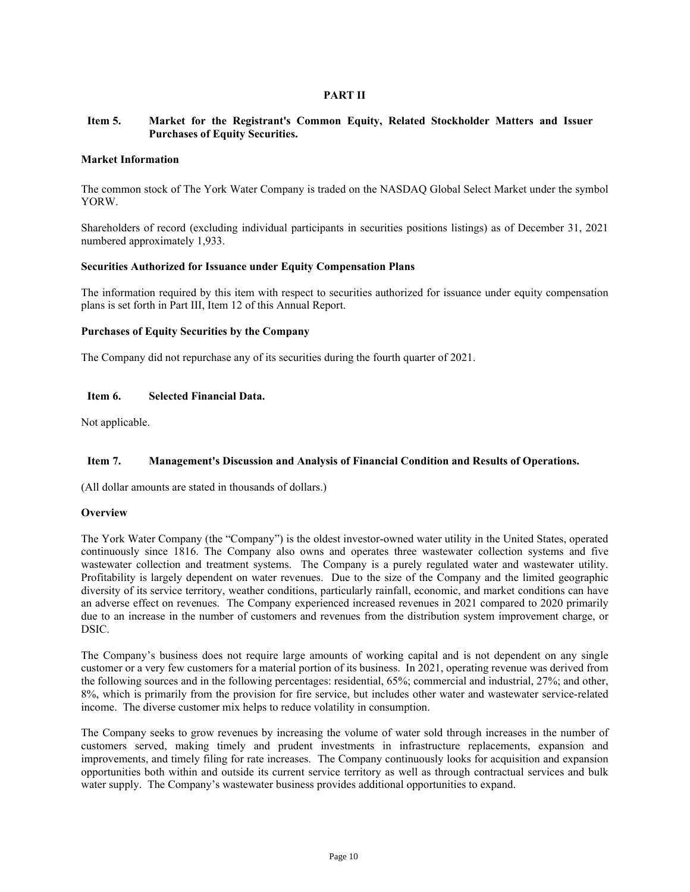# PART II

## Item 5. Market for the Registrant's Common Equity, Related Stockholder Matters and Issuer Purchases of Equity Securities.

**Market Information**

The common stock of The York Water Company is traded on the NASDAQ Global Select Market under the symbol YORW.

Shareholders of record (excluding individual participants in securities positions listings) as of December 31, 2021 numbered approximately 1,933.

**Securities Authorized for Issuance under Equity Compensation Plans**

The information required by this item with respect to securities authorized for issuance under equity compensation plans is set forth in Part III, Item 12 of this Annual Report.

**Purchases of Equity Securities by the Company**

The Company did not repurchase any of its securities during the fourth quarter of 2021.

## Item 6. Selected Financial Data.

Not applicable.

## Item 7. Management's Discussion and Analysis of Financial Condition and Results of Operations.

(All dollar amounts are stated in thousands of dollars.)

**Overview**

The York Water Company (the "Company") is the oldest investor-owned water utility in the United States, operated continuously since 1816. The Company also owns and operates three wastewater collection systems and five wastewater collection and treatment systems. The Company is a purely regulated water and wastewater utility. Profitability is largely dependent on water revenues. Due to the size of the Company and the limited geographic diversity of its service territory, weather conditions, particularly rainfall, economic, and market conditions can have an adverse effect on revenues. The Company experienced increased revenues in 2021 compared to 2020 primarily due to an increase in the number of customers and revenues from the distribution system improvement charge, or DSIC.

The Company's business does not require large amounts of working capital and is not dependent on any single customer or a very few customers for a material portion of its business. In 2021, operating revenue was derived from the following sources and in the following percentages: residential, 65%; commercial and industrial, 27%; and other, 8%, which is primarily from the provision for fire service, but includes other water and wastewater service-related income. The diverse customer mix helps to reduce volatility in consumption.

The Company seeks to grow revenues by increasing the volume of water sold through increases in the number of customers served, making timely and prudent investments in infrastructure replacements, expansion and improvements, and timely filing for rate increases. The Company continuously looks for acquisition and expansion opportunities both within and outside its current service territory as well as through contractual services and bulk water supply. The Company's wastewater business provides additional opportunities to expand.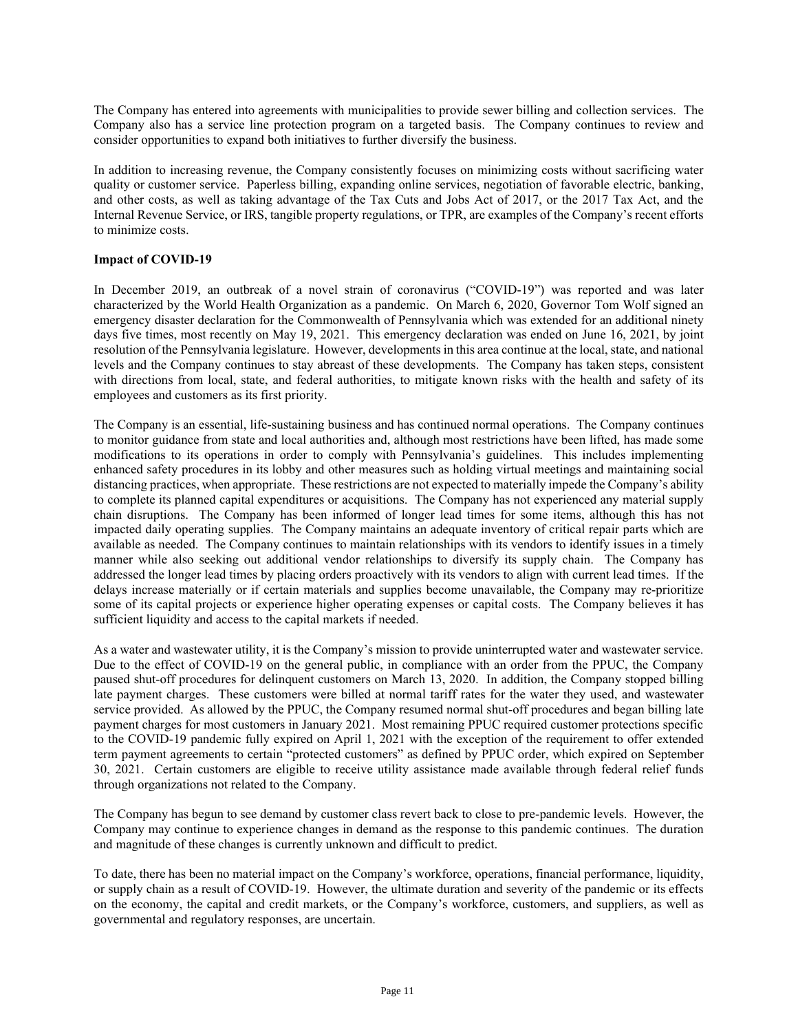The Company has entered into agreements with municipalities to provide sewer billing and collection services. The Company also has a service line protection program on a targeted basis. The Company continues to review and consider opportunities to expand both initiatives to further diversify the business.

In addition to increasing revenue, the Company consistently focuses on minimizing costs without sacrificing water quality or customer service. Paperless billing, expanding online services, negotiation of favorable electric, banking, and other costs, as well as taking advantage of the Tax Cuts and Jobs Act of 2017, or the 2017 Tax Act, and the Internal Revenue Service, or IRS, tangible property regulations, or TPR, are examples of the Company's recent efforts to minimize costs.

**Impact of COVID-19**

In December 2019, an outbreak of a novel strain of coronavirus ("COVID-19") was reported and was later characterized by the World Health Organization as a pandemic. On March 6, 2020, Governor Tom Wolf signed an emergency disaster declaration for the Commonwealth of Pennsylvania which was extended for an additional ninety days five times, most recently on May 19, 2021. This emergency declaration was ended on June 16, 2021, by joint resolution of the Pennsylvania legislature. However, developments in this area continue at the local, state, and national levels and the Company continues to stay abreast of these developments. The Company has taken steps, consistent with directions from local, state, and federal authorities, to mitigate known risks with the health and safety of its employees and customers as its first priority.

The Company is an essential, life-sustaining business and has continued normal operations. The Company continues to monitor guidance from state and local authorities and, although most restrictions have been lifted, has made some modifications to its operations in order to comply with Pennsylvania's guidelines. This includes implementing enhanced safety procedures in its lobby and other measures such as holding virtual meetings and maintaining social distancing practices, when appropriate. These restrictions are not expected to materially impede the Company's ability to complete its planned capital expenditures or acquisitions. The Company has not experienced any material supply chain disruptions. The Company has been informed of longer lead times for some items, although this has not impacted daily operating supplies. The Company maintains an adequate inventory of critical repair parts which are available as needed. The Company continues to maintain relationships with its vendors to identify issues in a timely manner while also seeking out additional vendor relationships to diversify its supply chain. The Company has addressed the longer lead times by placing orders proactively with its vendors to align with current lead times. If the delays increase materially or if certain materials and supplies become unavailable, the Company may re-prioritize some of its capital projects or experience higher operating expenses or capital costs. The Company believes it has sufficient liquidity and access to the capital markets if needed.

As a water and wastewater utility, it is the Company's mission to provide uninterrupted water and wastewater service. Due to the effect of COVID-19 on the general public, in compliance with an order from the PPUC, the Company paused shut-off procedures for delinquent customers on March 13, 2020. In addition, the Company stopped billing late payment charges. These customers were billed at normal tariff rates for the water they used, and wastewater service provided. As allowed by the PPUC, the Company resumed normal shut-off procedures and began billing late payment charges for most customers in January 2021. Most remaining PPUC required customer protections specific to the COVID-19 pandemic fully expired on April 1, 2021 with the exception of the requirement to offer extended term payment agreements to certain "protected customers" as defined by PPUC order, which expired on September 30, 2021. Certain customers are eligible to receive utility assistance made available through federal relief funds through organizations not related to the Company.

The Company has begun to see demand by customer class revert back to close to pre-pandemic levels. However, the Company may continue to experience changes in demand as the response to this pandemic continues. The duration and magnitude of these changes is currently unknown and difficult to predict.

To date, there has been no material impact on the Company's workforce, operations, financial performance, liquidity, or supply chain as a result of COVID-19. However, the ultimate duration and severity of the pandemic or its effects on the economy, the capital and credit markets, or the Company's workforce, customers, and suppliers, as well as governmental and regulatory responses, are uncertain.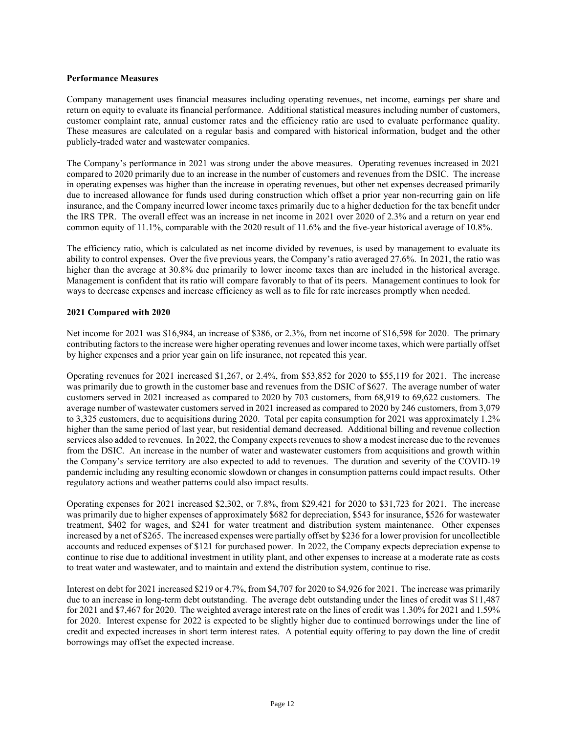**Performance Measures**

Company management uses financial measures including operating revenues, net income, earnings per share and return on equity to evaluate its financial performance. Additional statistical measures including number of customers, customer complaint rate, annual customer rates and the efficiency ratio are used to evaluate performance quality. These measures are calculated on a regular basis and compared with historical information, budget and the other publicly-traded water and wastewater companies.

The Company's performance in 2021 was strong under the above measures. Operating revenues increased in 2021 compared to 2020 primarily due to an increase in the number of customers and revenues from the DSIC. The increase in operating expenses was higher than the increase in operating revenues, but other net expenses decreased primarily due to increased allowance for funds used during construction which offset a prior year non-recurring gain on life insurance, and the Company incurred lower income taxes primarily due to a higher deduction for the tax benefit under the IRS TPR. The overall effect was an increase in net income in 2021 over 2020 of 2.3% and a return on year end common equity of 11.1%, comparable with the 2020 result of 11.6% and the five-year historical average of 10.8%.

The efficiency ratio, which is calculated as net income divided by revenues, is used by management to evaluate its ability to control expenses. Over the five previous years, the Company's ratio averaged 27.6%. In 2021, the ratio was higher than the average at 30.8% due primarily to lower income taxes than are included in the historical average. Management is confident that its ratio will compare favorably to that of its peers. Management continues to look for ways to decrease expenses and increase efficiency as well as to file for rate increases promptly when needed.

**2021 Compared with 2020**

Net income for 2021 was $16,984, an increase of $386, or 2.3%, from net income of $16,598 for 2020. The primary contributing factors to the increase were higher operating revenues and lower income taxes, which were partially offset by higher expenses and a prior year gain on life insurance, not repeated this year.

Operating revenues for 2021 increased $1,267, or 2.4%, from $53,852 for 2020 to $55,119 for 2021. The increase was primarily due to growth in the customer base and revenues from the DSIC of $627. The average number of water customers served in 2021 increased as compared to 2020 by 703 customers, from 68,919 to 69,622 customers. The average number of wastewater customers served in 2021 increased as compared to 2020 by 246 customers, from 3,079 to 3,325 customers, due to acquisitions during 2020. Total per capita consumption for 2021 was approximately 1.2% higher than the same period of last year, but residential demand decreased. Additional billing and revenue collection services also added to revenues. In 2022, the Company expects revenues to show a modest increase due to the revenues from the DSIC. An increase in the number of water and wastewater customers from acquisitions and growth within the Company's service territory are also expected to add to revenues. The duration and severity of the COVID-19 pandemic including any resulting economic slowdown or changes in consumption patterns could impact results. Other regulatory actions and weather patterns could also impact results.

Operating expenses for 2021 increased $2,302, or 7.8%, from $29,421 for 2020 to $31,723 for 2021. The increase was primarily due to higher expenses of approximately $682 for depreciation, $543 for insurance, $526 for wastewater treatment, $402 for wages, and $241 for water treatment and distribution system maintenance. Other expenses increased by a net of $265. The increased expenses were partially offset by $236 for a lower provision for uncollectible accounts and reduced expenses of $121 for purchased power. In 2022, the Company expects depreciation expense to continue to rise due to additional investment in utility plant, and other expenses to increase at a moderate rate as costs to treat water and wastewater, and to maintain and extend the distribution system, continue to rise.

Interest on debt for 2021 increased $219 or 4.7%, from $4,707 for 2020 to $4,926 for 2021. The increase was primarily due to an increase in long-term debt outstanding. The average debt outstanding under the lines of credit was $11,487 for 2021 and $7,467 for 2020. The weighted average interest rate on the lines of credit was 1.30% for 2021 and 1.59% for 2020. Interest expense for 2022 is expected to be slightly higher due to continued borrowings under the line of credit and expected increases in short term interest rates. A potential equity offering to pay down the line of credit borrowings may offset the expected increase.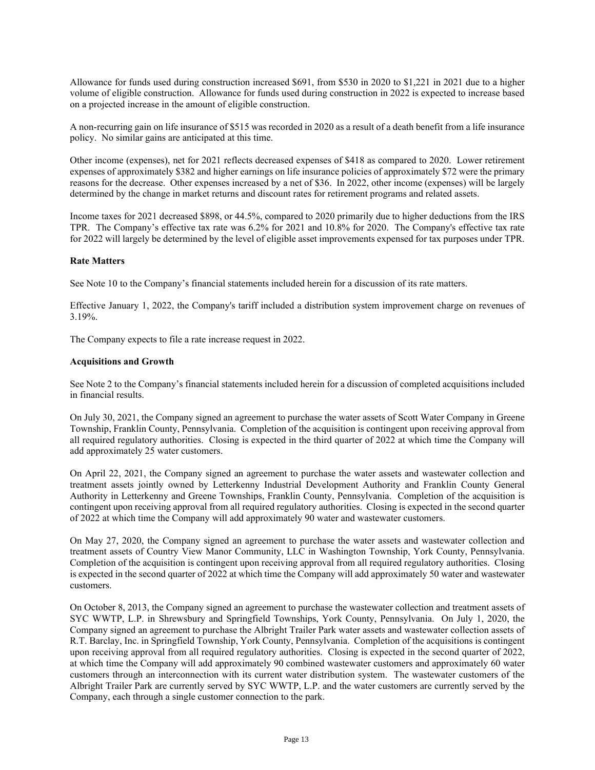Allowance for funds used during construction increased $691, from $530 in 2020 to $1,221 in 2021 due to a higher volume of eligible construction. Allowance for funds used during construction in 2022 is expected to increase based on a projected increase in the amount of eligible construction.

A non-recurring gain on life insurance of $515 was recorded in 2020 as a result of a death benefit from a life insurance policy. No similar gains are anticipated at this time.

Other income (expenses), net for 2021 reflects decreased expenses of $418 as compared to 2020. Lower retirement expenses of approximately $382 and higher earnings on life insurance policies of approximately $72 were the primary reasons for the decrease. Other expenses increased by a net of $36. In 2022, other income (expenses) will be largely determined by the change in market returns and discount rates for retirement programs and related assets.

Income taxes for 2021 decreased $898, or 44.5%, compared to 2020 primarily due to higher deductions from the IRS TPR. The Company's effective tax rate was 6.2% for 2021 and 10.8% for 2020. The Company's effective tax rate for 2022 will largely be determined by the level of eligible asset improvements expensed for tax purposes under TPR.

**Rate Matters**

See Note 10 to the Company's financial statements included herein for a discussion of its rate matters.

Effective January 1, 2022, the Company's tariff included a distribution system improvement charge on revenues of 3.19%.

The Company expects to file a rate increase request in 2022.

**Acquisitions and Growth**

See Note 2 to the Company's financial statements included herein for a discussion of completed acquisitions included in financial results.

On July 30, 2021, the Company signed an agreement to purchase the water assets of Scott Water Company in Greene Township, Franklin County, Pennsylvania. Completion of the acquisition is contingent upon receiving approval from all required regulatory authorities. Closing is expected in the third quarter of 2022 at which time the Company will add approximately 25 water customers.

On April 22, 2021, the Company signed an agreement to purchase the water assets and wastewater collection and treatment assets jointly owned by Letterkenny Industrial Development Authority and Franklin County General Authority in Letterkenny and Greene Townships, Franklin County, Pennsylvania. Completion of the acquisition is contingent upon receiving approval from all required regulatory authorities. Closing is expected in the second quarter of 2022 at which time the Company will add approximately 90 water and wastewater customers.

On May 27, 2020, the Company signed an agreement to purchase the water assets and wastewater collection and treatment assets of Country View Manor Community, LLC in Washington Township, York County, Pennsylvania. Completion of the acquisition is contingent upon receiving approval from all required regulatory authorities. Closing is expected in the second quarter of 2022 at which time the Company will add approximately 50 water and wastewater customers.

On October 8, 2013, the Company signed an agreement to purchase the wastewater collection and treatment assets of SYC WWTP, L.P. in Shrewsbury and Springfield Townships, York County, Pennsylvania. On July 1, 2020, the Company signed an agreement to purchase the Albright Trailer Park water assets and wastewater collection assets of R.T. Barclay, Inc. in Springfield Township, York County, Pennsylvania. Completion of the acquisitions is contingent upon receiving approval from all required regulatory authorities. Closing is expected in the second quarter of 2022, at which time the Company will add approximately 90 combined wastewater customers and approximately 60 water customers through an interconnection with its current water distribution system. The wastewater customers of the Albright Trailer Park are currently served by SYC WWTP, L.P. and the water customers are currently served by the Company, each through a single customer connection to the park.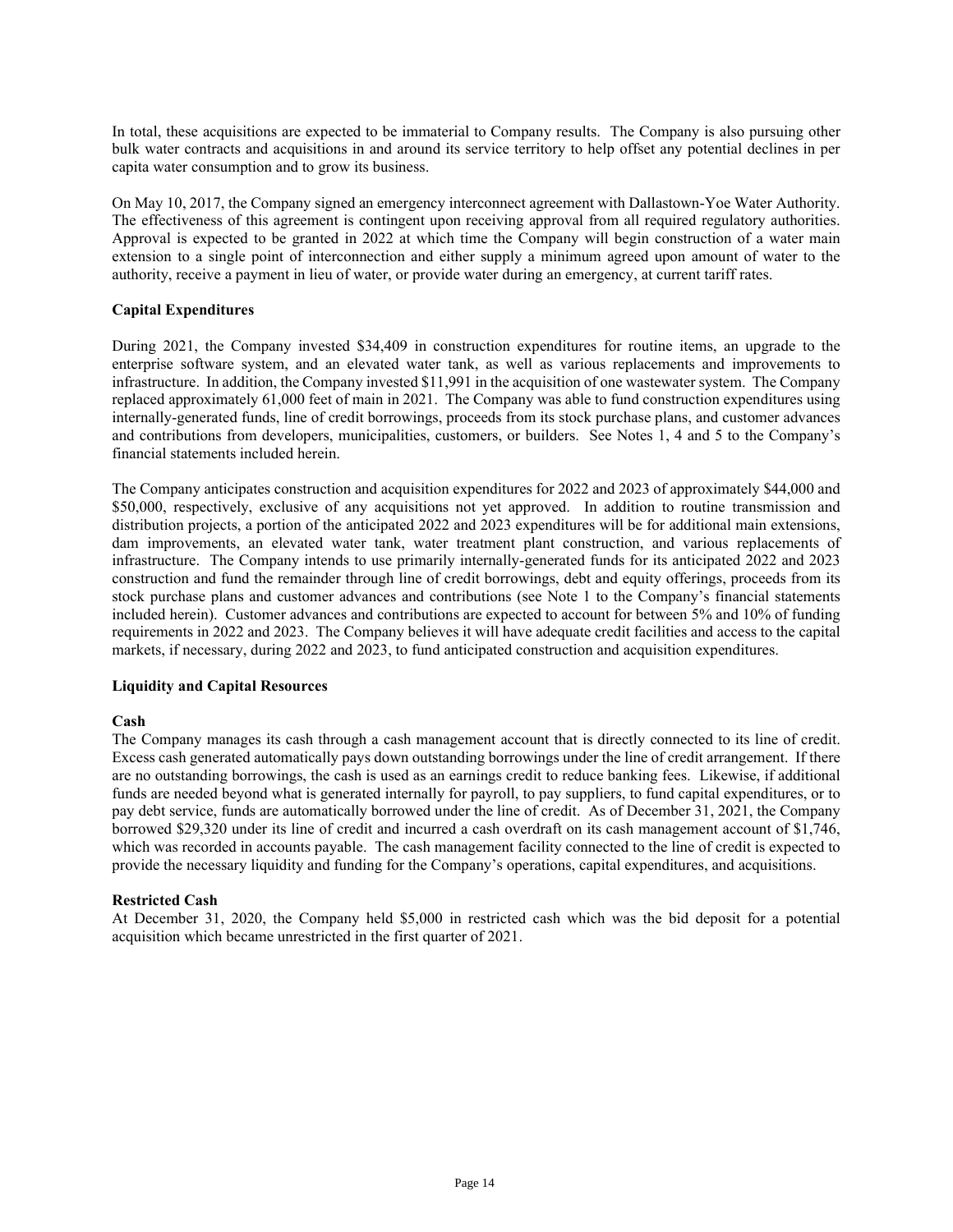In total, these acquisitions are expected to be immaterial to Company results. The Company is also pursuing other bulk water contracts and acquisitions in and around its service territory to help offset any potential declines in per capita water consumption and to grow its business.

On May 10, 2017, the Company signed an emergency interconnect agreement with Dallastown-Yoe Water Authority. The effectiveness of this agreement is contingent upon receiving approval from all required regulatory authorities. Approval is expected to be granted in 2022 at which time the Company will begin construction of a water main extension to a single point of interconnection and either supply a minimum agreed upon amount of water to the authority, receive a payment in lieu of water, or provide water during an emergency, at current tariff rates.

**Capital Expenditures**

During 2021, the Company invested $34,409 in construction expenditures for routine items, an upgrade to the enterprise software system, and an elevated water tank, as well as various replacements and improvements to infrastructure. In addition, the Company invested $11,991 in the acquisition of one wastewater system. The Company replaced approximately 61,000 feet of main in 2021. The Company was able to fund construction expenditures using internally-generated funds, line of credit borrowings, proceeds from its stock purchase plans, and customer advances and contributions from developers, municipalities, customers, or builders. See Notes 1, 4 and 5 to the Company's financial statements included herein.

The Company anticipates construction and acquisition expenditures for 2022 and 2023 of approximately $44,000 and $50,000, respectively, exclusive of any acquisitions not yet approved. In addition to routine transmission and distribution projects, a portion of the anticipated 2022 and 2023 expenditures will be for additional main extensions, dam improvements, an elevated water tank, water treatment plant construction, and various replacements of infrastructure. The Company intends to use primarily internally-generated funds for its anticipated 2022 and 2023 construction and fund the remainder through line of credit borrowings, debt and equity offerings, proceeds from its stock purchase plans and customer advances and contributions (see Note 1 to the Company's financial statements included herein). Customer advances and contributions are expected to account for between 5% and 10% of funding requirements in 2022 and 2023. The Company believes it will have adequate credit facilities and access to the capital markets, if necessary, during 2022 and 2023, to fund anticipated construction and acquisition expenditures.

**Liquidity and Capital Resources**

**Cash**

The Company manages its cash through a cash management account that is directly connected to its line of credit. Excess cash generated automatically pays down outstanding borrowings under the line of credit arrangement. If there are no outstanding borrowings, the cash is used as an earnings credit to reduce banking fees. Likewise, if additional funds are needed beyond what is generated internally for payroll, to pay suppliers, to fund capital expenditures, or to pay debt service, funds are automatically borrowed under the line of credit. As of December 31, 2021, the Company borrowed $29,320 under its line of credit and incurred a cash overdraft on its cash management account of $1,746, which was recorded in accounts payable. The cash management facility connected to the line of credit is expected to provide the necessary liquidity and funding for the Company's operations, capital expenditures, and acquisitions.

**Restricted Cash**

At December 31, 2020, the Company held $5,000 in restricted cash which was the bid deposit for a potential acquisition which became unrestricted in the first quarter of 2021.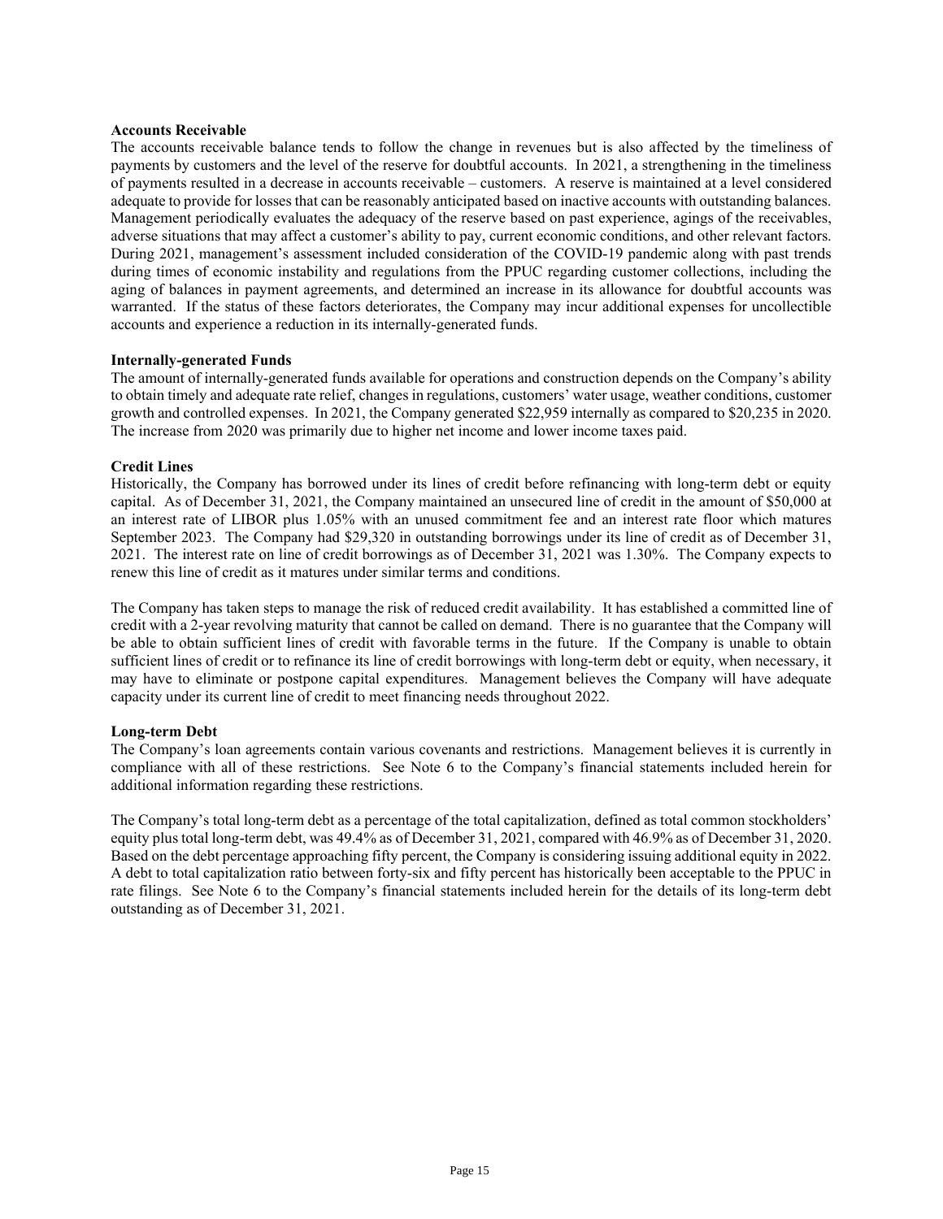**Accounts Receivable**

The accounts receivable balance tends to follow the change in revenues but is also affected by the timeliness of payments by customers and the level of the reserve for doubtful accounts. In 2021, a strengthening in the timeliness of payments resulted in a decrease in accounts receivable – customers. A reserve is maintained at a level considered adequate to provide for losses that can be reasonably anticipated based on inactive accounts with outstanding balances. Management periodically evaluates the adequacy of the reserve based on past experience, agings of the receivables, adverse situations that may affect a customer's ability to pay, current economic conditions, and other relevant factors. During 2021, management's assessment included consideration of the COVID-19 pandemic along with past trends during times of economic instability and regulations from the PPUC regarding customer collections, including the aging of balances in payment agreements, and determined an increase in its allowance for doubtful accounts was warranted. If the status of these factors deteriorates, the Company may incur additional expenses for uncollectible accounts and experience a reduction in its internally-generated funds.

**Internally-generated Funds**

The amount of internally-generated funds available for operations and construction depends on the Company's ability to obtain timely and adequate rate relief, changes in regulations, customers' water usage, weather conditions, customer growth and controlled expenses. In 2021, the Company generated $22,959 internally as compared to $20,235 in 2020. The increase from 2020 was primarily due to higher net income and lower income taxes paid.

**Credit Lines**

Historically, the Company has borrowed under its lines of credit before refinancing with long-term debt or equity capital. As of December 31, 2021, the Company maintained an unsecured line of credit in the amount of $50,000 at an interest rate of LIBOR plus 1.05% with an unused commitment fee and an interest rate floor which matures September 2023. The Company had $29,320 in outstanding borrowings under its line of credit as of December 31, 2021. The interest rate on line of credit borrowings as of December 31, 2021 was 1.30%. The Company expects to renew this line of credit as it matures under similar terms and conditions.

The Company has taken steps to manage the risk of reduced credit availability. It has established a committed line of credit with a 2-year revolving maturity that cannot be called on demand. There is no guarantee that the Company will be able to obtain sufficient lines of credit with favorable terms in the future. If the Company is unable to obtain sufficient lines of credit or to refinance its line of credit borrowings with long-term debt or equity, when necessary, it may have to eliminate or postpone capital expenditures. Management believes the Company will have adequate capacity under its current line of credit to meet financing needs throughout 2022.

**Long-term Debt**

The Company's loan agreements contain various covenants and restrictions. Management believes it is currently in compliance with all of these restrictions. See Note 6 to the Company's financial statements included herein for additional information regarding these restrictions.

The Company's total long-term debt as a percentage of the total capitalization, defined as total common stockholders' equity plus total long-term debt, was 49.4% as of December 31, 2021, compared with 46.9% as of December 31, 2020. Based on the debt percentage approaching fifty percent, the Company is considering issuing additional equity in 2022. A debt to total capitalization ratio between forty-six and fifty percent has historically been acceptable to the PPUC in rate filings. See Note 6 to the Company's financial statements included herein for the details of its long-term debt outstanding as of December 31, 2021.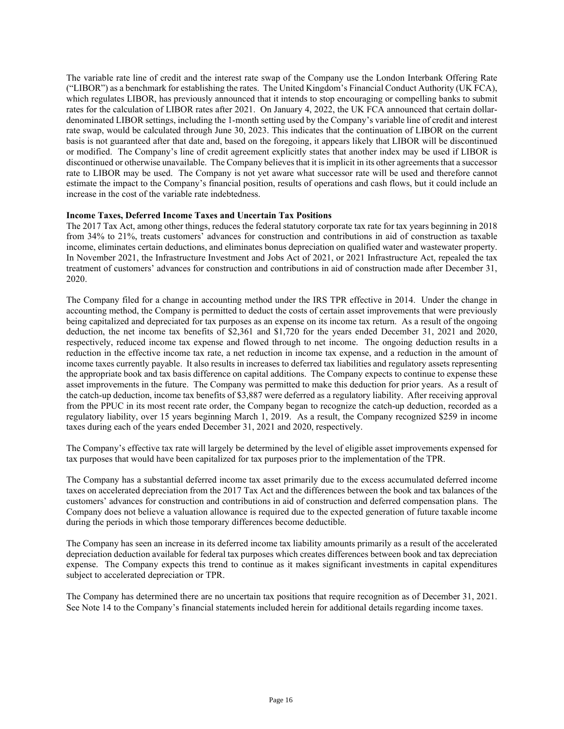The variable rate line of credit and the interest rate swap of the Company use the London Interbank Offering Rate ("LIBOR") as a benchmark for establishing the rates. The United Kingdom's Financial Conduct Authority (UK FCA), which regulates LIBOR, has previously announced that it intends to stop encouraging or compelling banks to submit rates for the calculation of LIBOR rates after 2021. On January 4, 2022, the UK FCA announced that certain dollar-denominated LIBOR settings, including the 1-month setting used by the Company's variable line of credit and interest rate swap, would be calculated through June 30, 2023. This indicates that the continuation of LIBOR on the current basis is not guaranteed after that date and, based on the foregoing, it appears likely that LIBOR will be discontinued or modified. The Company's line of credit agreement explicitly states that another index may be used if LIBOR is discontinued or otherwise unavailable. The Company believes that it is implicit in its other agreements that a successor rate to LIBOR may be used. The Company is not yet aware what successor rate will be used and therefore cannot estimate the impact to the Company's financial position, results of operations and cash flows, but it could include an increase in the cost of the variable rate indebtedness.

**Income Taxes, Deferred Income Taxes and Uncertain Tax Positions**

The 2017 Tax Act, among other things, reduces the federal statutory corporate tax rate for tax years beginning in 2018 from 34% to 21%, treats customers' advances for construction and contributions in aid of construction as taxable income, eliminates certain deductions, and eliminates bonus depreciation on qualified water and wastewater property. In November 2021, the Infrastructure Investment and Jobs Act of 2021, or 2021 Infrastructure Act, repealed the tax treatment of customers' advances for construction and contributions in aid of construction made after December 31, 2020.

The Company filed for a change in accounting method under the IRS TPR effective in 2014. Under the change in accounting method, the Company is permitted to deduct the costs of certain asset improvements that were previously being capitalized and depreciated for tax purposes as an expense on its income tax return. As a result of the ongoing deduction, the net income tax benefits of $2,361 and $1,720 for the years ended December 31, 2021 and 2020, respectively, reduced income tax expense and flowed through to net income. The ongoing deduction results in a reduction in the effective income tax rate, a net reduction in income tax expense, and a reduction in the amount of income taxes currently payable. It also results in increases to deferred tax liabilities and regulatory assets representing the appropriate book and tax basis difference on capital additions. The Company expects to continue to expense these asset improvements in the future. The Company was permitted to make this deduction for prior years. As a result of the catch-up deduction, income tax benefits of $3,887 were deferred as a regulatory liability. After receiving approval from the PPUC in its most recent rate order, the Company began to recognize the catch-up deduction, recorded as a regulatory liability, over 15 years beginning March 1, 2019. As a result, the Company recognized $259 in income taxes during each of the years ended December 31, 2021 and 2020, respectively.

The Company's effective tax rate will largely be determined by the level of eligible asset improvements expensed for tax purposes that would have been capitalized for tax purposes prior to the implementation of the TPR.

The Company has a substantial deferred income tax asset primarily due to the excess accumulated deferred income taxes on accelerated depreciation from the 2017 Tax Act and the differences between the book and tax balances of the customers' advances for construction and contributions in aid of construction and deferred compensation plans. The Company does not believe a valuation allowance is required due to the expected generation of future taxable income during the periods in which those temporary differences become deductible.

The Company has seen an increase in its deferred income tax liability amounts primarily as a result of the accelerated depreciation deduction available for federal tax purposes which creates differences between book and tax depreciation expense. The Company expects this trend to continue as it makes significant investments in capital expenditures subject to accelerated depreciation or TPR.

The Company has determined there are no uncertain tax positions that require recognition as of December 31, 2021. See Note 14 to the Company's financial statements included herein for additional details regarding income taxes.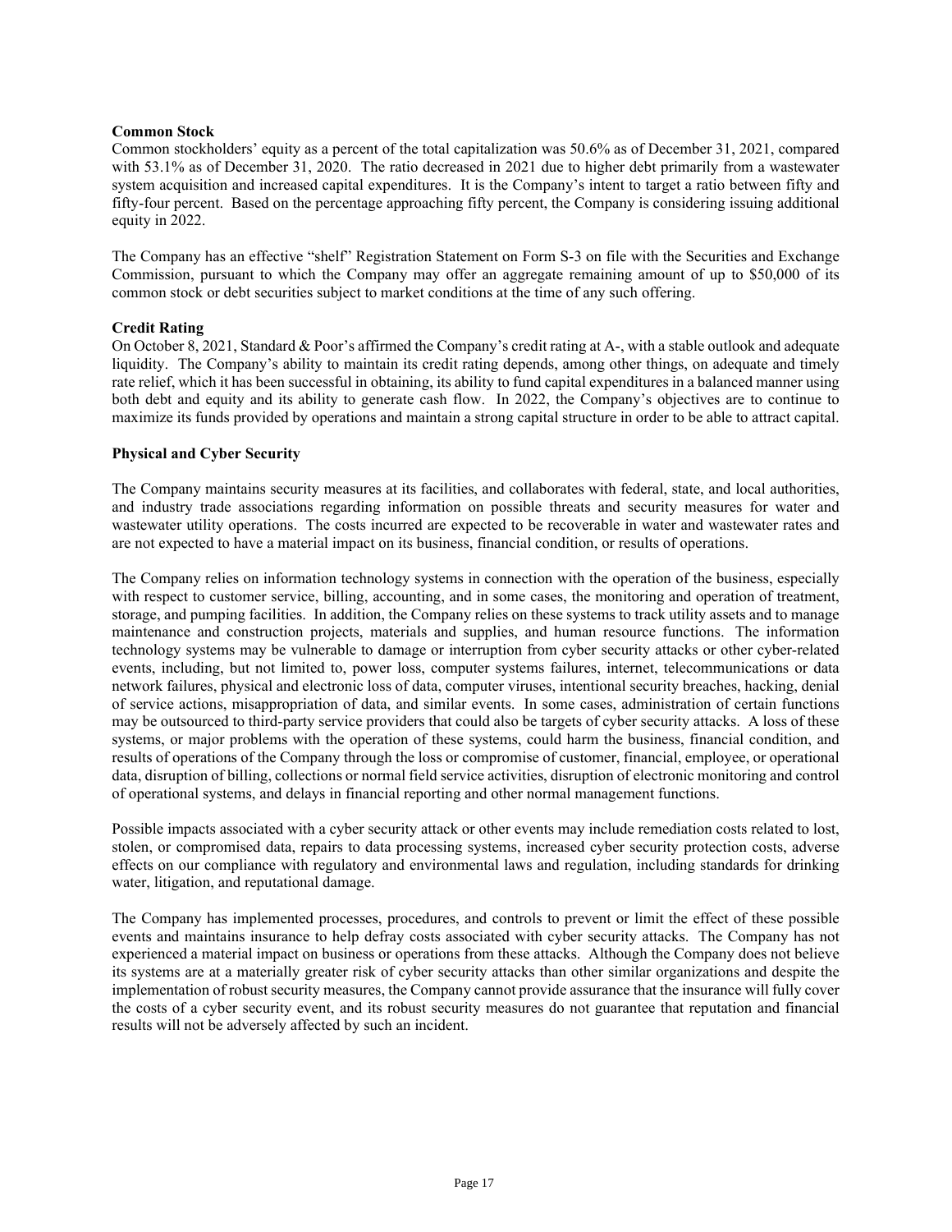**Common Stock**

Common stockholders' equity as a percent of the total capitalization was 50.6% as of December 31, 2021, compared with 53.1% as of December 31, 2020. The ratio decreased in 2021 due to higher debt primarily from a wastewater system acquisition and increased capital expenditures. It is the Company's intent to target a ratio between fifty and fifty-four percent. Based on the percentage approaching fifty percent, the Company is considering issuing additional equity in 2022.

The Company has an effective "shelf" Registration Statement on Form S-3 on file with the Securities and Exchange Commission, pursuant to which the Company may offer an aggregate remaining amount of up to $50,000 of its common stock or debt securities subject to market conditions at the time of any such offering.

**Credit Rating**

On October 8, 2021, Standard & Poor's affirmed the Company's credit rating at A-, with a stable outlook and adequate liquidity. The Company's ability to maintain its credit rating depends, among other things, on adequate and timely rate relief, which it has been successful in obtaining, its ability to fund capital expenditures in a balanced manner using both debt and equity and its ability to generate cash flow. In 2022, the Company's objectives are to continue to maximize its funds provided by operations and maintain a strong capital structure in order to be able to attract capital.

**Physical and Cyber Security**

The Company maintains security measures at its facilities, and collaborates with federal, state, and local authorities, and industry trade associations regarding information on possible threats and security measures for water and wastewater utility operations. The costs incurred are expected to be recoverable in water and wastewater rates and are not expected to have a material impact on its business, financial condition, or results of operations.

The Company relies on information technology systems in connection with the operation of the business, especially with respect to customer service, billing, accounting, and in some cases, the monitoring and operation of treatment, storage, and pumping facilities. In addition, the Company relies on these systems to track utility assets and to manage maintenance and construction projects, materials and supplies, and human resource functions. The information technology systems may be vulnerable to damage or interruption from cyber security attacks or other cyber-related events, including, but not limited to, power loss, computer systems failures, internet, telecommunications or data network failures, physical and electronic loss of data, computer viruses, intentional security breaches, hacking, denial of service actions, misappropriation of data, and similar events. In some cases, administration of certain functions may be outsourced to third-party service providers that could also be targets of cyber security attacks. A loss of these systems, or major problems with the operation of these systems, could harm the business, financial condition, and results of operations of the Company through the loss or compromise of customer, financial, employee, or operational data, disruption of billing, collections or normal field service activities, disruption of electronic monitoring and control of operational systems, and delays in financial reporting and other normal management functions.

Possible impacts associated with a cyber security attack or other events may include remediation costs related to lost, stolen, or compromised data, repairs to data processing systems, increased cyber security protection costs, adverse effects on our compliance with regulatory and environmental laws and regulation, including standards for drinking water, litigation, and reputational damage.

The Company has implemented processes, procedures, and controls to prevent or limit the effect of these possible events and maintains insurance to help defray costs associated with cyber security attacks. The Company has not experienced a material impact on business or operations from these attacks. Although the Company does not believe its systems are at a materially greater risk of cyber security attacks than other similar organizations and despite the implementation of robust security measures, the Company cannot provide assurance that the insurance will fully cover the costs of a cyber security event, and its robust security measures do not guarantee that reputation and financial results will not be adversely affected by such an incident.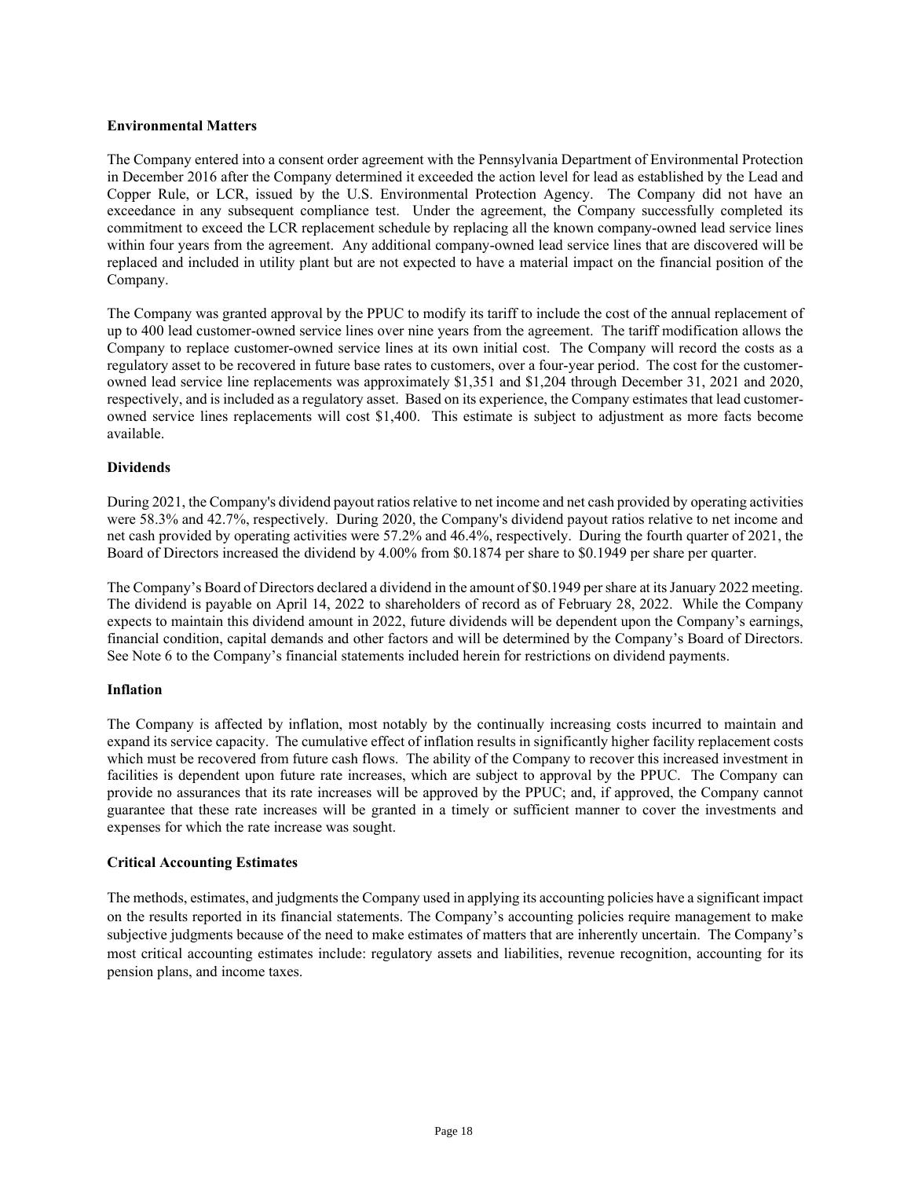**Environmental Matters**

The Company entered into a consent order agreement with the Pennsylvania Department of Environmental Protection in December 2016 after the Company determined it exceeded the action level for lead as established by the Lead and Copper Rule, or LCR, issued by the U.S. Environmental Protection Agency. The Company did not have an exceedance in any subsequent compliance test. Under the agreement, the Company successfully completed its commitment to exceed the LCR replacement schedule by replacing all the known company-owned lead service lines within four years from the agreement. Any additional company-owned lead service lines that are discovered will be replaced and included in utility plant but are not expected to have a material impact on the financial position of the Company.

The Company was granted approval by the PPUC to modify its tariff to include the cost of the annual replacement of up to 400 lead customer-owned service lines over nine years from the agreement. The tariff modification allows the Company to replace customer-owned service lines at its own initial cost. The Company will record the costs as a regulatory asset to be recovered in future base rates to customers, over a four-year period. The cost for the customer-owned lead service line replacements was approximately $1,351 and $1,204 through December 31, 2021 and 2020, respectively, and is included as a regulatory asset. Based on its experience, the Company estimates that lead customer-owned service lines replacements will cost $1,400. This estimate is subject to adjustment as more facts become available.

**Dividends**

During 2021, the Company's dividend payout ratios relative to net income and net cash provided by operating activities were 58.3% and 42.7%, respectively. During 2020, the Company's dividend payout ratios relative to net income and net cash provided by operating activities were 57.2% and 46.4%, respectively. During the fourth quarter of 2021, the Board of Directors increased the dividend by 4.00% from $0.1874 per share to $0.1949 per share per quarter.

The Company's Board of Directors declared a dividend in the amount of $0.1949 per share at its January 2022 meeting. The dividend is payable on April 14, 2022 to shareholders of record as of February 28, 2022. While the Company expects to maintain this dividend amount in 2022, future dividends will be dependent upon the Company's earnings, financial condition, capital demands and other factors and will be determined by the Company's Board of Directors. See Note 6 to the Company's financial statements included herein for restrictions on dividend payments.

**Inflation**

The Company is affected by inflation, most notably by the continually increasing costs incurred to maintain and expand its service capacity. The cumulative effect of inflation results in significantly higher facility replacement costs which must be recovered from future cash flows. The ability of the Company to recover this increased investment in facilities is dependent upon future rate increases, which are subject to approval by the PPUC. The Company can provide no assurances that its rate increases will be approved by the PPUC; and, if approved, the Company cannot guarantee that these rate increases will be granted in a timely or sufficient manner to cover the investments and expenses for which the rate increase was sought.

**Critical Accounting Estimates**

The methods, estimates, and judgments the Company used in applying its accounting policies have a significant impact on the results reported in its financial statements. The Company's accounting policies require management to make subjective judgments because of the need to make estimates of matters that are inherently uncertain. The Company's most critical accounting estimates include: regulatory assets and liabilities, revenue recognition, accounting for its pension plans, and income taxes.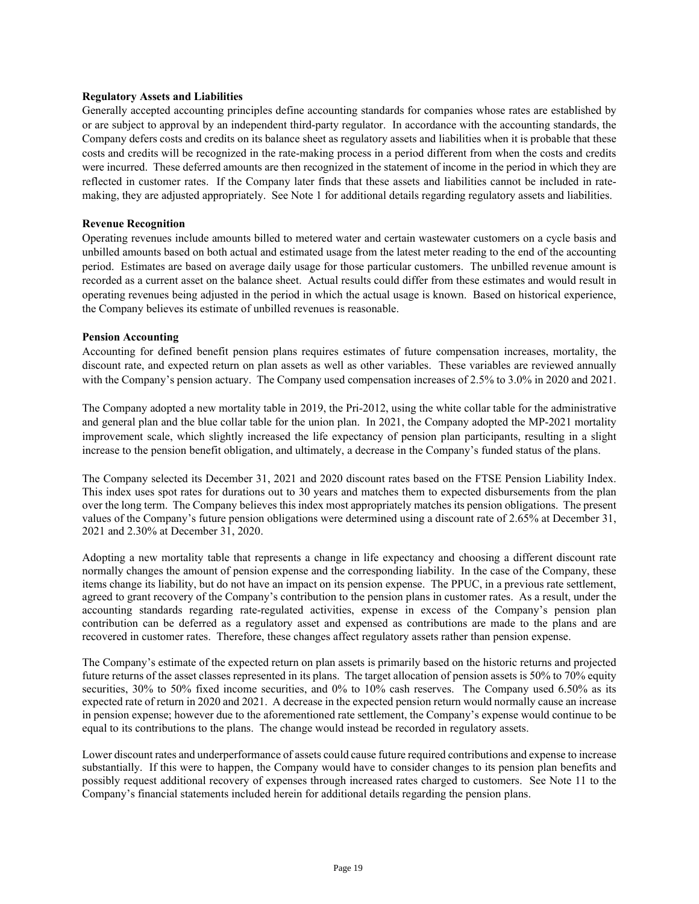**Regulatory Assets and Liabilities**

Generally accepted accounting principles define accounting standards for companies whose rates are established by or are subject to approval by an independent third-party regulator. In accordance with the accounting standards, the Company defers costs and credits on its balance sheet as regulatory assets and liabilities when it is probable that these costs and credits will be recognized in the rate-making process in a period different from when the costs and credits were incurred. These deferred amounts are then recognized in the statement of income in the period in which they are reflected in customer rates. If the Company later finds that these assets and liabilities cannot be included in rate-making, they are adjusted appropriately. See Note 1 for additional details regarding regulatory assets and liabilities.

**Revenue Recognition**

Operating revenues include amounts billed to metered water and certain wastewater customers on a cycle basis and unbilled amounts based on both actual and estimated usage from the latest meter reading to the end of the accounting period. Estimates are based on average daily usage for those particular customers. The unbilled revenue amount is recorded as a current asset on the balance sheet. Actual results could differ from these estimates and would result in operating revenues being adjusted in the period in which the actual usage is known. Based on historical experience, the Company believes its estimate of unbilled revenues is reasonable.

**Pension Accounting**

Accounting for defined benefit pension plans requires estimates of future compensation increases, mortality, the discount rate, and expected return on plan assets as well as other variables. These variables are reviewed annually with the Company's pension actuary. The Company used compensation increases of 2.5% to 3.0% in 2020 and 2021.

The Company adopted a new mortality table in 2019, the Pri-2012, using the white collar table for the administrative and general plan and the blue collar table for the union plan. In 2021, the Company adopted the MP-2021 mortality improvement scale, which slightly increased the life expectancy of pension plan participants, resulting in a slight increase to the pension benefit obligation, and ultimately, a decrease in the Company's funded status of the plans.

The Company selected its December 31, 2021 and 2020 discount rates based on the FTSE Pension Liability Index. This index uses spot rates for durations out to 30 years and matches them to expected disbursements from the plan over the long term. The Company believes this index most appropriately matches its pension obligations. The present values of the Company's future pension obligations were determined using a discount rate of 2.65% at December 31, 2021 and 2.30% at December 31, 2020.

Adopting a new mortality table that represents a change in life expectancy and choosing a different discount rate normally changes the amount of pension expense and the corresponding liability. In the case of the Company, these items change its liability, but do not have an impact on its pension expense. The PPUC, in a previous rate settlement, agreed to grant recovery of the Company's contribution to the pension plans in customer rates. As a result, under the accounting standards regarding rate-regulated activities, expense in excess of the Company's pension plan contribution can be deferred as a regulatory asset and expensed as contributions are made to the plans and are recovered in customer rates. Therefore, these changes affect regulatory assets rather than pension expense.

The Company's estimate of the expected return on plan assets is primarily based on the historic returns and projected future returns of the asset classes represented in its plans. The target allocation of pension assets is 50% to 70% equity securities, 30% to 50% fixed income securities, and 0% to 10% cash reserves. The Company used 6.50% as its expected rate of return in 2020 and 2021. A decrease in the expected pension return would normally cause an increase in pension expense; however due to the aforementioned rate settlement, the Company's expense would continue to be equal to its contributions to the plans. The change would instead be recorded in regulatory assets.

Lower discount rates and underperformance of assets could cause future required contributions and expense to increase substantially. If this were to happen, the Company would have to consider changes to its pension plan benefits and possibly request additional recovery of expenses through increased rates charged to customers. See Note 11 to the Company's financial statements included herein for additional details regarding the pension plans.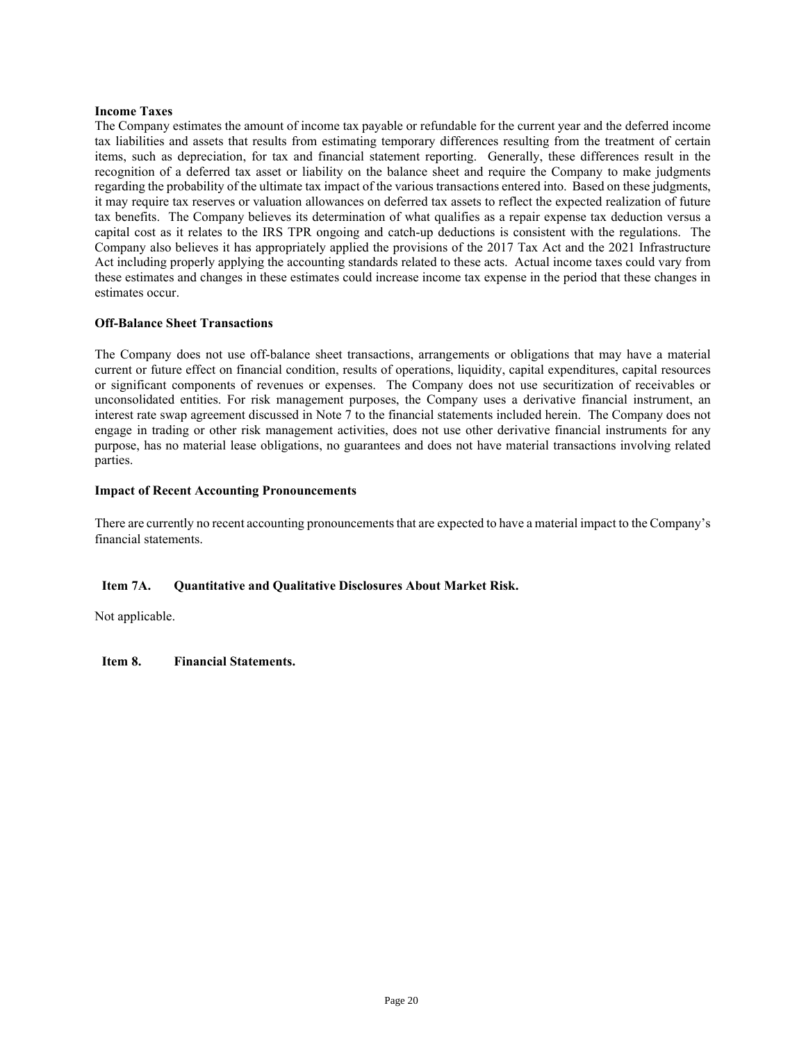**Income Taxes**

The Company estimates the amount of income tax payable or refundable for the current year and the deferred income tax liabilities and assets that results from estimating temporary differences resulting from the treatment of certain items, such as depreciation, for tax and financial statement reporting. Generally, these differences result in the recognition of a deferred tax asset or liability on the balance sheet and require the Company to make judgments regarding the probability of the ultimate tax impact of the various transactions entered into. Based on these judgments, it may require tax reserves or valuation allowances on deferred tax assets to reflect the expected realization of future tax benefits. The Company believes its determination of what qualifies as a repair expense tax deduction versus a capital cost as it relates to the IRS TPR ongoing and catch-up deductions is consistent with the regulations. The Company also believes it has appropriately applied the provisions of the 2017 Tax Act and the 2021 Infrastructure Act including properly applying the accounting standards related to these acts. Actual income taxes could vary from these estimates and changes in these estimates could increase income tax expense in the period that these changes in estimates occur.

**Off-Balance Sheet Transactions**

The Company does not use off-balance sheet transactions, arrangements or obligations that may have a material current or future effect on financial condition, results of operations, liquidity, capital expenditures, capital resources or significant components of revenues or expenses. The Company does not use securitization of receivables or unconsolidated entities. For risk management purposes, the Company uses a derivative financial instrument, an interest rate swap agreement discussed in Note 7 to the financial statements included herein. The Company does not engage in trading or other risk management activities, does not use other derivative financial instruments for any purpose, has no material lease obligations, no guarantees and does not have material transactions involving related parties.

**Impact of Recent Accounting Pronouncements**

There are currently no recent accounting pronouncements that are expected to have a material impact to the Company's financial statements.

## Item 7A. Quantitative and Qualitative Disclosures About Market Risk.

Not applicable.

## Item 8. Financial Statements.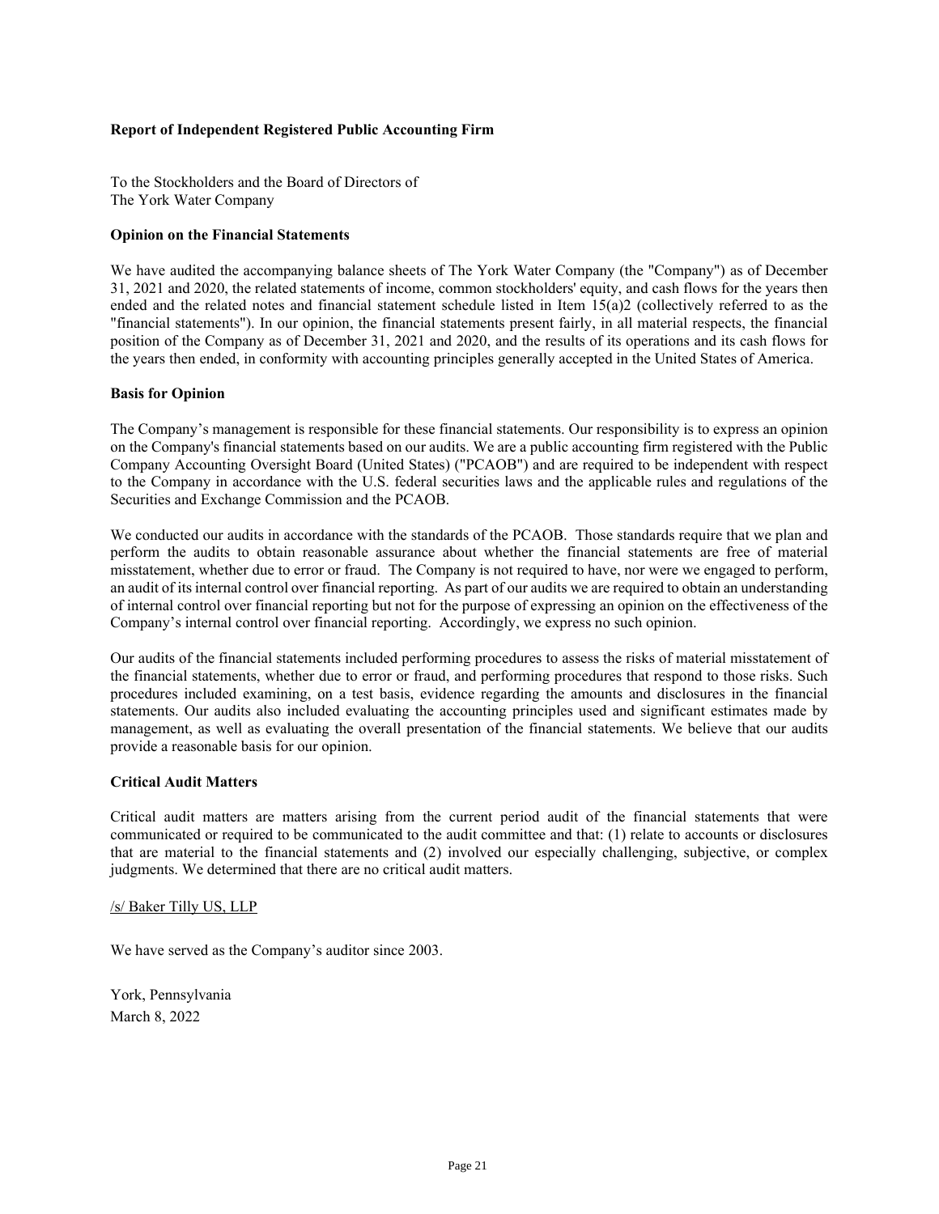**Report of Independent Registered Public Accounting Firm**

To the Stockholders and the Board of Directors of
The York Water Company

**Opinion on the Financial Statements**

We have audited the accompanying balance sheets of The York Water Company (the "Company") as of December 31, 2021 and 2020, the related statements of income, common stockholders' equity, and cash flows for the years then ended and the related notes and financial statement schedule listed in Item 15(a)2 (collectively referred to as the "financial statements"). In our opinion, the financial statements present fairly, in all material respects, the financial position of the Company as of December 31, 2021 and 2020, and the results of its operations and its cash flows for the years then ended, in conformity with accounting principles generally accepted in the United States of America.

**Basis for Opinion**

The Company's management is responsible for these financial statements. Our responsibility is to express an opinion on the Company's financial statements based on our audits. We are a public accounting firm registered with the Public Company Accounting Oversight Board (United States) ("PCAOB") and are required to be independent with respect to the Company in accordance with the U.S. federal securities laws and the applicable rules and regulations of the Securities and Exchange Commission and the PCAOB.

We conducted our audits in accordance with the standards of the PCAOB. Those standards require that we plan and perform the audits to obtain reasonable assurance about whether the financial statements are free of material misstatement, whether due to error or fraud. The Company is not required to have, nor were we engaged to perform, an audit of its internal control over financial reporting. As part of our audits we are required to obtain an understanding of internal control over financial reporting but not for the purpose of expressing an opinion on the effectiveness of the Company's internal control over financial reporting. Accordingly, we express no such opinion.

Our audits of the financial statements included performing procedures to assess the risks of material misstatement of the financial statements, whether due to error or fraud, and performing procedures that respond to those risks. Such procedures included examining, on a test basis, evidence regarding the amounts and disclosures in the financial statements. Our audits also included evaluating the accounting principles used and significant estimates made by management, as well as evaluating the overall presentation of the financial statements. We believe that our audits provide a reasonable basis for our opinion.

**Critical Audit Matters**

Critical audit matters are matters arising from the current period audit of the financial statements that were communicated or required to be communicated to the audit committee and that: (1) relate to accounts or disclosures that are material to the financial statements and (2) involved our especially challenging, subjective, or complex judgments. We determined that there are no critical audit matters.

/s/ Baker Tilly US, LLP

We have served as the Company's auditor since 2003.

York, Pennsylvania
March 8, 2022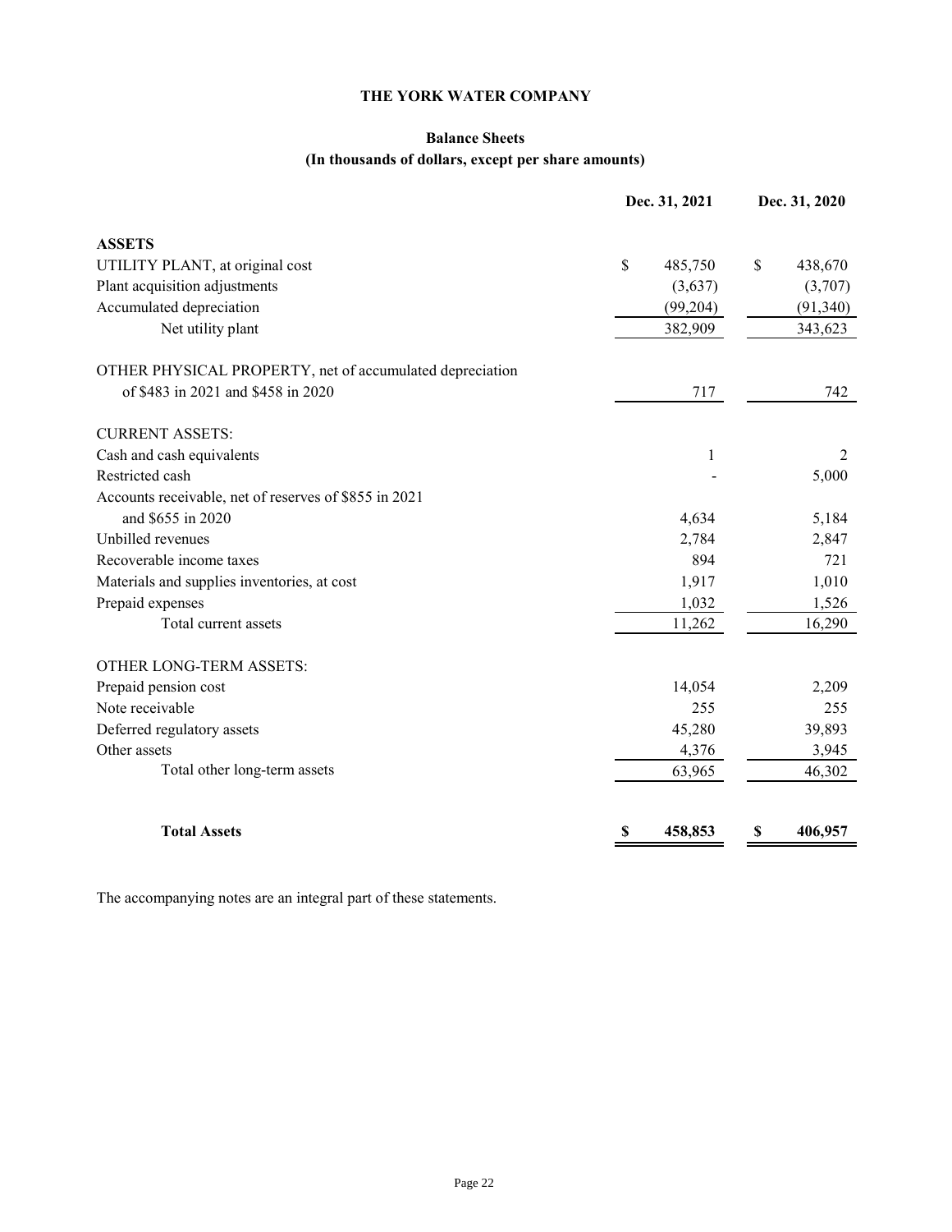# THE YORK WATER COMPANY

## Balance Sheets
### (In thousands of dollars, except per share amounts)

| | Dec. 31, 2021 | Dec. 31, 2020 |
|---|---|---|
| **ASSETS** | | |
| UTILITY PLANT, at original cost | $ 485,750 | $ 438,670 |
| Plant acquisition adjustments | (3,637) | (3,707) |
| Accumulated depreciation | (99,204) | (91,340) |
| Net utility plant | 382,909 | 343,623 |
| | | |
| OTHER PHYSICAL PROPERTY, net of accumulated depreciation of $483 in 2021 and $458 in 2020 | 717 | 742 |
| | | |
| CURRENT ASSETS: | | |
| Cash and cash equivalents | 1 | 2 |
| Restricted cash | - | 5,000 |
| Accounts receivable, net of reserves of $855 in 2021 and $655 in 2020 | 4,634 | 5,184 |
| Unbilled revenues | 2,784 | 2,847 |
| Recoverable income taxes | 894 | 721 |
| Materials and supplies inventories, at cost | 1,917 | 1,010 |
| Prepaid expenses | 1,032 | 1,526 |
| Total current assets | 11,262 | 16,290 |
| | | |
| OTHER LONG-TERM ASSETS: | | |
| Prepaid pension cost | 14,054 | 2,209 |
| Note receivable | 255 | 255 |
| Deferred regulatory assets | 45,280 | 39,893 |
| Other assets | 4,376 | 3,945 |
| Total other long-term assets | 63,965 | 46,302 |
| | | |
| **Total Assets** | **$ 458,853** | **$ 406,957** |

The accompanying notes are an integral part of these statements.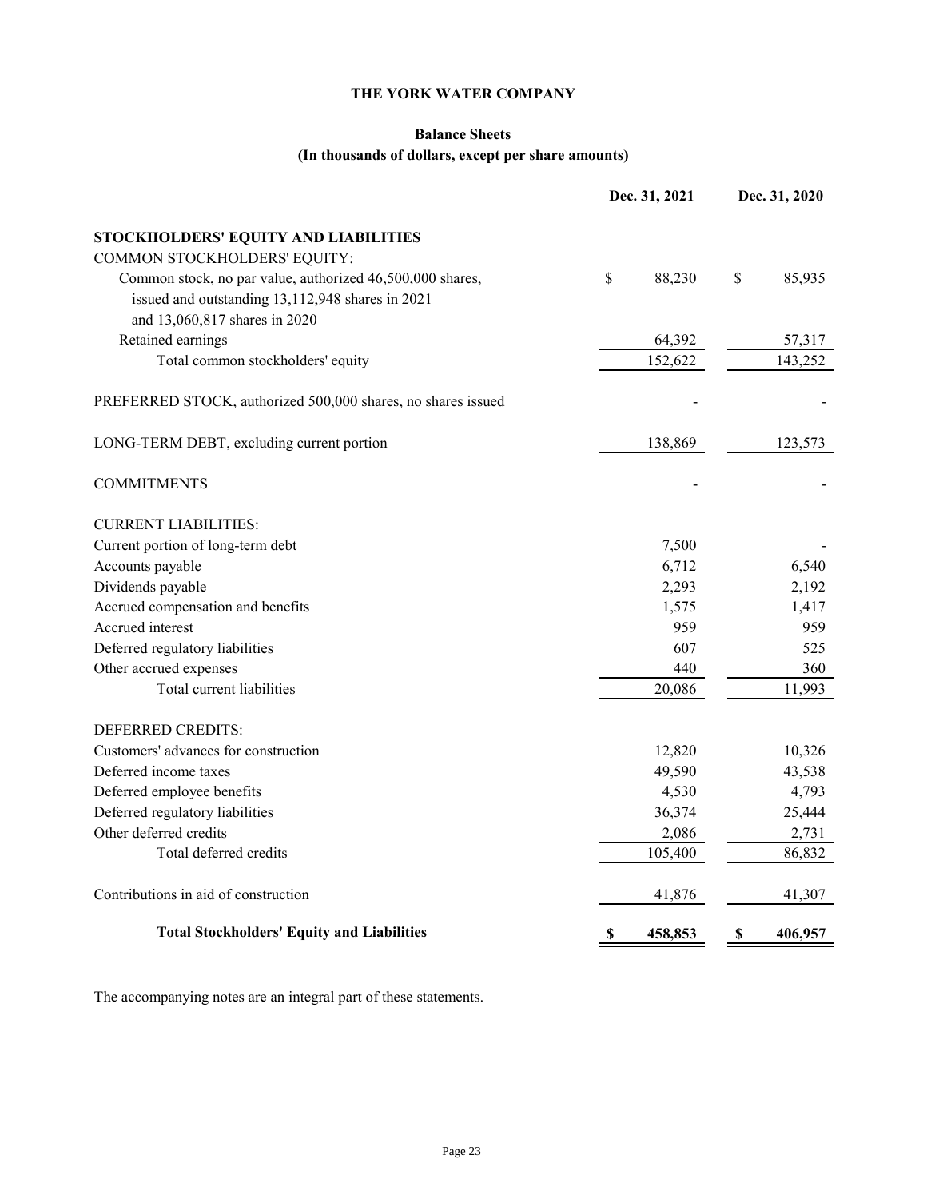# THE YORK WATER COMPANY

## Balance Sheets

### (In thousands of dollars, except per share amounts)

| | Dec. 31, 2021 | Dec. 31, 2020 |
|---|---|---|
| **STOCKHOLDERS' EQUITY AND LIABILITIES** | | |
| COMMON STOCKHOLDERS' EQUITY: | | |
| Common stock, no par value, authorized 46,500,000 shares, issued and outstanding 13,112,948 shares in 2021 and 13,060,817 shares in 2020 | $ 88,230 | $ 85,935 |
| Retained earnings | 64,392 | 57,317 |
| Total common stockholders' equity | 152,622 | 143,252 |
| | | |
| PREFERRED STOCK, authorized 500,000 shares, no shares issued | - | - |
| | | |
| LONG-TERM DEBT, excluding current portion | 138,869 | 123,573 |
| | | |
| COMMITMENTS | - | - |
| | | |
| CURRENT LIABILITIES: | | |
| Current portion of long-term debt | 7,500 | - |
| Accounts payable | 6,712 | 6,540 |
| Dividends payable | 2,293 | 2,192 |
| Accrued compensation and benefits | 1,575 | 1,417 |
| Accrued interest | 959 | 959 |
| Deferred regulatory liabilities | 607 | 525 |
| Other accrued expenses | 440 | 360 |
| Total current liabilities | 20,086 | 11,993 |
| | | |
| DEFERRED CREDITS: | | |
| Customers' advances for construction | 12,820 | 10,326 |
| Deferred income taxes | 49,590 | 43,538 |
| Deferred employee benefits | 4,530 | 4,793 |
| Deferred regulatory liabilities | 36,374 | 25,444 |
| Other deferred credits | 2,086 | 2,731 |
| Total deferred credits | 105,400 | 86,832 |
| | | |
| Contributions in aid of construction | 41,876 | 41,307 |
| | | |
| **Total Stockholders' Equity and Liabilities** | **$ 458,853** | **$ 406,957** |

The accompanying notes are an integral part of these statements.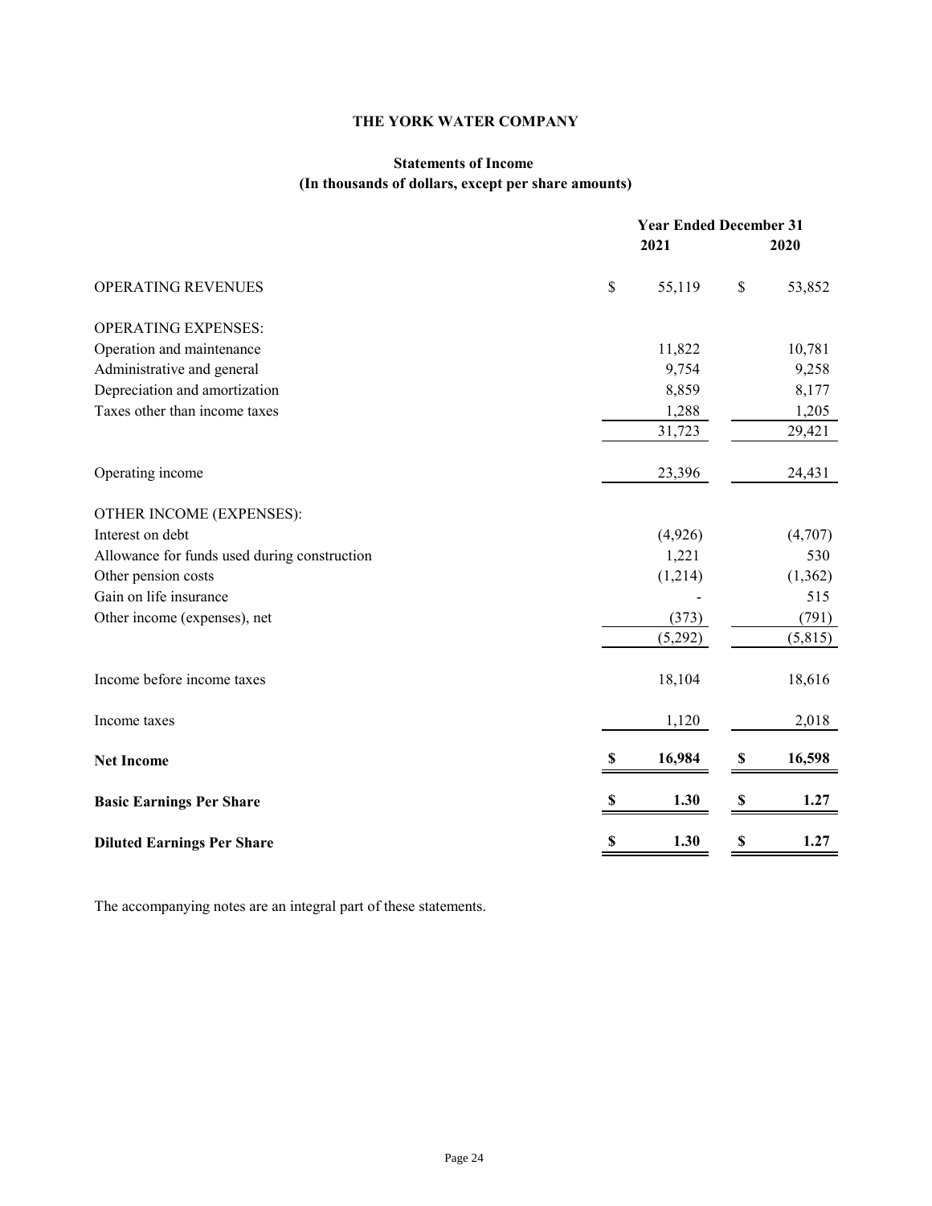# THE YORK WATER COMPANY

## Statements of Income
### (In thousands of dollars, except per share amounts)

| | Year Ended December 31 | |
|---|---|---|
| | 2021 | 2020 |
| OPERATING REVENUES | $ 55,119 | $ 53,852 |
| OPERATING EXPENSES: | | |
| Operation and maintenance | 11,822 | 10,781 |
| Administrative and general | 9,754 | 9,258 |
| Depreciation and amortization | 8,859 | 8,177 |
| Taxes other than income taxes | 1,288 | 1,205 |
| | 31,723 | 29,421 |
| Operating income | 23,396 | 24,431 |
| OTHER INCOME (EXPENSES): | | |
| Interest on debt | (4,926) | (4,707) |
| Allowance for funds used during construction | 1,221 | 530 |
| Other pension costs | (1,214) | (1,362) |
| Gain on life insurance | - | 515 |
| Other income (expenses), net | (373) | (791) |
| | (5,292) | (5,815) |
| Income before income taxes | 18,104 | 18,616 |
| Income taxes | 1,120 | 2,018 |
| **Net Income** | **$ 16,984** | **$ 16,598** |
| **Basic Earnings Per Share** | **$ 1.30** | **$ 1.27** |
| **Diluted Earnings Per Share** | **$ 1.30** | **$ 1.27** |

The accompanying notes are an integral part of these statements.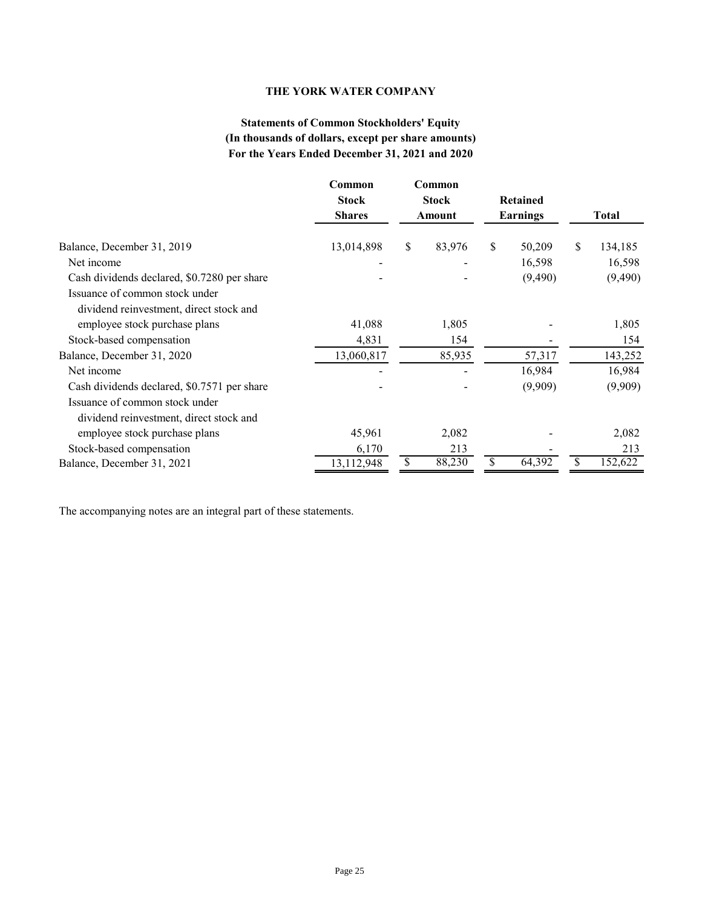# THE YORK WATER COMPANY

## Statements of Common Stockholders' Equity
## (In thousands of dollars, except per share amounts)
## For the Years Ended December 31, 2021 and 2020

| | Common Stock Shares | Common Stock Amount | Retained Earnings | Total |
|---|---|---|---|---|
| Balance, December 31, 2019 | 13,014,898 | $ 83,976 | $ 50,209 | $ 134,185 |
| Net income | - | - | 16,598 | 16,598 |
| Cash dividends declared, $0.7280 per share | - | - | (9,490) | (9,490) |
| Issuance of common stock under dividend reinvestment, direct stock and employee stock purchase plans | 41,088 | 1,805 | - | 1,805 |
| Stock-based compensation | 4,831 | 154 | - | 154 |
| Balance, December 31, 2020 | 13,060,817 | 85,935 | 57,317 | 143,252 |
| Net income | - | - | 16,984 | 16,984 |
| Cash dividends declared, $0.7571 per share | - | - | (9,909) | (9,909) |
| Issuance of common stock under dividend reinvestment, direct stock and employee stock purchase plans | 45,961 | 2,082 | - | 2,082 |
| Stock-based compensation | 6,170 | 213 | - | 213 |
| Balance, December 31, 2021 | 13,112,948 | $ 88,230 | $ 64,392 | $ 152,622 |

The accompanying notes are an integral part of these statements.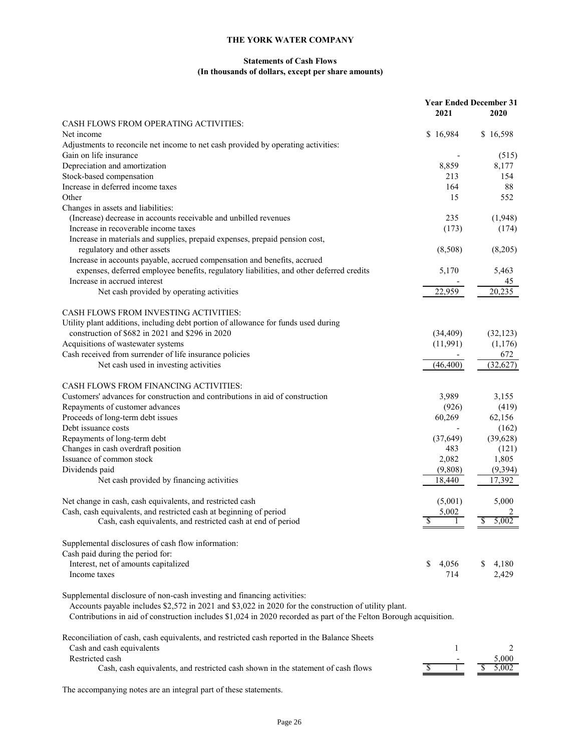# THE YORK WATER COMPANY

## Statements of Cash Flows
## (In thousands of dollars, except per share amounts)

| | Year Ended December 31 | |
|---|---|---|
| | 2021 | 2020 |
| CASH FLOWS FROM OPERATING ACTIVITIES: | | |
| Net income | $ 16,984 | $ 16,598 |
| Adjustments to reconcile net income to net cash provided by operating activities: | | |
| Gain on life insurance | - | (515) |
| Depreciation and amortization | 8,859 | 8,177 |
| Stock-based compensation | 213 | 154 |
| Increase in deferred income taxes | 164 | 88 |
| Other | 15 | 552 |
| Changes in assets and liabilities: | | |
| (Increase) decrease in accounts receivable and unbilled revenues | 235 | (1,948) |
| Increase in recoverable income taxes | (173) | (174) |
| Increase in materials and supplies, prepaid expenses, prepaid pension cost, regulatory and other assets | (8,508) | (8,205) |
| Increase in accounts payable, accrued compensation and benefits, accrued expenses, deferred employee benefits, regulatory liabilities, and other deferred credits | 5,170 | 5,463 |
| Increase in accrued interest | - | 45 |
| Net cash provided by operating activities | 22,959 | 20,235 |
| CASH FLOWS FROM INVESTING ACTIVITIES: | | |
| Utility plant additions, including debt portion of allowance for funds used during construction of $682 in 2021 and $296 in 2020 | (34,409) | (32,123) |
| Acquisitions of wastewater systems | (11,991) | (1,176) |
| Cash received from surrender of life insurance policies | - | 672 |
| Net cash used in investing activities | (46,400) | (32,627) |
| CASH FLOWS FROM FINANCING ACTIVITIES: | | |
| Customers' advances for construction and contributions in aid of construction | 3,989 | 3,155 |
| Repayments of customer advances | (926) | (419) |
| Proceeds of long-term debt issues | 60,269 | 62,156 |
| Debt issuance costs | - | (162) |
| Repayments of long-term debt | (37,649) | (39,628) |
| Changes in cash overdraft position | 483 | (121) |
| Issuance of common stock | 2,082 | 1,805 |
| Dividends paid | (9,808) | (9,394) |
| Net cash provided by financing activities | 18,440 | 17,392 |
| Net change in cash, cash equivalents, and restricted cash | (5,001) | 5,000 |
| Cash, cash equivalents, and restricted cash at beginning of period | 5,002 | 2 |
| Cash, cash equivalents, and restricted cash at end of period | $ 1 | $ 5,002 |
| Supplemental disclosures of cash flow information: | | |
| Cash paid during the period for: | | |
| Interest, net of amounts capitalized | $ 4,056 | $ 4,180 |
| Income taxes | 714 | 2,429 |

Supplemental disclosure of non-cash investing and financing activities:

Accounts payable includes $2,572 in 2021 and $3,022 in 2020 for the construction of utility plant.

Contributions in aid of construction includes $1,024 in 2020 recorded as part of the Felton Borough acquisition.

| Reconciliation of cash, cash equivalents, and restricted cash reported in the Balance Sheets | 2021 | 2020 |
|---|---|---|
| Cash and cash equivalents | 1 | 2 |
| Restricted cash | - | 5,000 |
| Cash, cash equivalents, and restricted cash shown in the statement of cash flows | $ 1 | $ 5,002 |

The accompanying notes are an integral part of these statements.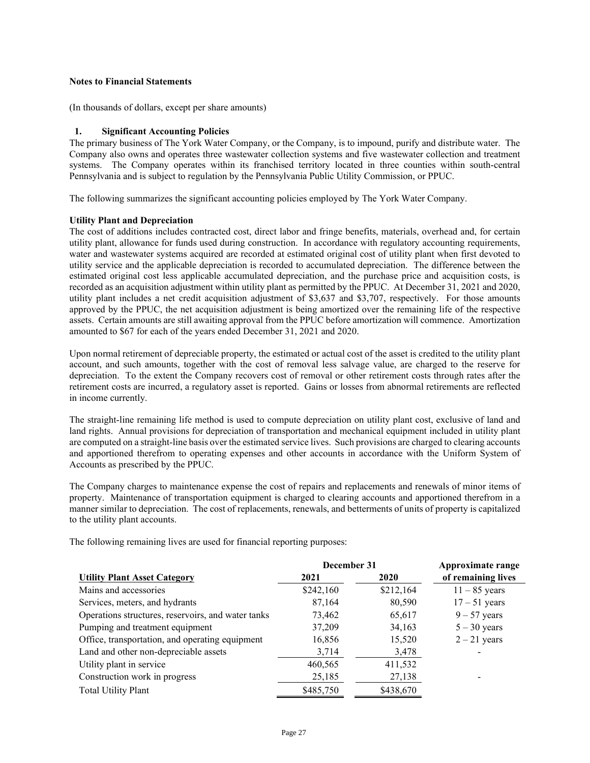**Notes to Financial Statements**

(In thousands of dollars, except per share amounts)

**1. Significant Accounting Policies**

The primary business of The York Water Company, or the Company, is to impound, purify and distribute water. The Company also owns and operates three wastewater collection systems and five wastewater collection and treatment systems. The Company operates within its franchised territory located in three counties within south-central Pennsylvania and is subject to regulation by the Pennsylvania Public Utility Commission, or PPUC.

The following summarizes the significant accounting policies employed by The York Water Company.

**Utility Plant and Depreciation**

The cost of additions includes contracted cost, direct labor and fringe benefits, materials, overhead and, for certain utility plant, allowance for funds used during construction. In accordance with regulatory accounting requirements, water and wastewater systems acquired are recorded at estimated original cost of utility plant when first devoted to utility service and the applicable depreciation is recorded to accumulated depreciation. The difference between the estimated original cost less applicable accumulated depreciation, and the purchase price and acquisition costs, is recorded as an acquisition adjustment within utility plant as permitted by the PPUC. At December 31, 2021 and 2020, utility plant includes a net credit acquisition adjustment of $3,637 and $3,707, respectively. For those amounts approved by the PPUC, the net acquisition adjustment is being amortized over the remaining life of the respective assets. Certain amounts are still awaiting approval from the PPUC before amortization will commence. Amortization amounted to $67 for each of the years ended December 31, 2021 and 2020.

Upon normal retirement of depreciable property, the estimated or actual cost of the asset is credited to the utility plant account, and such amounts, together with the cost of removal less salvage value, are charged to the reserve for depreciation. To the extent the Company recovers cost of removal or other retirement costs through rates after the retirement costs are incurred, a regulatory asset is reported. Gains or losses from abnormal retirements are reflected in income currently.

The straight-line remaining life method is used to compute depreciation on utility plant cost, exclusive of land and land rights. Annual provisions for depreciation of transportation and mechanical equipment included in utility plant are computed on a straight-line basis over the estimated service lives. Such provisions are charged to clearing accounts and apportioned therefrom to operating expenses and other accounts in accordance with the Uniform System of Accounts as prescribed by the PPUC.

The Company charges to maintenance expense the cost of repairs and replacements and renewals of minor items of property. Maintenance of transportation equipment is charged to clearing accounts and apportioned therefrom in a manner similar to depreciation. The cost of replacements, renewals, and betterments of units of property is capitalized to the utility plant accounts.

The following remaining lives are used for financial reporting purposes:

| | December 31 | | Approximate range |
|---|---|---|---|
| **Utility Plant Asset Category** | **2021** | **2020** | **of remaining lives** |
| Mains and accessories | $242,160 | $212,164 | 11 – 85 years |
| Services, meters, and hydrants | 87,164 | 80,590 | 17 – 51 years |
| Operations structures, reservoirs, and water tanks | 73,462 | 65,617 | 9 – 57 years |
| Pumping and treatment equipment | 37,209 | 34,163 | 5 – 30 years |
| Office, transportation, and operating equipment | 16,856 | 15,520 | 2 – 21 years |
| Land and other non-depreciable assets | 3,714 | 3,478 | - |
| Utility plant in service | 460,565 | 411,532 | |
| Construction work in progress | 25,185 | 27,138 | - |
| Total Utility Plant | $485,750 | $438,670 | |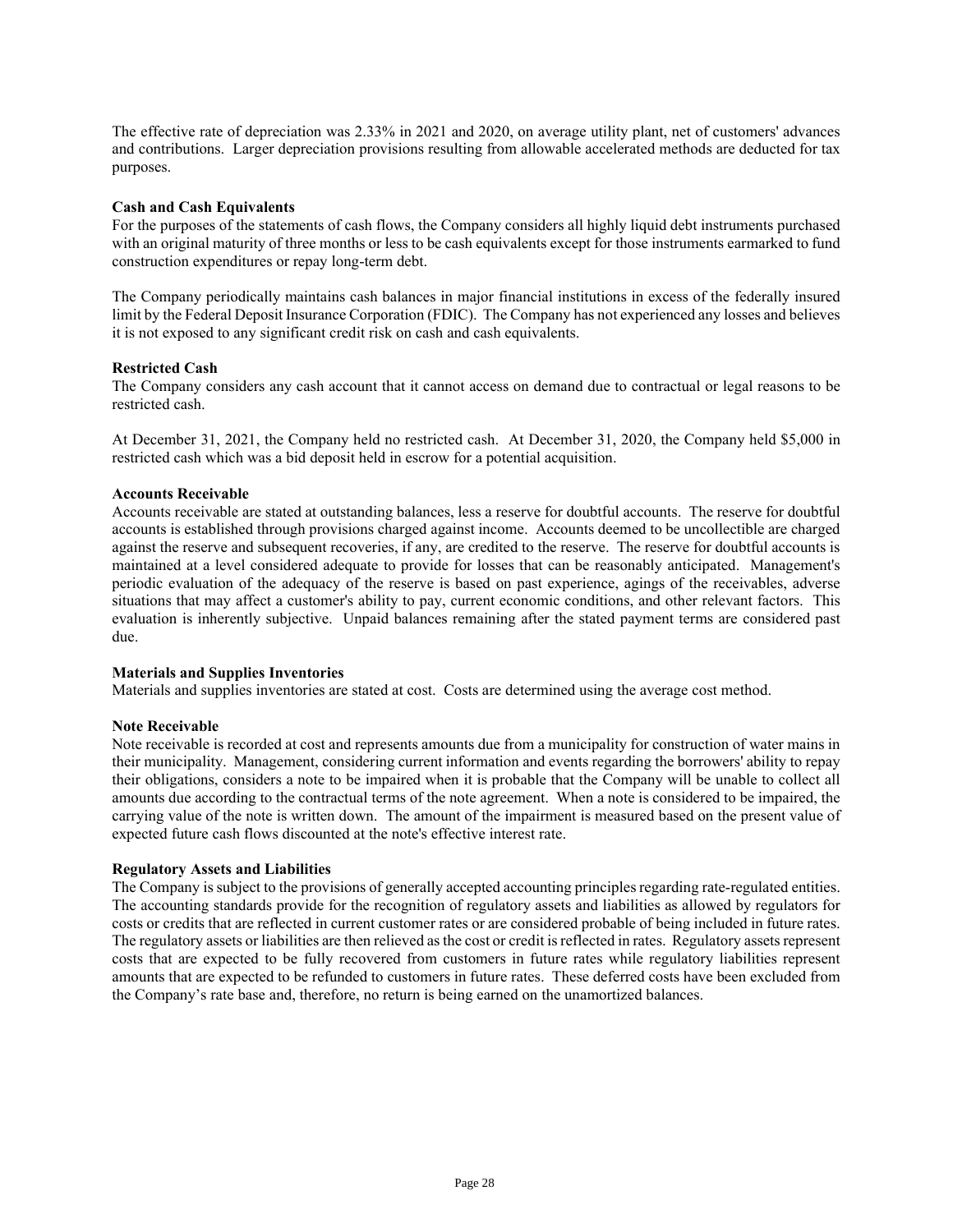The effective rate of depreciation was 2.33% in 2021 and 2020, on average utility plant, net of customers' advances and contributions. Larger depreciation provisions resulting from allowable accelerated methods are deducted for tax purposes.

**Cash and Cash Equivalents**

For the purposes of the statements of cash flows, the Company considers all highly liquid debt instruments purchased with an original maturity of three months or less to be cash equivalents except for those instruments earmarked to fund construction expenditures or repay long-term debt.

The Company periodically maintains cash balances in major financial institutions in excess of the federally insured limit by the Federal Deposit Insurance Corporation (FDIC). The Company has not experienced any losses and believes it is not exposed to any significant credit risk on cash and cash equivalents.

**Restricted Cash**

The Company considers any cash account that it cannot access on demand due to contractual or legal reasons to be restricted cash.

At December 31, 2021, the Company held no restricted cash. At December 31, 2020, the Company held $5,000 in restricted cash which was a bid deposit held in escrow for a potential acquisition.

**Accounts Receivable**

Accounts receivable are stated at outstanding balances, less a reserve for doubtful accounts. The reserve for doubtful accounts is established through provisions charged against income. Accounts deemed to be uncollectible are charged against the reserve and subsequent recoveries, if any, are credited to the reserve. The reserve for doubtful accounts is maintained at a level considered adequate to provide for losses that can be reasonably anticipated. Management's periodic evaluation of the adequacy of the reserve is based on past experience, agings of the receivables, adverse situations that may affect a customer's ability to pay, current economic conditions, and other relevant factors. This evaluation is inherently subjective. Unpaid balances remaining after the stated payment terms are considered past due.

**Materials and Supplies Inventories**

Materials and supplies inventories are stated at cost. Costs are determined using the average cost method.

**Note Receivable**

Note receivable is recorded at cost and represents amounts due from a municipality for construction of water mains in their municipality. Management, considering current information and events regarding the borrowers' ability to repay their obligations, considers a note to be impaired when it is probable that the Company will be unable to collect all amounts due according to the contractual terms of the note agreement. When a note is considered to be impaired, the carrying value of the note is written down. The amount of the impairment is measured based on the present value of expected future cash flows discounted at the note's effective interest rate.

**Regulatory Assets and Liabilities**

The Company is subject to the provisions of generally accepted accounting principles regarding rate-regulated entities. The accounting standards provide for the recognition of regulatory assets and liabilities as allowed by regulators for costs or credits that are reflected in current customer rates or are considered probable of being included in future rates. The regulatory assets or liabilities are then relieved as the cost or credit is reflected in rates. Regulatory assets represent costs that are expected to be fully recovered from customers in future rates while regulatory liabilities represent amounts that are expected to be refunded to customers in future rates. These deferred costs have been excluded from the Company's rate base and, therefore, no return is being earned on the unamortized balances.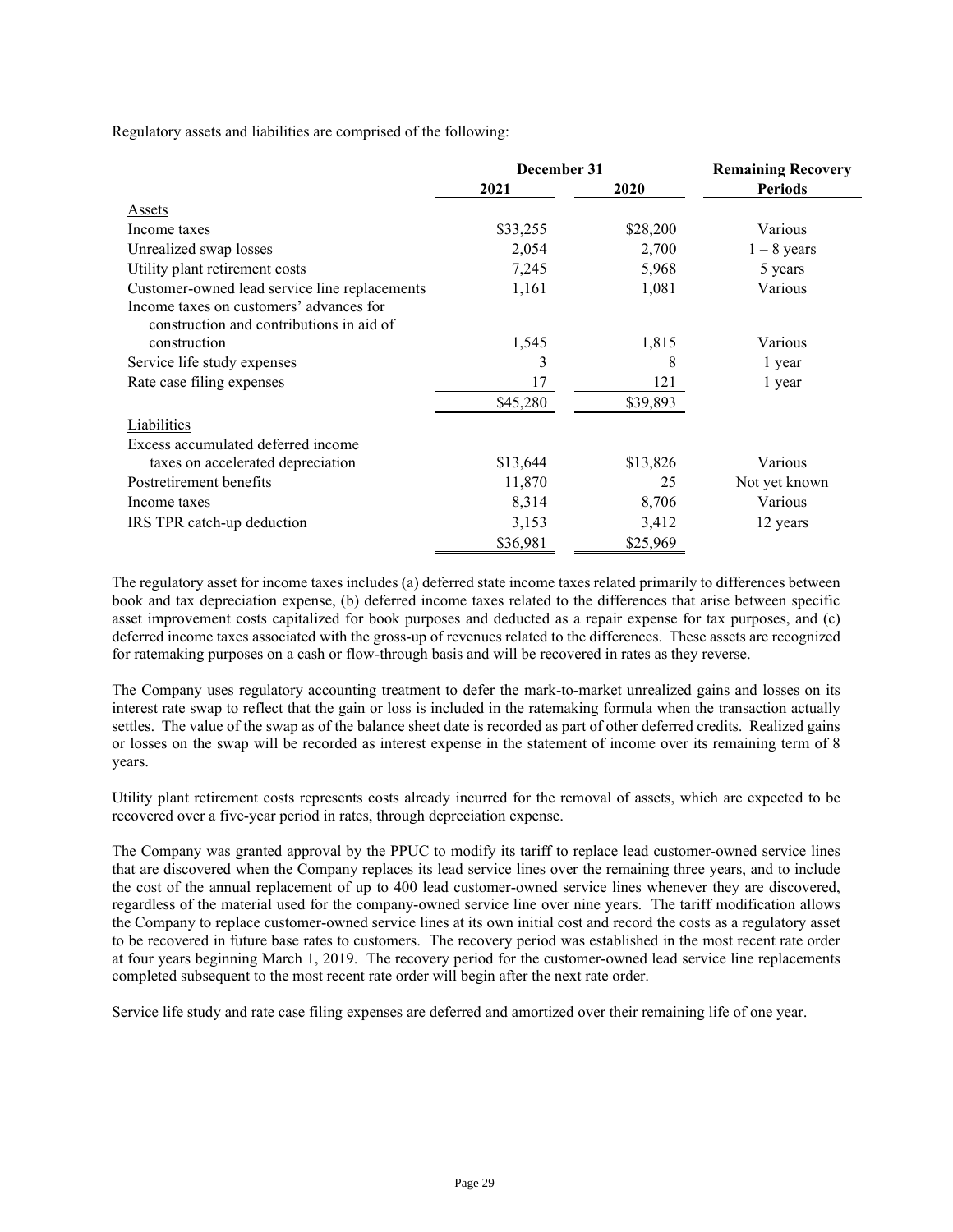Regulatory assets and liabilities are comprised of the following:

| | December 31 | | Remaining Recovery |
|---|---|---|---|
| | 2021 | 2020 | Periods |
| Assets | | | |
| Income taxes | $33,255 | $28,200 | Various |
| Unrealized swap losses | 2,054 | 2,700 | 1 – 8 years |
| Utility plant retirement costs | 7,245 | 5,968 | 5 years |
| Customer-owned lead service line replacements | 1,161 | 1,081 | Various |
| Income taxes on customers' advances for construction and contributions in aid of construction | 1,545 | 1,815 | Various |
| Service life study expenses | 3 | 8 | 1 year |
| Rate case filing expenses | 17 | 121 | 1 year |
| | $45,280 | $39,893 | |
| Liabilities | | | |
| Excess accumulated deferred income taxes on accelerated depreciation | $13,644 | $13,826 | Various |
| Postretirement benefits | 11,870 | 25 | Not yet known |
| Income taxes | 8,314 | 8,706 | Various |
| IRS TPR catch-up deduction | 3,153 | 3,412 | 12 years |
| | $36,981 | $25,969 | |

The regulatory asset for income taxes includes (a) deferred state income taxes related primarily to differences between book and tax depreciation expense, (b) deferred income taxes related to the differences that arise between specific asset improvement costs capitalized for book purposes and deducted as a repair expense for tax purposes, and (c) deferred income taxes associated with the gross-up of revenues related to the differences. These assets are recognized for ratemaking purposes on a cash or flow-through basis and will be recovered in rates as they reverse.

The Company uses regulatory accounting treatment to defer the mark-to-market unrealized gains and losses on its interest rate swap to reflect that the gain or loss is included in the ratemaking formula when the transaction actually settles. The value of the swap as of the balance sheet date is recorded as part of other deferred credits. Realized gains or losses on the swap will be recorded as interest expense in the statement of income over its remaining term of 8 years.

Utility plant retirement costs represents costs already incurred for the removal of assets, which are expected to be recovered over a five-year period in rates, through depreciation expense.

The Company was granted approval by the PPUC to modify its tariff to replace lead customer-owned service lines that are discovered when the Company replaces its lead service lines over the remaining three years, and to include the cost of the annual replacement of up to 400 lead customer-owned service lines whenever they are discovered, regardless of the material used for the company-owned service line over nine years. The tariff modification allows the Company to replace customer-owned service lines at its own initial cost and record the costs as a regulatory asset to be recovered in future base rates to customers. The recovery period was established in the most recent rate order at four years beginning March 1, 2019. The recovery period for the customer-owned lead service line replacements completed subsequent to the most recent rate order will begin after the next rate order.

Service life study and rate case filing expenses are deferred and amortized over their remaining life of one year.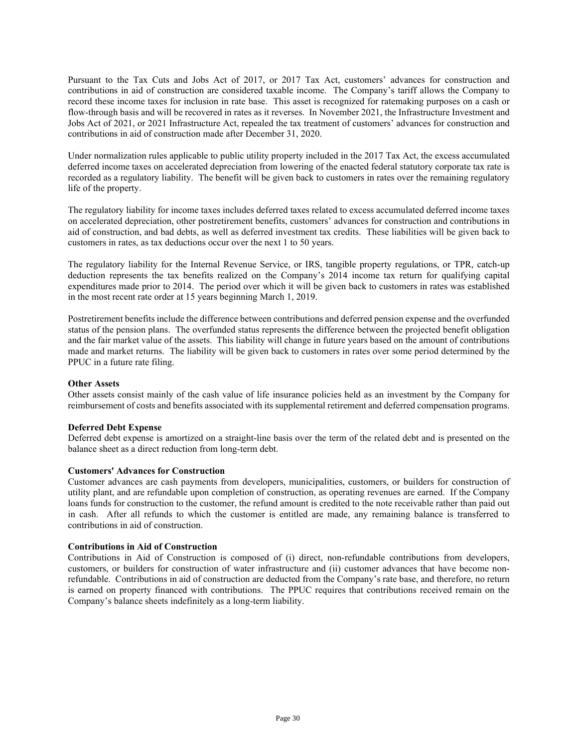Pursuant to the Tax Cuts and Jobs Act of 2017, or 2017 Tax Act, customers' advances for construction and contributions in aid of construction are considered taxable income. The Company's tariff allows the Company to record these income taxes for inclusion in rate base. This asset is recognized for ratemaking purposes on a cash or flow-through basis and will be recovered in rates as it reverses. In November 2021, the Infrastructure Investment and Jobs Act of 2021, or 2021 Infrastructure Act, repealed the tax treatment of customers' advances for construction and contributions in aid of construction made after December 31, 2020.

Under normalization rules applicable to public utility property included in the 2017 Tax Act, the excess accumulated deferred income taxes on accelerated depreciation from lowering of the enacted federal statutory corporate tax rate is recorded as a regulatory liability. The benefit will be given back to customers in rates over the remaining regulatory life of the property.

The regulatory liability for income taxes includes deferred taxes related to excess accumulated deferred income taxes on accelerated depreciation, other postretirement benefits, customers' advances for construction and contributions in aid of construction, and bad debts, as well as deferred investment tax credits. These liabilities will be given back to customers in rates, as tax deductions occur over the next 1 to 50 years.

The regulatory liability for the Internal Revenue Service, or IRS, tangible property regulations, or TPR, catch-up deduction represents the tax benefits realized on the Company's 2014 income tax return for qualifying capital expenditures made prior to 2014. The period over which it will be given back to customers in rates was established in the most recent rate order at 15 years beginning March 1, 2019.

Postretirement benefits include the difference between contributions and deferred pension expense and the overfunded status of the pension plans. The overfunded status represents the difference between the projected benefit obligation and the fair market value of the assets. This liability will change in future years based on the amount of contributions made and market returns. The liability will be given back to customers in rates over some period determined by the PPUC in a future rate filing.

**Other Assets**
Other assets consist mainly of the cash value of life insurance policies held as an investment by the Company for reimbursement of costs and benefits associated with its supplemental retirement and deferred compensation programs.

**Deferred Debt Expense**
Deferred debt expense is amortized on a straight-line basis over the term of the related debt and is presented on the balance sheet as a direct reduction from long-term debt.

**Customers' Advances for Construction**
Customer advances are cash payments from developers, municipalities, customers, or builders for construction of utility plant, and are refundable upon completion of construction, as operating revenues are earned. If the Company loans funds for construction to the customer, the refund amount is credited to the note receivable rather than paid out in cash. After all refunds to which the customer is entitled are made, any remaining balance is transferred to contributions in aid of construction.

**Contributions in Aid of Construction**
Contributions in Aid of Construction is composed of (i) direct, non-refundable contributions from developers, customers, or builders for construction of water infrastructure and (ii) customer advances that have become non-refundable. Contributions in aid of construction are deducted from the Company's rate base, and therefore, no return is earned on property financed with contributions. The PPUC requires that contributions received remain on the Company's balance sheets indefinitely as a long-term liability.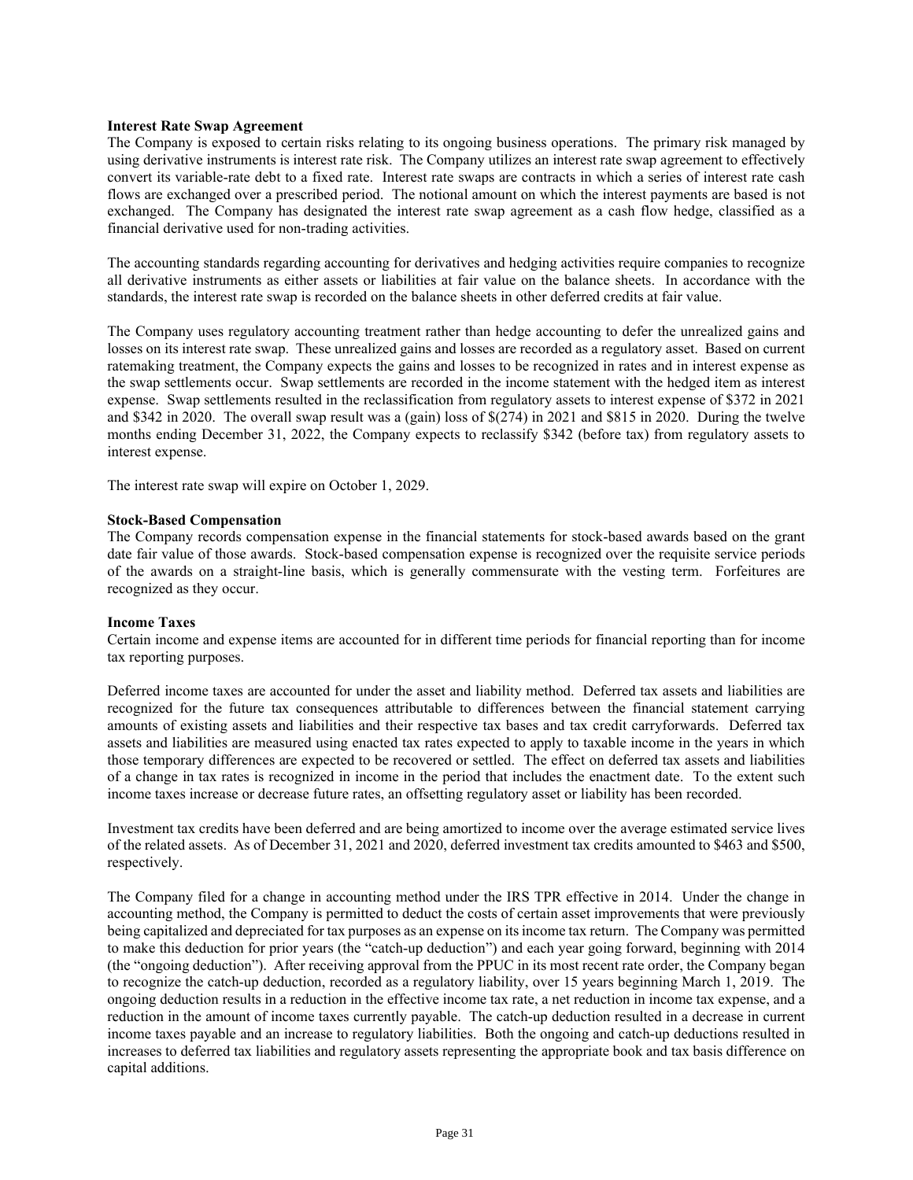**Interest Rate Swap Agreement**

The Company is exposed to certain risks relating to its ongoing business operations. The primary risk managed by using derivative instruments is interest rate risk. The Company utilizes an interest rate swap agreement to effectively convert its variable-rate debt to a fixed rate. Interest rate swaps are contracts in which a series of interest rate cash flows are exchanged over a prescribed period. The notional amount on which the interest payments are based is not exchanged. The Company has designated the interest rate swap agreement as a cash flow hedge, classified as a financial derivative used for non-trading activities.

The accounting standards regarding accounting for derivatives and hedging activities require companies to recognize all derivative instruments as either assets or liabilities at fair value on the balance sheets. In accordance with the standards, the interest rate swap is recorded on the balance sheets in other deferred credits at fair value.

The Company uses regulatory accounting treatment rather than hedge accounting to defer the unrealized gains and losses on its interest rate swap. These unrealized gains and losses are recorded as a regulatory asset. Based on current ratemaking treatment, the Company expects the gains and losses to be recognized in rates and in interest expense as the swap settlements occur. Swap settlements are recorded in the income statement with the hedged item as interest expense. Swap settlements resulted in the reclassification from regulatory assets to interest expense of $372 in 2021 and $342 in 2020. The overall swap result was a (gain) loss of $(274) in 2021 and $815 in 2020. During the twelve months ending December 31, 2022, the Company expects to reclassify $342 (before tax) from regulatory assets to interest expense.

The interest rate swap will expire on October 1, 2029.

**Stock-Based Compensation**

The Company records compensation expense in the financial statements for stock-based awards based on the grant date fair value of those awards. Stock-based compensation expense is recognized over the requisite service periods of the awards on a straight-line basis, which is generally commensurate with the vesting term. Forfeitures are recognized as they occur.

**Income Taxes**

Certain income and expense items are accounted for in different time periods for financial reporting than for income tax reporting purposes.

Deferred income taxes are accounted for under the asset and liability method. Deferred tax assets and liabilities are recognized for the future tax consequences attributable to differences between the financial statement carrying amounts of existing assets and liabilities and their respective tax bases and tax credit carryforwards. Deferred tax assets and liabilities are measured using enacted tax rates expected to apply to taxable income in the years in which those temporary differences are expected to be recovered or settled. The effect on deferred tax assets and liabilities of a change in tax rates is recognized in income in the period that includes the enactment date. To the extent such income taxes increase or decrease future rates, an offsetting regulatory asset or liability has been recorded.

Investment tax credits have been deferred and are being amortized to income over the average estimated service lives of the related assets. As of December 31, 2021 and 2020, deferred investment tax credits amounted to $463 and $500, respectively.

The Company filed for a change in accounting method under the IRS TPR effective in 2014. Under the change in accounting method, the Company is permitted to deduct the costs of certain asset improvements that were previously being capitalized and depreciated for tax purposes as an expense on its income tax return. The Company was permitted to make this deduction for prior years (the "catch-up deduction") and each year going forward, beginning with 2014 (the "ongoing deduction"). After receiving approval from the PPUC in its most recent rate order, the Company began to recognize the catch-up deduction, recorded as a regulatory liability, over 15 years beginning March 1, 2019. The ongoing deduction results in a reduction in the effective income tax rate, a net reduction in income tax expense, and a reduction in the amount of income taxes currently payable. The catch-up deduction resulted in a decrease in current income taxes payable and an increase to regulatory liabilities. Both the ongoing and catch-up deductions resulted in increases to deferred tax liabilities and regulatory assets representing the appropriate book and tax basis difference on capital additions.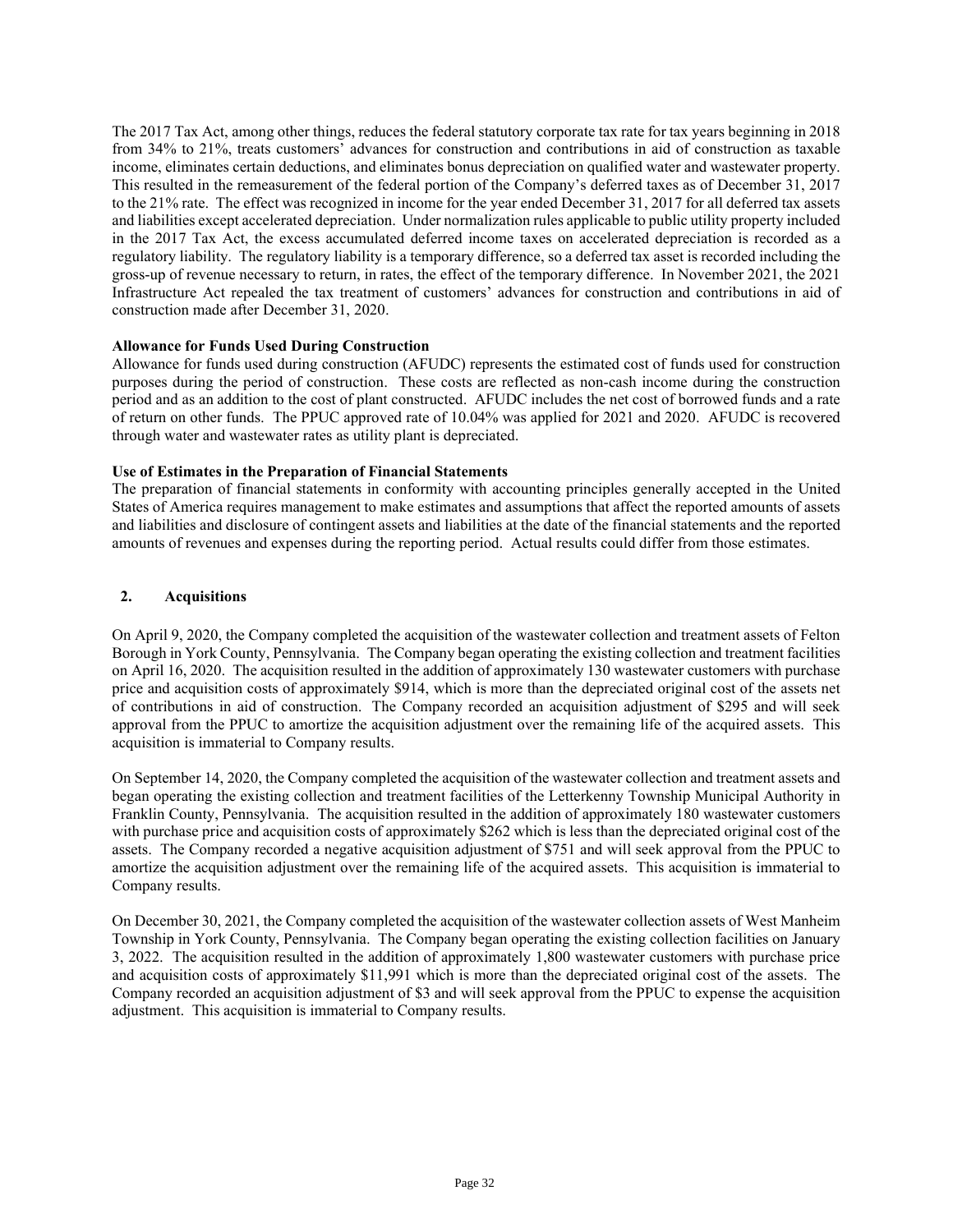The 2017 Tax Act, among other things, reduces the federal statutory corporate tax rate for tax years beginning in 2018 from 34% to 21%, treats customers' advances for construction and contributions in aid of construction as taxable income, eliminates certain deductions, and eliminates bonus depreciation on qualified water and wastewater property. This resulted in the remeasurement of the federal portion of the Company's deferred taxes as of December 31, 2017 to the 21% rate. The effect was recognized in income for the year ended December 31, 2017 for all deferred tax assets and liabilities except accelerated depreciation. Under normalization rules applicable to public utility property included in the 2017 Tax Act, the excess accumulated deferred income taxes on accelerated depreciation is recorded as a regulatory liability. The regulatory liability is a temporary difference, so a deferred tax asset is recorded including the gross-up of revenue necessary to return, in rates, the effect of the temporary difference. In November 2021, the 2021 Infrastructure Act repealed the tax treatment of customers' advances for construction and contributions in aid of construction made after December 31, 2020.

**Allowance for Funds Used During Construction**

Allowance for funds used during construction (AFUDC) represents the estimated cost of funds used for construction purposes during the period of construction. These costs are reflected as non-cash income during the construction period and as an addition to the cost of plant constructed. AFUDC includes the net cost of borrowed funds and a rate of return on other funds. The PPUC approved rate of 10.04% was applied for 2021 and 2020. AFUDC is recovered through water and wastewater rates as utility plant is depreciated.

**Use of Estimates in the Preparation of Financial Statements**

The preparation of financial statements in conformity with accounting principles generally accepted in the United States of America requires management to make estimates and assumptions that affect the reported amounts of assets and liabilities and disclosure of contingent assets and liabilities at the date of the financial statements and the reported amounts of revenues and expenses during the reporting period. Actual results could differ from those estimates.

## 2. Acquisitions

On April 9, 2020, the Company completed the acquisition of the wastewater collection and treatment assets of Felton Borough in York County, Pennsylvania. The Company began operating the existing collection and treatment facilities on April 16, 2020. The acquisition resulted in the addition of approximately 130 wastewater customers with purchase price and acquisition costs of approximately $914, which is more than the depreciated original cost of the assets net of contributions in aid of construction. The Company recorded an acquisition adjustment of $295 and will seek approval from the PPUC to amortize the acquisition adjustment over the remaining life of the acquired assets. This acquisition is immaterial to Company results.

On September 14, 2020, the Company completed the acquisition of the wastewater collection and treatment assets and began operating the existing collection and treatment facilities of the Letterkenny Township Municipal Authority in Franklin County, Pennsylvania. The acquisition resulted in the addition of approximately 180 wastewater customers with purchase price and acquisition costs of approximately $262 which is less than the depreciated original cost of the assets. The Company recorded a negative acquisition adjustment of $751 and will seek approval from the PPUC to amortize the acquisition adjustment over the remaining life of the acquired assets. This acquisition is immaterial to Company results.

On December 30, 2021, the Company completed the acquisition of the wastewater collection assets of West Manheim Township in York County, Pennsylvania. The Company began operating the existing collection facilities on January 3, 2022. The acquisition resulted in the addition of approximately 1,800 wastewater customers with purchase price and acquisition costs of approximately $11,991 which is more than the depreciated original cost of the assets. The Company recorded an acquisition adjustment of $3 and will seek approval from the PPUC to expense the acquisition adjustment. This acquisition is immaterial to Company results.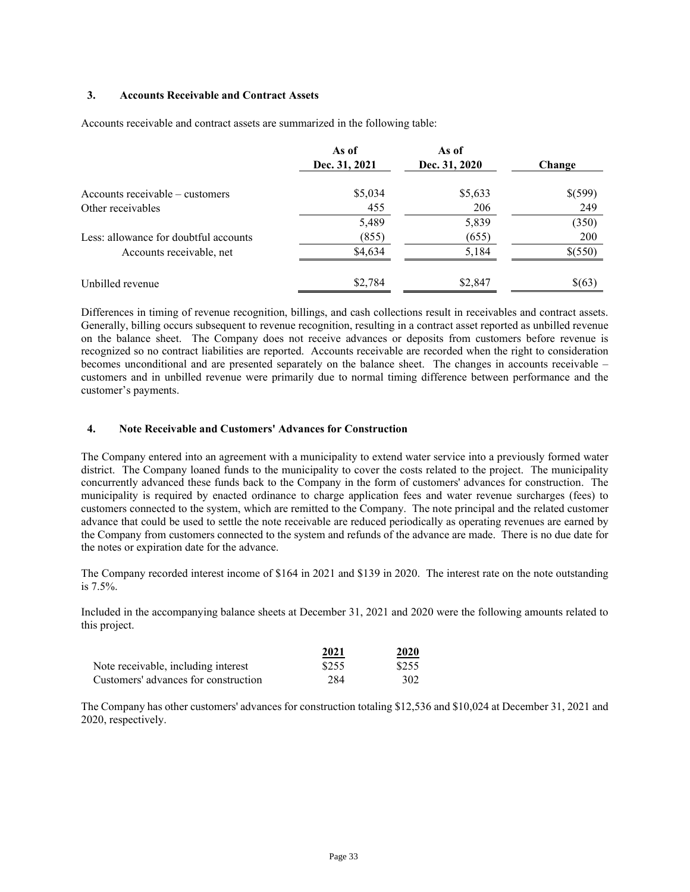### 3. Accounts Receivable and Contract Assets

Accounts receivable and contract assets are summarized in the following table:

| | As of Dec. 31, 2021 | As of Dec. 31, 2020 | Change |
|---|---|---|---|
| Accounts receivable – customers | $5,034 | $5,633 | $(599) |
| Other receivables | 455 | 206 | 249 |
| | 5,489 | 5,839 | (350) |
| Less: allowance for doubtful accounts | (855) | (655) | 200 |
| Accounts receivable, net | $4,634 | 5,184 | $(550) |
| Unbilled revenue | $2,784 | $2,847 | $(63) |

Differences in timing of revenue recognition, billings, and cash collections result in receivables and contract assets. Generally, billing occurs subsequent to revenue recognition, resulting in a contract asset reported as unbilled revenue on the balance sheet. The Company does not receive advances or deposits from customers before revenue is recognized so no contract liabilities are reported. Accounts receivable are recorded when the right to consideration becomes unconditional and are presented separately on the balance sheet. The changes in accounts receivable – customers and in unbilled revenue were primarily due to normal timing difference between performance and the customer's payments.

### 4. Note Receivable and Customers' Advances for Construction

The Company entered into an agreement with a municipality to extend water service into a previously formed water district. The Company loaned funds to the municipality to cover the costs related to the project. The municipality concurrently advanced these funds back to the Company in the form of customers' advances for construction. The municipality is required by enacted ordinance to charge application fees and water revenue surcharges (fees) to customers connected to the system, which are remitted to the Company. The note principal and the related customer advance that could be used to settle the note receivable are reduced periodically as operating revenues are earned by the Company from customers connected to the system and refunds of the advance are made. There is no due date for the notes or expiration date for the advance.

The Company recorded interest income of $164 in 2021 and $139 in 2020. The interest rate on the note outstanding is 7.5%.

Included in the accompanying balance sheets at December 31, 2021 and 2020 were the following amounts related to this project.

| | 2021 | 2020 |
|---|---|---|
| Note receivable, including interest | $255 | $255 |
| Customers' advances for construction | 284 | 302 |

The Company has other customers' advances for construction totaling $12,536 and $10,024 at December 31, 2021 and 2020, respectively.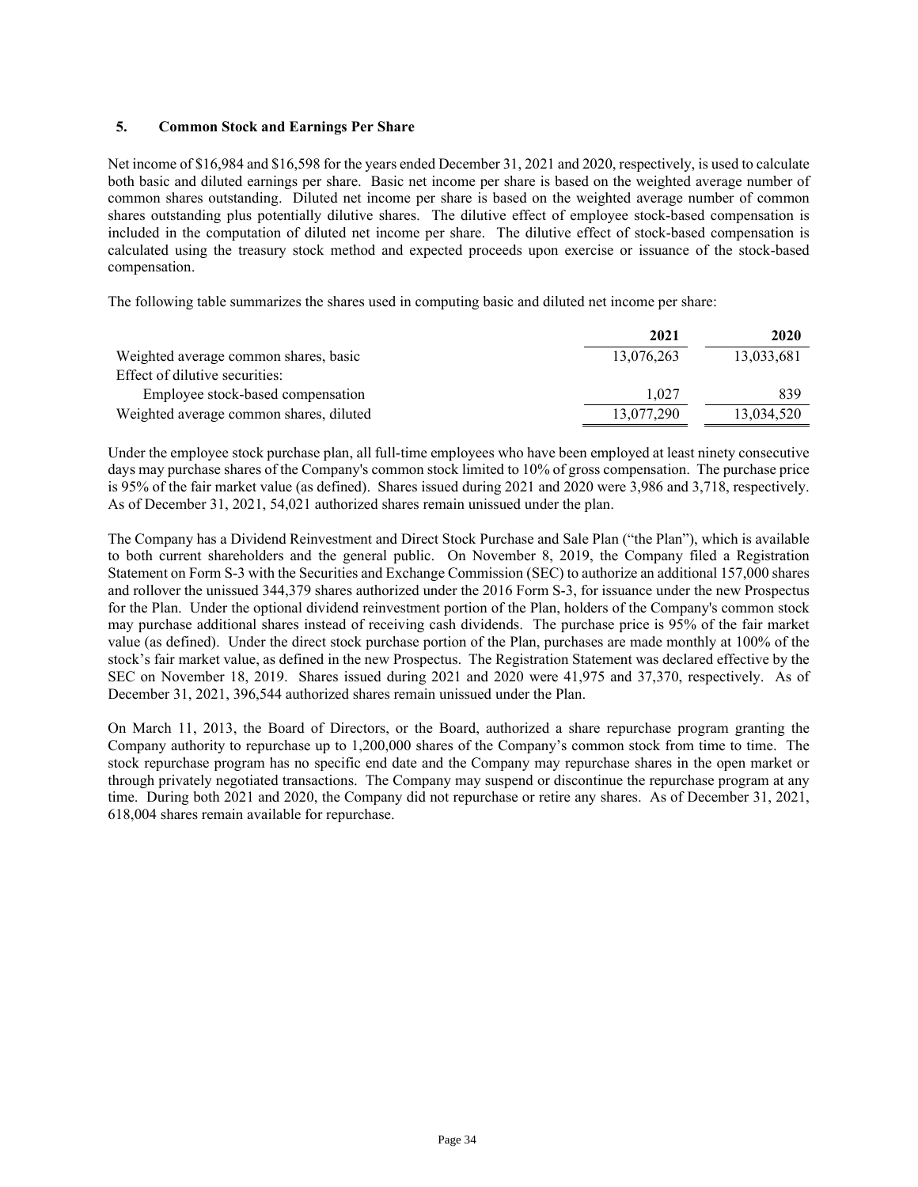## 5. Common Stock and Earnings Per Share

Net income of $16,984 and $16,598 for the years ended December 31, 2021 and 2020, respectively, is used to calculate both basic and diluted earnings per share. Basic net income per share is based on the weighted average number of common shares outstanding. Diluted net income per share is based on the weighted average number of common shares outstanding plus potentially dilutive shares. The dilutive effect of employee stock-based compensation is included in the computation of diluted net income per share. The dilutive effect of stock-based compensation is calculated using the treasury stock method and expected proceeds upon exercise or issuance of the stock-based compensation.

The following table summarizes the shares used in computing basic and diluted net income per share:

| | 2021 | 2020 |
|---|---|---|
| Weighted average common shares, basic | 13,076,263 | 13,033,681 |
| Effect of dilutive securities: | | |
| Employee stock-based compensation | 1,027 | 839 |
| Weighted average common shares, diluted | 13,077,290 | 13,034,520 |

Under the employee stock purchase plan, all full-time employees who have been employed at least ninety consecutive days may purchase shares of the Company's common stock limited to 10% of gross compensation. The purchase price is 95% of the fair market value (as defined). Shares issued during 2021 and 2020 were 3,986 and 3,718, respectively. As of December 31, 2021, 54,021 authorized shares remain unissued under the plan.

The Company has a Dividend Reinvestment and Direct Stock Purchase and Sale Plan ("the Plan"), which is available to both current shareholders and the general public. On November 8, 2019, the Company filed a Registration Statement on Form S-3 with the Securities and Exchange Commission (SEC) to authorize an additional 157,000 shares and rollover the unissued 344,379 shares authorized under the 2016 Form S-3, for issuance under the new Prospectus for the Plan. Under the optional dividend reinvestment portion of the Plan, holders of the Company's common stock may purchase additional shares instead of receiving cash dividends. The purchase price is 95% of the fair market value (as defined). Under the direct stock purchase portion of the Plan, purchases are made monthly at 100% of the stock's fair market value, as defined in the new Prospectus. The Registration Statement was declared effective by the SEC on November 18, 2019. Shares issued during 2021 and 2020 were 41,975 and 37,370, respectively. As of December 31, 2021, 396,544 authorized shares remain unissued under the Plan.

On March 11, 2013, the Board of Directors, or the Board, authorized a share repurchase program granting the Company authority to repurchase up to 1,200,000 shares of the Company's common stock from time to time. The stock repurchase program has no specific end date and the Company may repurchase shares in the open market or through privately negotiated transactions. The Company may suspend or discontinue the repurchase program at any time. During both 2021 and 2020, the Company did not repurchase or retire any shares. As of December 31, 2021, 618,004 shares remain available for repurchase.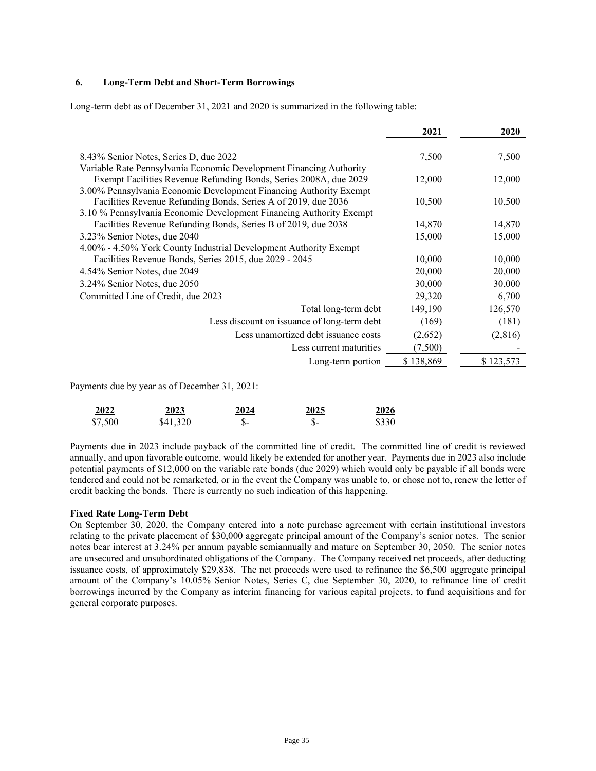### 6. Long-Term Debt and Short-Term Borrowings

Long-term debt as of December 31, 2021 and 2020 is summarized in the following table:

| | 2021 | 2020 |
|---|---|---|
| 8.43% Senior Notes, Series D, due 2022 | 7,500 | 7,500 |
| Variable Rate Pennsylvania Economic Development Financing Authority Exempt Facilities Revenue Refunding Bonds, Series 2008A, due 2029 | 12,000 | 12,000 |
| 3.00% Pennsylvania Economic Development Financing Authority Exempt Facilities Revenue Refunding Bonds, Series A of 2019, due 2036 | 10,500 | 10,500 |
| 3.10 % Pennsylvania Economic Development Financing Authority Exempt Facilities Revenue Refunding Bonds, Series B of 2019, due 2038 | 14,870 | 14,870 |
| 3.23% Senior Notes, due 2040 | 15,000 | 15,000 |
| 4.00% - 4.50% York County Industrial Development Authority Exempt Facilities Revenue Bonds, Series 2015, due 2029 - 2045 | 10,000 | 10,000 |
| 4.54% Senior Notes, due 2049 | 20,000 | 20,000 |
| 3.24% Senior Notes, due 2050 | 30,000 | 30,000 |
| Committed Line of Credit, due 2023 | 29,320 | 6,700 |
| Total long-term debt | 149,190 | 126,570 |
| Less discount on issuance of long-term debt | (169) | (181) |
| Less unamortized debt issuance costs | (2,652) | (2,816) |
| Less current maturities | (7,500) | - |
| Long-term portion | $ 138,869 | $ 123,573 |

Payments due by year as of December 31, 2021:

| 2022 | 2023 | 2024 | 2025 | 2026 |
|---|---|---|---|---|
| $7,500 | $41,320 | $- | $- | $330 |

Payments due in 2023 include payback of the committed line of credit. The committed line of credit is reviewed annually, and upon favorable outcome, would likely be extended for another year. Payments due in 2023 also include potential payments of $12,000 on the variable rate bonds (due 2029) which would only be payable if all bonds were tendered and could not be remarketed, or in the event the Company was unable to, or chose not to, renew the letter of credit backing the bonds. There is currently no such indication of this happening.

**Fixed Rate Long-Term Debt**

On September 30, 2020, the Company entered into a note purchase agreement with certain institutional investors relating to the private placement of $30,000 aggregate principal amount of the Company's senior notes. The senior notes bear interest at 3.24% per annum payable semiannually and mature on September 30, 2050. The senior notes are unsecured and unsubordinated obligations of the Company. The Company received net proceeds, after deducting issuance costs, of approximately $29,838. The net proceeds were used to refinance the $6,500 aggregate principal amount of the Company's 10.05% Senior Notes, Series C, due September 30, 2020, to refinance line of credit borrowings incurred by the Company as interim financing for various capital projects, to fund acquisitions and for general corporate purposes.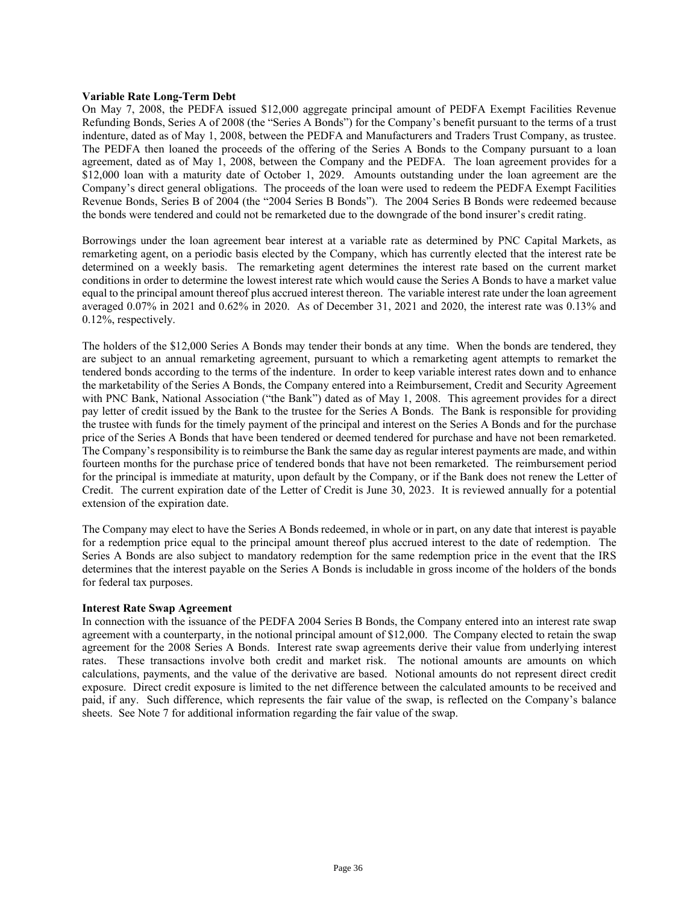**Variable Rate Long-Term Debt**

On May 7, 2008, the PEDFA issued $12,000 aggregate principal amount of PEDFA Exempt Facilities Revenue Refunding Bonds, Series A of 2008 (the "Series A Bonds") for the Company's benefit pursuant to the terms of a trust indenture, dated as of May 1, 2008, between the PEDFA and Manufacturers and Traders Trust Company, as trustee. The PEDFA then loaned the proceeds of the offering of the Series A Bonds to the Company pursuant to a loan agreement, dated as of May 1, 2008, between the Company and the PEDFA. The loan agreement provides for a $12,000 loan with a maturity date of October 1, 2029. Amounts outstanding under the loan agreement are the Company's direct general obligations. The proceeds of the loan were used to redeem the PEDFA Exempt Facilities Revenue Bonds, Series B of 2004 (the "2004 Series B Bonds"). The 2004 Series B Bonds were redeemed because the bonds were tendered and could not be remarketed due to the downgrade of the bond insurer's credit rating.

Borrowings under the loan agreement bear interest at a variable rate as determined by PNC Capital Markets, as remarketing agent, on a periodic basis elected by the Company, which has currently elected that the interest rate be determined on a weekly basis. The remarketing agent determines the interest rate based on the current market conditions in order to determine the lowest interest rate which would cause the Series A Bonds to have a market value equal to the principal amount thereof plus accrued interest thereon. The variable interest rate under the loan agreement averaged 0.07% in 2021 and 0.62% in 2020. As of December 31, 2021 and 2020, the interest rate was 0.13% and 0.12%, respectively.

The holders of the $12,000 Series A Bonds may tender their bonds at any time. When the bonds are tendered, they are subject to an annual remarketing agreement, pursuant to which a remarketing agent attempts to remarket the tendered bonds according to the terms of the indenture. In order to keep variable interest rates down and to enhance the marketability of the Series A Bonds, the Company entered into a Reimbursement, Credit and Security Agreement with PNC Bank, National Association ("the Bank") dated as of May 1, 2008. This agreement provides for a direct pay letter of credit issued by the Bank to the trustee for the Series A Bonds. The Bank is responsible for providing the trustee with funds for the timely payment of the principal and interest on the Series A Bonds and for the purchase price of the Series A Bonds that have been tendered or deemed tendered for purchase and have not been remarketed. The Company's responsibility is to reimburse the Bank the same day as regular interest payments are made, and within fourteen months for the purchase price of tendered bonds that have not been remarketed. The reimbursement period for the principal is immediate at maturity, upon default by the Company, or if the Bank does not renew the Letter of Credit. The current expiration date of the Letter of Credit is June 30, 2023. It is reviewed annually for a potential extension of the expiration date.

The Company may elect to have the Series A Bonds redeemed, in whole or in part, on any date that interest is payable for a redemption price equal to the principal amount thereof plus accrued interest to the date of redemption. The Series A Bonds are also subject to mandatory redemption for the same redemption price in the event that the IRS determines that the interest payable on the Series A Bonds is includable in gross income of the holders of the bonds for federal tax purposes.

**Interest Rate Swap Agreement**

In connection with the issuance of the PEDFA 2004 Series B Bonds, the Company entered into an interest rate swap agreement with a counterparty, in the notional principal amount of $12,000. The Company elected to retain the swap agreement for the 2008 Series A Bonds. Interest rate swap agreements derive their value from underlying interest rates. These transactions involve both credit and market risk. The notional amounts are amounts on which calculations, payments, and the value of the derivative are based. Notional amounts do not represent direct credit exposure. Direct credit exposure is limited to the net difference between the calculated amounts to be received and paid, if any. Such difference, which represents the fair value of the swap, is reflected on the Company's balance sheets. See Note 7 for additional information regarding the fair value of the swap.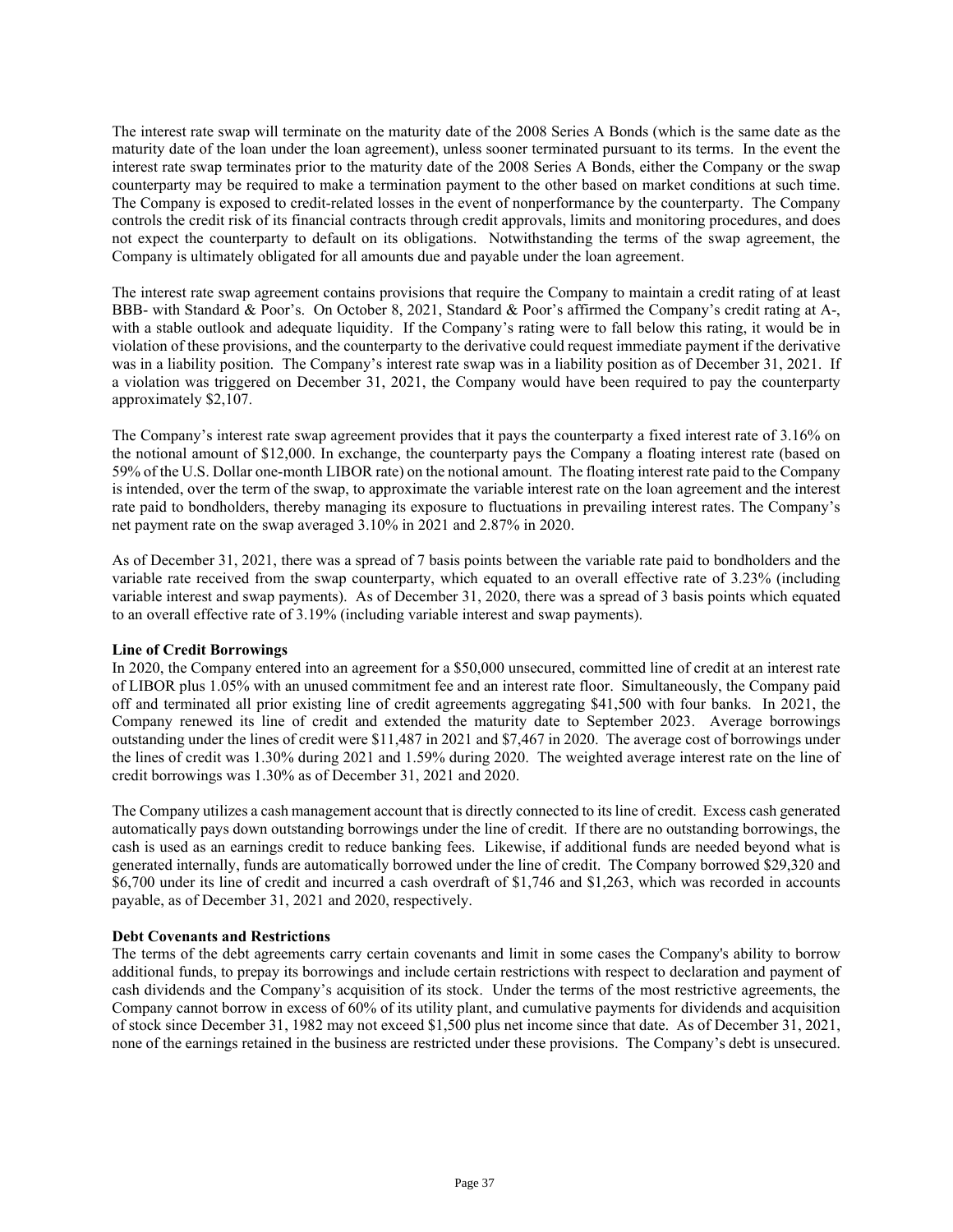The interest rate swap will terminate on the maturity date of the 2008 Series A Bonds (which is the same date as the maturity date of the loan under the loan agreement), unless sooner terminated pursuant to its terms. In the event the interest rate swap terminates prior to the maturity date of the 2008 Series A Bonds, either the Company or the swap counterparty may be required to make a termination payment to the other based on market conditions at such time. The Company is exposed to credit-related losses in the event of nonperformance by the counterparty. The Company controls the credit risk of its financial contracts through credit approvals, limits and monitoring procedures, and does not expect the counterparty to default on its obligations. Notwithstanding the terms of the swap agreement, the Company is ultimately obligated for all amounts due and payable under the loan agreement.

The interest rate swap agreement contains provisions that require the Company to maintain a credit rating of at least BBB- with Standard & Poor's. On October 8, 2021, Standard & Poor's affirmed the Company's credit rating at A-, with a stable outlook and adequate liquidity. If the Company's rating were to fall below this rating, it would be in violation of these provisions, and the counterparty to the derivative could request immediate payment if the derivative was in a liability position. The Company's interest rate swap was in a liability position as of December 31, 2021. If a violation was triggered on December 31, 2021, the Company would have been required to pay the counterparty approximately $2,107.

The Company's interest rate swap agreement provides that it pays the counterparty a fixed interest rate of 3.16% on the notional amount of $12,000. In exchange, the counterparty pays the Company a floating interest rate (based on 59% of the U.S. Dollar one-month LIBOR rate) on the notional amount. The floating interest rate paid to the Company is intended, over the term of the swap, to approximate the variable interest rate on the loan agreement and the interest rate paid to bondholders, thereby managing its exposure to fluctuations in prevailing interest rates. The Company's net payment rate on the swap averaged 3.10% in 2021 and 2.87% in 2020.

As of December 31, 2021, there was a spread of 7 basis points between the variable rate paid to bondholders and the variable rate received from the swap counterparty, which equated to an overall effective rate of 3.23% (including variable interest and swap payments). As of December 31, 2020, there was a spread of 3 basis points which equated to an overall effective rate of 3.19% (including variable interest and swap payments).

**Line of Credit Borrowings**

In 2020, the Company entered into an agreement for a $50,000 unsecured, committed line of credit at an interest rate of LIBOR plus 1.05% with an unused commitment fee and an interest rate floor. Simultaneously, the Company paid off and terminated all prior existing line of credit agreements aggregating $41,500 with four banks. In 2021, the Company renewed its line of credit and extended the maturity date to September 2023. Average borrowings outstanding under the lines of credit were $11,487 in 2021 and $7,467 in 2020. The average cost of borrowings under the lines of credit was 1.30% during 2021 and 1.59% during 2020. The weighted average interest rate on the line of credit borrowings was 1.30% as of December 31, 2021 and 2020.

The Company utilizes a cash management account that is directly connected to its line of credit. Excess cash generated automatically pays down outstanding borrowings under the line of credit. If there are no outstanding borrowings, the cash is used as an earnings credit to reduce banking fees. Likewise, if additional funds are needed beyond what is generated internally, funds are automatically borrowed under the line of credit. The Company borrowed $29,320 and $6,700 under its line of credit and incurred a cash overdraft of $1,746 and $1,263, which was recorded in accounts payable, as of December 31, 2021 and 2020, respectively.

**Debt Covenants and Restrictions**

The terms of the debt agreements carry certain covenants and limit in some cases the Company's ability to borrow additional funds, to prepay its borrowings and include certain restrictions with respect to declaration and payment of cash dividends and the Company's acquisition of its stock. Under the terms of the most restrictive agreements, the Company cannot borrow in excess of 60% of its utility plant, and cumulative payments for dividends and acquisition of stock since December 31, 1982 may not exceed $1,500 plus net income since that date. As of December 31, 2021, none of the earnings retained in the business are restricted under these provisions. The Company's debt is unsecured.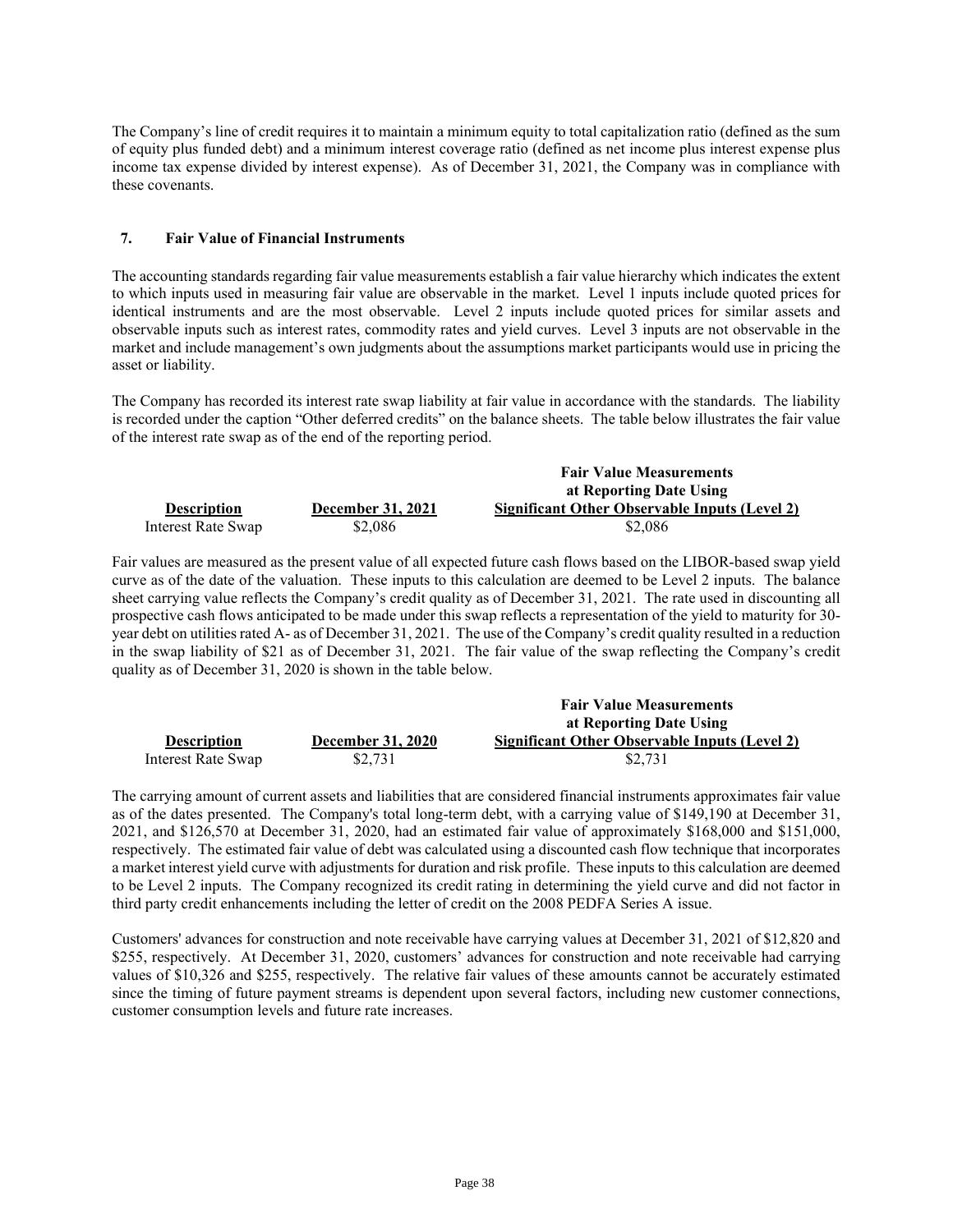The Company's line of credit requires it to maintain a minimum equity to total capitalization ratio (defined as the sum of equity plus funded debt) and a minimum interest coverage ratio (defined as net income plus interest expense plus income tax expense divided by interest expense). As of December 31, 2021, the Company was in compliance with these covenants.

## 7. Fair Value of Financial Instruments

The accounting standards regarding fair value measurements establish a fair value hierarchy which indicates the extent to which inputs used in measuring fair value are observable in the market. Level 1 inputs include quoted prices for identical instruments and are the most observable. Level 2 inputs include quoted prices for similar assets and observable inputs such as interest rates, commodity rates and yield curves. Level 3 inputs are not observable in the market and include management's own judgments about the assumptions market participants would use in pricing the asset or liability.

The Company has recorded its interest rate swap liability at fair value in accordance with the standards. The liability is recorded under the caption "Other deferred credits" on the balance sheets. The table below illustrates the fair value of the interest rate swap as of the end of the reporting period.

| Description | December 31, 2021 | Fair Value Measurements at Reporting Date Using Significant Other Observable Inputs (Level 2) |
|---|---|---|
| Interest Rate Swap | $2,086 | $2,086 |

Fair values are measured as the present value of all expected future cash flows based on the LIBOR-based swap yield curve as of the date of the valuation. These inputs to this calculation are deemed to be Level 2 inputs. The balance sheet carrying value reflects the Company's credit quality as of December 31, 2021. The rate used in discounting all prospective cash flows anticipated to be made under this swap reflects a representation of the yield to maturity for 30-year debt on utilities rated A- as of December 31, 2021. The use of the Company's credit quality resulted in a reduction in the swap liability of $21 as of December 31, 2021. The fair value of the swap reflecting the Company's credit quality as of December 31, 2020 is shown in the table below.

| Description | December 31, 2020 | Fair Value Measurements at Reporting Date Using Significant Other Observable Inputs (Level 2) |
|---|---|---|
| Interest Rate Swap | $2,731 | $2,731 |

The carrying amount of current assets and liabilities that are considered financial instruments approximates fair value as of the dates presented. The Company's total long-term debt, with a carrying value of $149,190 at December 31, 2021, and $126,570 at December 31, 2020, had an estimated fair value of approximately $168,000 and $151,000, respectively. The estimated fair value of debt was calculated using a discounted cash flow technique that incorporates a market interest yield curve with adjustments for duration and risk profile. These inputs to this calculation are deemed to be Level 2 inputs. The Company recognized its credit rating in determining the yield curve and did not factor in third party credit enhancements including the letter of credit on the 2008 PEDFA Series A issue.

Customers' advances for construction and note receivable have carrying values at December 31, 2021 of $12,820 and $255, respectively. At December 31, 2020, customers' advances for construction and note receivable had carrying values of $10,326 and $255, respectively. The relative fair values of these amounts cannot be accurately estimated since the timing of future payment streams is dependent upon several factors, including new customer connections, customer consumption levels and future rate increases.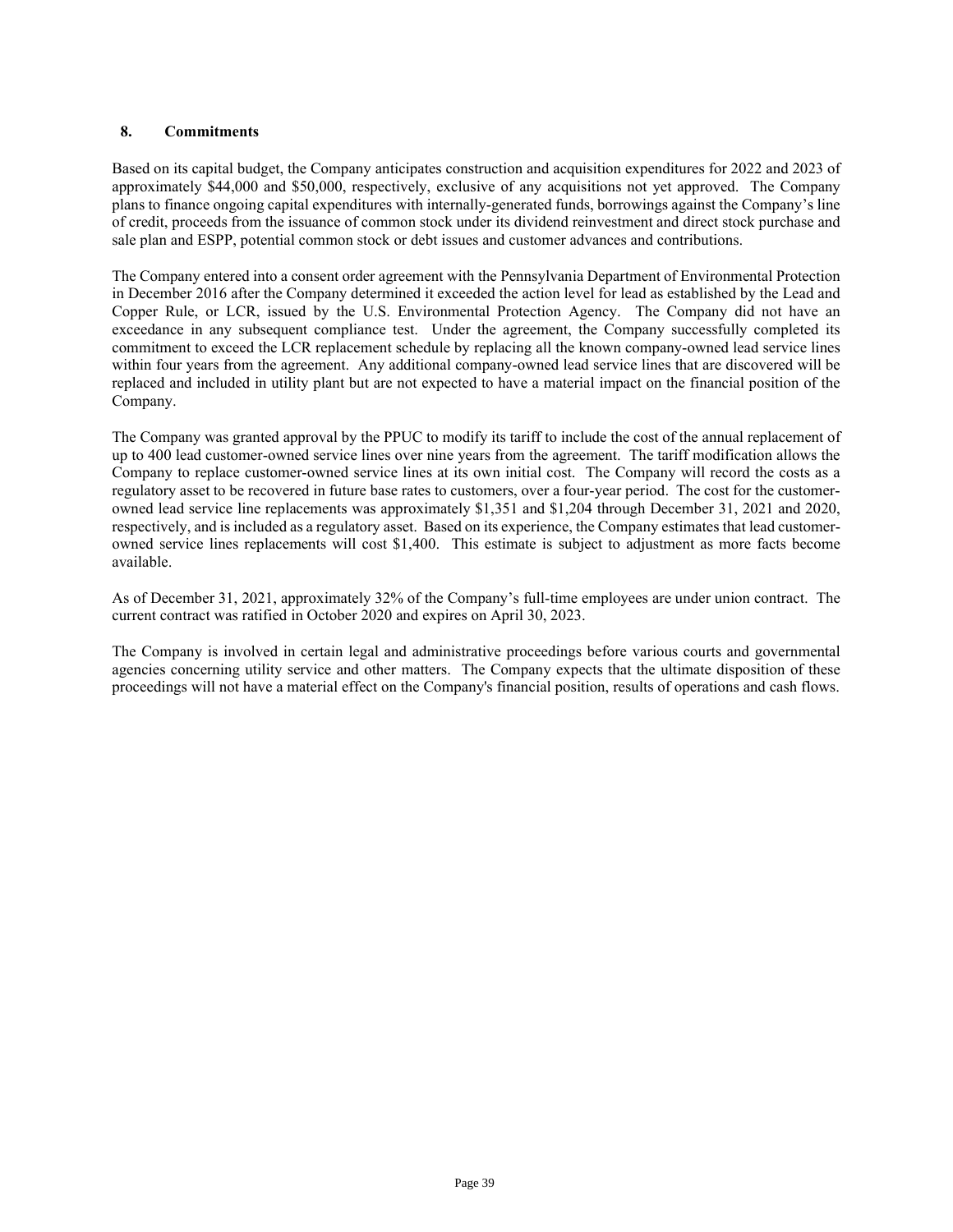## 8. Commitments

Based on its capital budget, the Company anticipates construction and acquisition expenditures for 2022 and 2023 of approximately $44,000 and $50,000, respectively, exclusive of any acquisitions not yet approved. The Company plans to finance ongoing capital expenditures with internally-generated funds, borrowings against the Company's line of credit, proceeds from the issuance of common stock under its dividend reinvestment and direct stock purchase and sale plan and ESPP, potential common stock or debt issues and customer advances and contributions.

The Company entered into a consent order agreement with the Pennsylvania Department of Environmental Protection in December 2016 after the Company determined it exceeded the action level for lead as established by the Lead and Copper Rule, or LCR, issued by the U.S. Environmental Protection Agency. The Company did not have an exceedance in any subsequent compliance test. Under the agreement, the Company successfully completed its commitment to exceed the LCR replacement schedule by replacing all the known company-owned lead service lines within four years from the agreement. Any additional company-owned lead service lines that are discovered will be replaced and included in utility plant but are not expected to have a material impact on the financial position of the Company.

The Company was granted approval by the PPUC to modify its tariff to include the cost of the annual replacement of up to 400 lead customer-owned service lines over nine years from the agreement. The tariff modification allows the Company to replace customer-owned service lines at its own initial cost. The Company will record the costs as a regulatory asset to be recovered in future base rates to customers, over a four-year period. The cost for the customer-owned lead service line replacements was approximately $1,351 and $1,204 through December 31, 2021 and 2020, respectively, and is included as a regulatory asset. Based on its experience, the Company estimates that lead customer-owned service lines replacements will cost $1,400. This estimate is subject to adjustment as more facts become available.

As of December 31, 2021, approximately 32% of the Company's full-time employees are under union contract. The current contract was ratified in October 2020 and expires on April 30, 2023.

The Company is involved in certain legal and administrative proceedings before various courts and governmental agencies concerning utility service and other matters. The Company expects that the ultimate disposition of these proceedings will not have a material effect on the Company's financial position, results of operations and cash flows.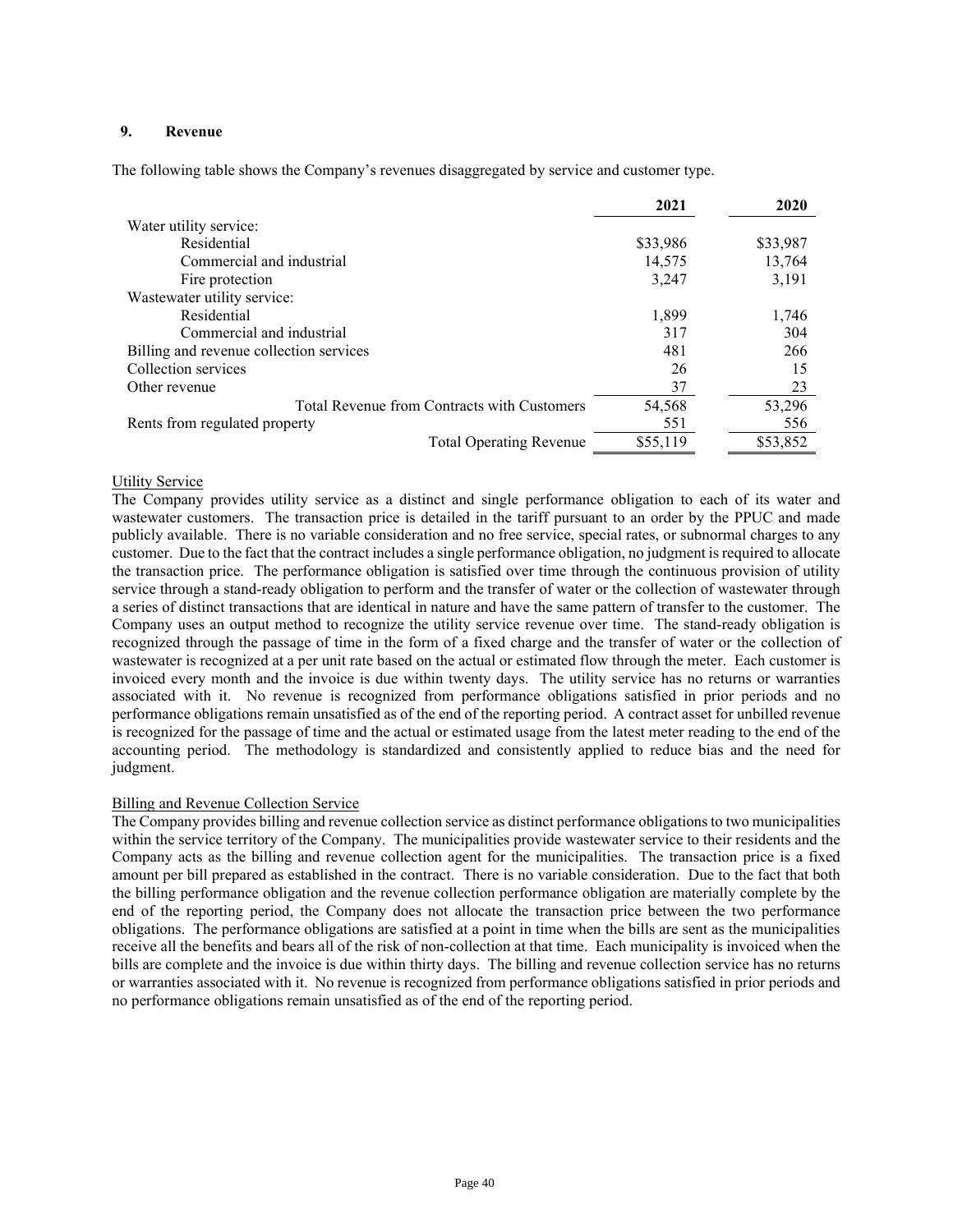### 9. Revenue

The following table shows the Company's revenues disaggregated by service and customer type.

| | 2021 | 2020 |
|---|---|---|
| Water utility service: | | |
| Residential | $33,986 | $33,987 |
| Commercial and industrial | 14,575 | 13,764 |
| Fire protection | 3,247 | 3,191 |
| Wastewater utility service: | | |
| Residential | 1,899 | 1,746 |
| Commercial and industrial | 317 | 304 |
| Billing and revenue collection services | 481 | 266 |
| Collection services | 26 | 15 |
| Other revenue | 37 | 23 |
| Total Revenue from Contracts with Customers | 54,568 | 53,296 |
| Rents from regulated property | 551 | 556 |
| Total Operating Revenue | $55,119 | $53,852 |

Utility Service

The Company provides utility service as a distinct and single performance obligation to each of its water and wastewater customers. The transaction price is detailed in the tariff pursuant to an order by the PPUC and made publicly available. There is no variable consideration and no free service, special rates, or subnormal charges to any customer. Due to the fact that the contract includes a single performance obligation, no judgment is required to allocate the transaction price. The performance obligation is satisfied over time through the continuous provision of utility service through a stand-ready obligation to perform and the transfer of water or the collection of wastewater through a series of distinct transactions that are identical in nature and have the same pattern of transfer to the customer. The Company uses an output method to recognize the utility service revenue over time. The stand-ready obligation is recognized through the passage of time in the form of a fixed charge and the transfer of water or the collection of wastewater is recognized at a per unit rate based on the actual or estimated flow through the meter. Each customer is invoiced every month and the invoice is due within twenty days. The utility service has no returns or warranties associated with it. No revenue is recognized from performance obligations satisfied in prior periods and no performance obligations remain unsatisfied as of the end of the reporting period. A contract asset for unbilled revenue is recognized for the passage of time and the actual or estimated usage from the latest meter reading to the end of the accounting period. The methodology is standardized and consistently applied to reduce bias and the need for judgment.

Billing and Revenue Collection Service

The Company provides billing and revenue collection service as distinct performance obligations to two municipalities within the service territory of the Company. The municipalities provide wastewater service to their residents and the Company acts as the billing and revenue collection agent for the municipalities. The transaction price is a fixed amount per bill prepared as established in the contract. There is no variable consideration. Due to the fact that both the billing performance obligation and the revenue collection performance obligation are materially complete by the end of the reporting period, the Company does not allocate the transaction price between the two performance obligations. The performance obligations are satisfied at a point in time when the bills are sent as the municipalities receive all the benefits and bears all of the risk of non-collection at that time. Each municipality is invoiced when the bills are complete and the invoice is due within thirty days. The billing and revenue collection service has no returns or warranties associated with it. No revenue is recognized from performance obligations satisfied in prior periods and no performance obligations remain unsatisfied as of the end of the reporting period.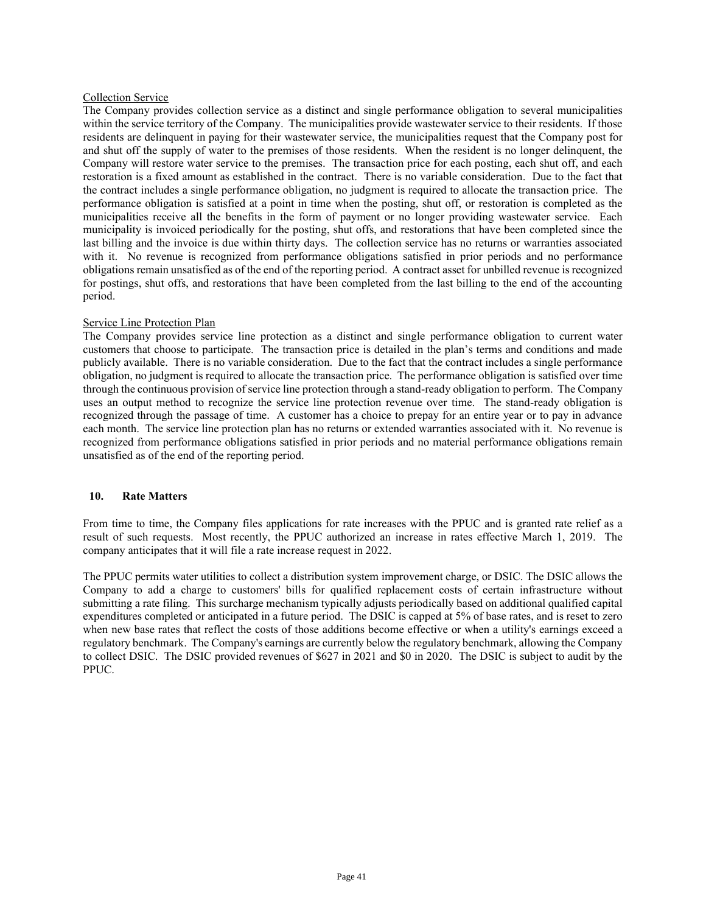Collection Service

The Company provides collection service as a distinct and single performance obligation to several municipalities within the service territory of the Company. The municipalities provide wastewater service to their residents. If those residents are delinquent in paying for their wastewater service, the municipalities request that the Company post for and shut off the supply of water to the premises of those residents. When the resident is no longer delinquent, the Company will restore water service to the premises. The transaction price for each posting, each shut off, and each restoration is a fixed amount as established in the contract. There is no variable consideration. Due to the fact that the contract includes a single performance obligation, no judgment is required to allocate the transaction price. The performance obligation is satisfied at a point in time when the posting, shut off, or restoration is completed as the municipalities receive all the benefits in the form of payment or no longer providing wastewater service. Each municipality is invoiced periodically for the posting, shut offs, and restorations that have been completed since the last billing and the invoice is due within thirty days. The collection service has no returns or warranties associated with it. No revenue is recognized from performance obligations satisfied in prior periods and no performance obligations remain unsatisfied as of the end of the reporting period. A contract asset for unbilled revenue is recognized for postings, shut offs, and restorations that have been completed from the last billing to the end of the accounting period.

Service Line Protection Plan

The Company provides service line protection as a distinct and single performance obligation to current water customers that choose to participate. The transaction price is detailed in the plan's terms and conditions and made publicly available. There is no variable consideration. Due to the fact that the contract includes a single performance obligation, no judgment is required to allocate the transaction price. The performance obligation is satisfied over time through the continuous provision of service line protection through a stand-ready obligation to perform. The Company uses an output method to recognize the service line protection revenue over time. The stand-ready obligation is recognized through the passage of time. A customer has a choice to prepay for an entire year or to pay in advance each month. The service line protection plan has no returns or extended warranties associated with it. No revenue is recognized from performance obligations satisfied in prior periods and no material performance obligations remain unsatisfied as of the end of the reporting period.

## 10. Rate Matters

From time to time, the Company files applications for rate increases with the PPUC and is granted rate relief as a result of such requests. Most recently, the PPUC authorized an increase in rates effective March 1, 2019. The company anticipates that it will file a rate increase request in 2022.

The PPUC permits water utilities to collect a distribution system improvement charge, or DSIC. The DSIC allows the Company to add a charge to customers' bills for qualified replacement costs of certain infrastructure without submitting a rate filing. This surcharge mechanism typically adjusts periodically based on additional qualified capital expenditures completed or anticipated in a future period. The DSIC is capped at 5% of base rates, and is reset to zero when new base rates that reflect the costs of those additions become effective or when a utility's earnings exceed a regulatory benchmark. The Company's earnings are currently below the regulatory benchmark, allowing the Company to collect DSIC. The DSIC provided revenues of $627 in 2021 and $0 in 2020. The DSIC is subject to audit by the PPUC.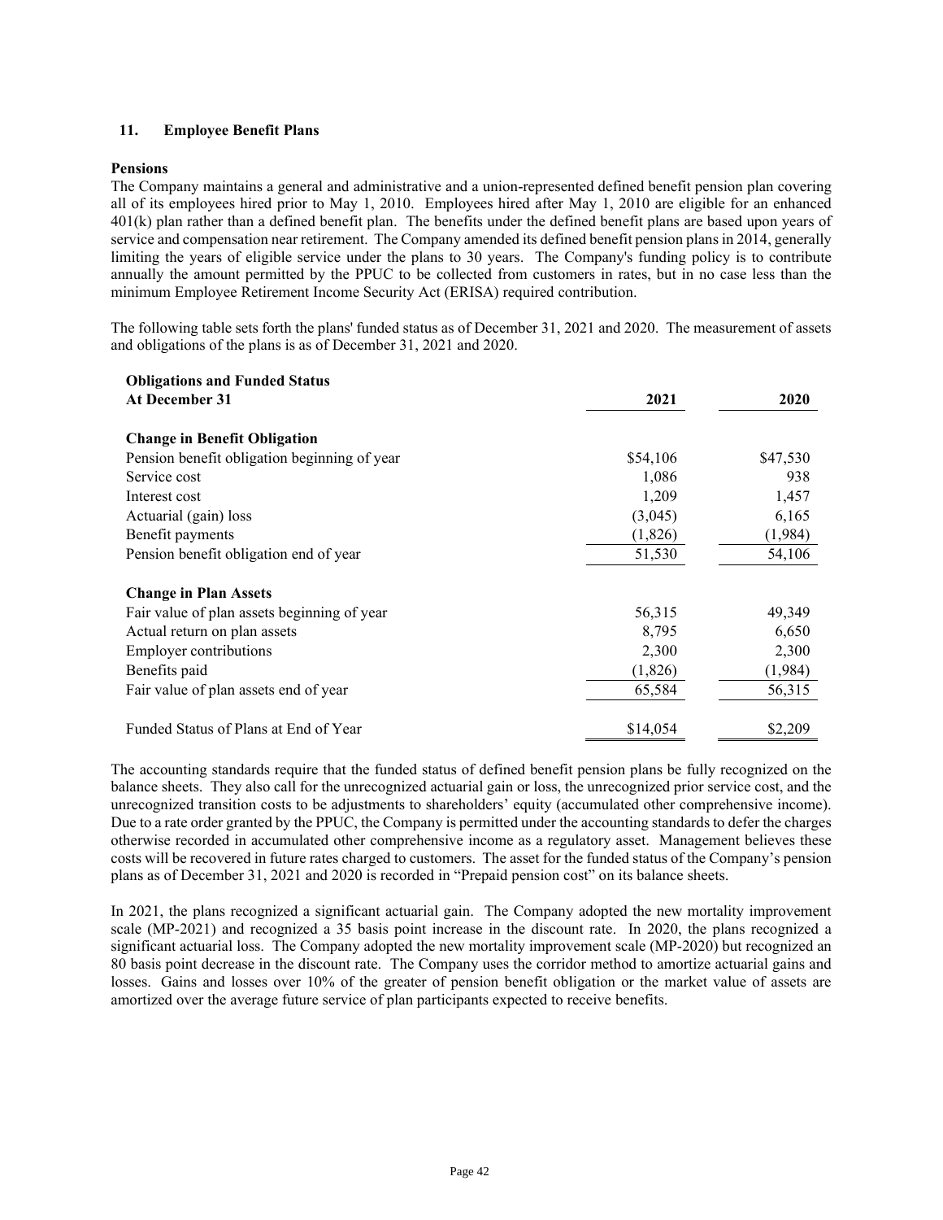## 11. Employee Benefit Plans

**Pensions**

The Company maintains a general and administrative and a union-represented defined benefit pension plan covering all of its employees hired prior to May 1, 2010. Employees hired after May 1, 2010 are eligible for an enhanced 401(k) plan rather than a defined benefit plan. The benefits under the defined benefit plans are based upon years of service and compensation near retirement. The Company amended its defined benefit pension plans in 2014, generally limiting the years of eligible service under the plans to 30 years. The Company's funding policy is to contribute annually the amount permitted by the PPUC to be collected from customers in rates, but in no case less than the minimum Employee Retirement Income Security Act (ERISA) required contribution.

The following table sets forth the plans' funded status as of December 31, 2021 and 2020. The measurement of assets and obligations of the plans is as of December 31, 2021 and 2020.

| **Obligations and Funded Status At December 31** | **2021** | **2020** |
|---|---|---|
| **Change in Benefit Obligation** | | |
| Pension benefit obligation beginning of year | $54,106 | $47,530 |
| Service cost | 1,086 | 938 |
| Interest cost | 1,209 | 1,457 |
| Actuarial (gain) loss | (3,045) | 6,165 |
| Benefit payments | (1,826) | (1,984) |
| Pension benefit obligation end of year | 51,530 | 54,106 |
| **Change in Plan Assets** | | |
| Fair value of plan assets beginning of year | 56,315 | 49,349 |
| Actual return on plan assets | 8,795 | 6,650 |
| Employer contributions | 2,300 | 2,300 |
| Benefits paid | (1,826) | (1,984) |
| Fair value of plan assets end of year | 65,584 | 56,315 |
| Funded Status of Plans at End of Year | $14,054 | $2,209 |

The accounting standards require that the funded status of defined benefit pension plans be fully recognized on the balance sheets. They also call for the unrecognized actuarial gain or loss, the unrecognized prior service cost, and the unrecognized transition costs to be adjustments to shareholders' equity (accumulated other comprehensive income). Due to a rate order granted by the PPUC, the Company is permitted under the accounting standards to defer the charges otherwise recorded in accumulated other comprehensive income as a regulatory asset. Management believes these costs will be recovered in future rates charged to customers. The asset for the funded status of the Company's pension plans as of December 31, 2021 and 2020 is recorded in "Prepaid pension cost" on its balance sheets.

In 2021, the plans recognized a significant actuarial gain. The Company adopted the new mortality improvement scale (MP-2021) and recognized a 35 basis point increase in the discount rate. In 2020, the plans recognized a significant actuarial loss. The Company adopted the new mortality improvement scale (MP-2020) but recognized an 80 basis point decrease in the discount rate. The Company uses the corridor method to amortize actuarial gains and losses. Gains and losses over 10% of the greater of pension benefit obligation or the market value of assets are amortized over the average future service of plan participants expected to receive benefits.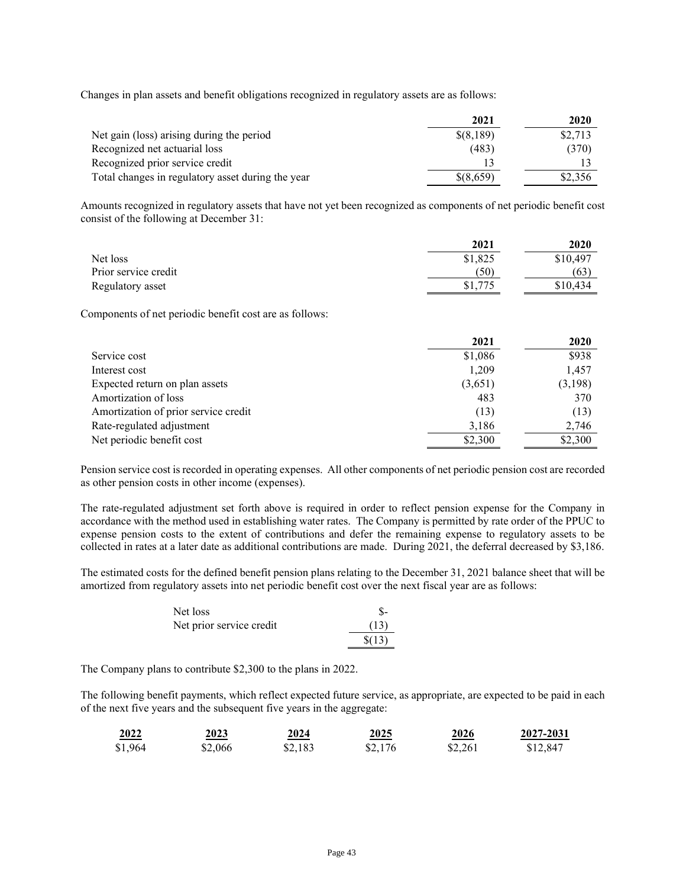Changes in plan assets and benefit obligations recognized in regulatory assets are as follows:

| | 2021 | 2020 |
|---|---|---|
| Net gain (loss) arising during the period | $(8,189) | $2,713 |
| Recognized net actuarial loss | (483) | (370) |
| Recognized prior service credit | 13 | 13 |
| Total changes in regulatory asset during the year | $(8,659) | $2,356 |

Amounts recognized in regulatory assets that have not yet been recognized as components of net periodic benefit cost consist of the following at December 31:

| | 2021 | 2020 |
|---|---|---|
| Net loss | $1,825 | $10,497 |
| Prior service credit | (50) | (63) |
| Regulatory asset | $1,775 | $10,434 |

Components of net periodic benefit cost are as follows:

| | 2021 | 2020 |
|---|---|---|
| Service cost | $1,086 | $938 |
| Interest cost | 1,209 | 1,457 |
| Expected return on plan assets | (3,651) | (3,198) |
| Amortization of loss | 483 | 370 |
| Amortization of prior service credit | (13) | (13) |
| Rate-regulated adjustment | 3,186 | 2,746 |
| Net periodic benefit cost | $2,300 | $2,300 |

Pension service cost is recorded in operating expenses. All other components of net periodic pension cost are recorded as other pension costs in other income (expenses).

The rate-regulated adjustment set forth above is required in order to reflect pension expense for the Company in accordance with the method used in establishing water rates. The Company is permitted by rate order of the PPUC to expense pension costs to the extent of contributions and defer the remaining expense to regulatory assets to be collected in rates at a later date as additional contributions are made. During 2021, the deferral decreased by $3,186.

The estimated costs for the defined benefit pension plans relating to the December 31, 2021 balance sheet that will be amortized from regulatory assets into net periodic benefit cost over the next fiscal year are as follows:

| | |
|---|---|
| Net loss | $- |
| Net prior service credit | (13) |
| | $(13) |

The Company plans to contribute $2,300 to the plans in 2022.

The following benefit payments, which reflect expected future service, as appropriate, are expected to be paid in each of the next five years and the subsequent five years in the aggregate:

| 2022 | 2023 | 2024 | 2025 | 2026 | 2027-2031 |
|---|---|---|---|---|---|
| $1,964 | $2,066 | $2,183 | $2,176 | $2,261 | $12,847 |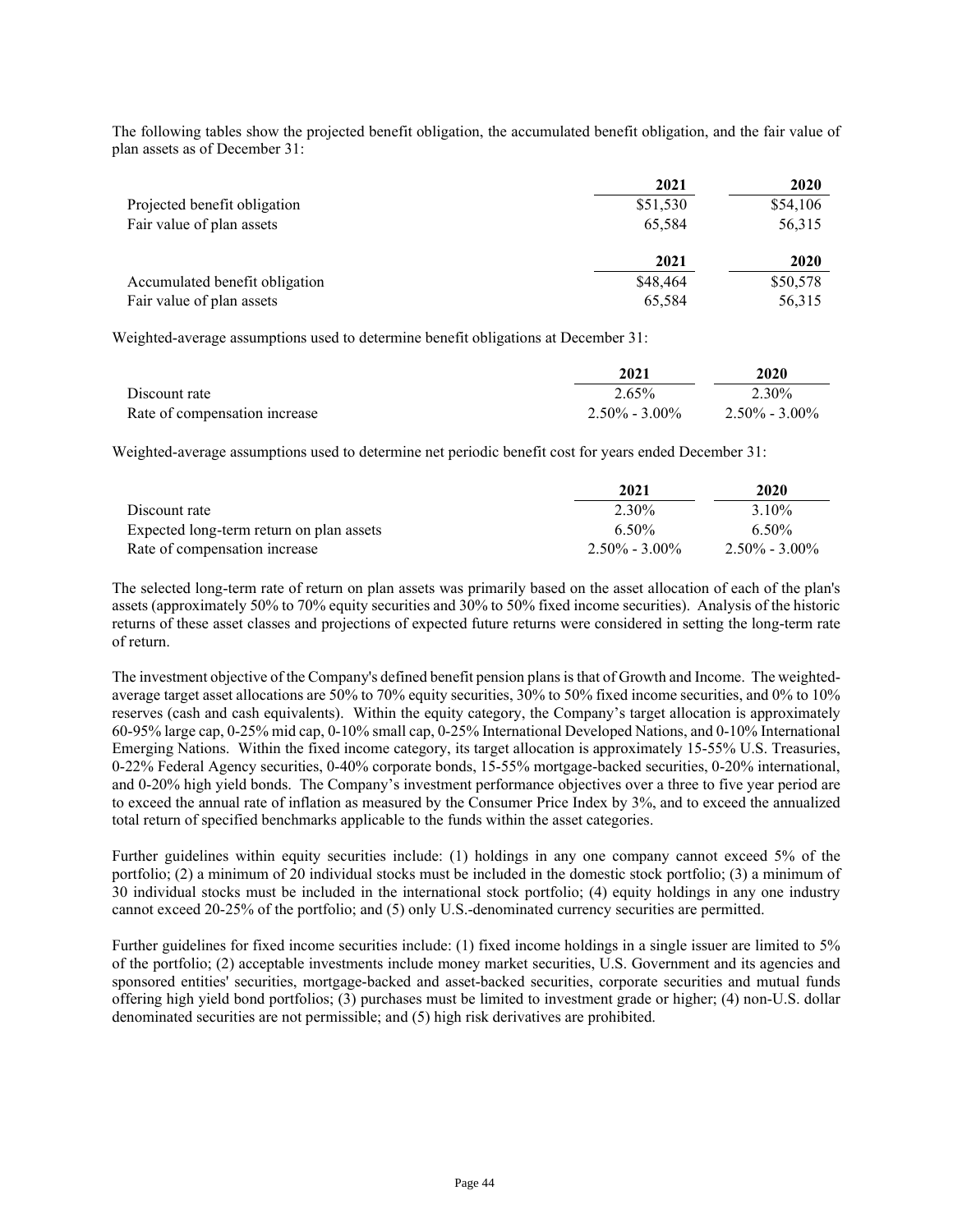The following tables show the projected benefit obligation, the accumulated benefit obligation, and the fair value of plan assets as of December 31:

| | 2021 | 2020 |
|---|---|---|
| Projected benefit obligation | $51,530 | $54,106 |
| Fair value of plan assets | 65,584 | 56,315 |

| | 2021 | 2020 |
|---|---|---|
| Accumulated benefit obligation | $48,464 | $50,578 |
| Fair value of plan assets | 65,584 | 56,315 |

Weighted-average assumptions used to determine benefit obligations at December 31:

| | 2021 | 2020 |
|---|---|---|
| Discount rate | 2.65% | 2.30% |
| Rate of compensation increase | 2.50% - 3.00% | 2.50% - 3.00% |

Weighted-average assumptions used to determine net periodic benefit cost for years ended December 31:

| | 2021 | 2020 |
|---|---|---|
| Discount rate | 2.30% | 3.10% |
| Expected long-term return on plan assets | 6.50% | 6.50% |
| Rate of compensation increase | 2.50% - 3.00% | 2.50% - 3.00% |

The selected long-term rate of return on plan assets was primarily based on the asset allocation of each of the plan's assets (approximately 50% to 70% equity securities and 30% to 50% fixed income securities). Analysis of the historic returns of these asset classes and projections of expected future returns were considered in setting the long-term rate of return.

The investment objective of the Company's defined benefit pension plans is that of Growth and Income. The weighted-average target asset allocations are 50% to 70% equity securities, 30% to 50% fixed income securities, and 0% to 10% reserves (cash and cash equivalents). Within the equity category, the Company's target allocation is approximately 60-95% large cap, 0-25% mid cap, 0-10% small cap, 0-25% International Developed Nations, and 0-10% International Emerging Nations. Within the fixed income category, its target allocation is approximately 15-55% U.S. Treasuries, 0-22% Federal Agency securities, 0-40% corporate bonds, 15-55% mortgage-backed securities, 0-20% international, and 0-20% high yield bonds. The Company's investment performance objectives over a three to five year period are to exceed the annual rate of inflation as measured by the Consumer Price Index by 3%, and to exceed the annualized total return of specified benchmarks applicable to the funds within the asset categories.

Further guidelines within equity securities include: (1) holdings in any one company cannot exceed 5% of the portfolio; (2) a minimum of 20 individual stocks must be included in the domestic stock portfolio; (3) a minimum of 30 individual stocks must be included in the international stock portfolio; (4) equity holdings in any one industry cannot exceed 20-25% of the portfolio; and (5) only U.S.-denominated currency securities are permitted.

Further guidelines for fixed income securities include: (1) fixed income holdings in a single issuer are limited to 5% of the portfolio; (2) acceptable investments include money market securities, U.S. Government and its agencies and sponsored entities' securities, mortgage-backed and asset-backed securities, corporate securities and mutual funds offering high yield bond portfolios; (3) purchases must be limited to investment grade or higher; (4) non-U.S. dollar denominated securities are not permissible; and (5) high risk derivatives are prohibited.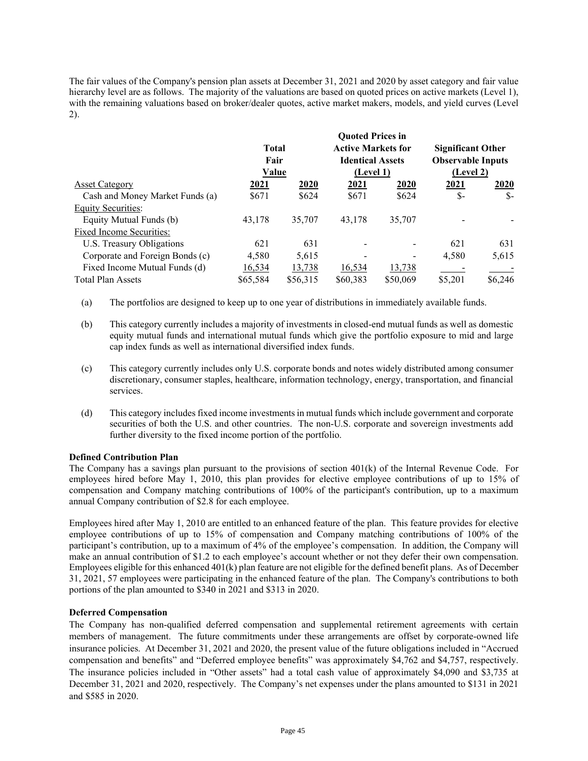The fair values of the Company's pension plan assets at December 31, 2021 and 2020 by asset category and fair value hierarchy level are as follows. The majority of the valuations are based on quoted prices on active markets (Level 1), with the remaining valuations based on broker/dealer quotes, active market makers, models, and yield curves (Level 2).

| | Total Fair Value | | Quoted Prices in Active Markets for Identical Assets (Level 1) | | Significant Other Observable Inputs (Level 2) | |
|---|---|---|---|---|---|---|
| Asset Category | 2021 | 2020 | 2021 | 2020 | 2021 | 2020 |
| Cash and Money Market Funds (a) | $671 | $624 | $671 | $624 | $- | $- |
| Equity Securities: | | | | | | |
| Equity Mutual Funds (b) | 43,178 | 35,707 | 43,178 | 35,707 | - | - |
| Fixed Income Securities: | | | | | | |
| U.S. Treasury Obligations | 621 | 631 | - | - | 621 | 631 |
| Corporate and Foreign Bonds (c) | 4,580 | 5,615 | - | - | 4,580 | 5,615 |
| Fixed Income Mutual Funds (d) | 16,534 | 13,738 | 16,534 | 13,738 | - | - |
| Total Plan Assets | $65,584 | $56,315 | $60,383 | $50,069 | $5,201 | $6,246 |

(a) The portfolios are designed to keep up to one year of distributions in immediately available funds.

(b) This category currently includes a majority of investments in closed-end mutual funds as well as domestic equity mutual funds and international mutual funds which give the portfolio exposure to mid and large cap index funds as well as international diversified index funds.

(c) This category currently includes only U.S. corporate bonds and notes widely distributed among consumer discretionary, consumer staples, healthcare, information technology, energy, transportation, and financial services.

(d) This category includes fixed income investments in mutual funds which include government and corporate securities of both the U.S. and other countries. The non-U.S. corporate and sovereign investments add further diversity to the fixed income portion of the portfolio.

**Defined Contribution Plan**

The Company has a savings plan pursuant to the provisions of section 401(k) of the Internal Revenue Code. For employees hired before May 1, 2010, this plan provides for elective employee contributions of up to 15% of compensation and Company matching contributions of 100% of the participant's contribution, up to a maximum annual Company contribution of $2.8 for each employee.

Employees hired after May 1, 2010 are entitled to an enhanced feature of the plan. This feature provides for elective employee contributions of up to 15% of compensation and Company matching contributions of 100% of the participant's contribution, up to a maximum of 4% of the employee's compensation. In addition, the Company will make an annual contribution of $1.2 to each employee's account whether or not they defer their own compensation. Employees eligible for this enhanced 401(k) plan feature are not eligible for the defined benefit plans. As of December 31, 2021, 57 employees were participating in the enhanced feature of the plan. The Company's contributions to both portions of the plan amounted to $340 in 2021 and $313 in 2020.

**Deferred Compensation**

The Company has non-qualified deferred compensation and supplemental retirement agreements with certain members of management. The future commitments under these arrangements are offset by corporate-owned life insurance policies. At December 31, 2021 and 2020, the present value of the future obligations included in "Accrued compensation and benefits" and "Deferred employee benefits" was approximately $4,762 and $4,757, respectively. The insurance policies included in "Other assets" had a total cash value of approximately $4,090 and $3,735 at December 31, 2021 and 2020, respectively. The Company's net expenses under the plans amounted to $131 in 2021 and $585 in 2020.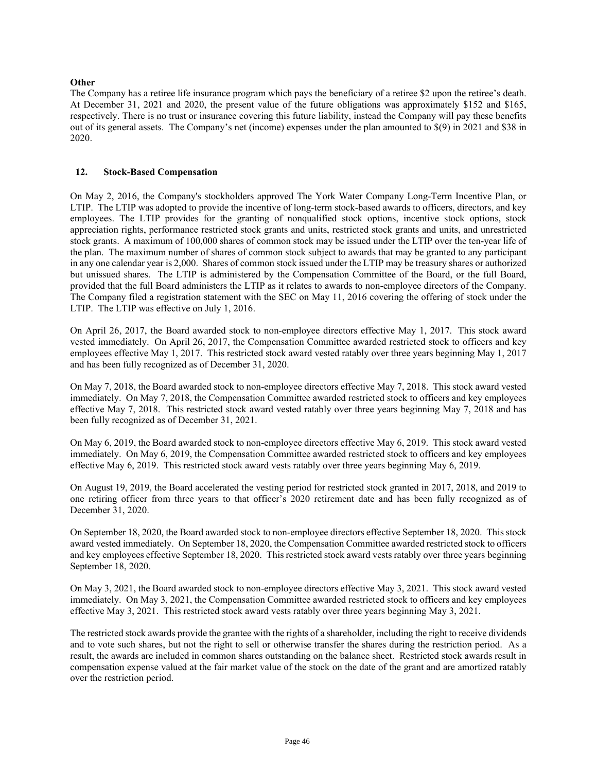**Other**

The Company has a retiree life insurance program which pays the beneficiary of a retiree $2 upon the retiree's death. At December 31, 2021 and 2020, the present value of the future obligations was approximately $152 and $165, respectively. There is no trust or insurance covering this future liability, instead the Company will pay these benefits out of its general assets. The Company's net (income) expenses under the plan amounted to $(9) in 2021 and $38 in 2020.

## 12. Stock-Based Compensation

On May 2, 2016, the Company's stockholders approved The York Water Company Long-Term Incentive Plan, or LTIP. The LTIP was adopted to provide the incentive of long-term stock-based awards to officers, directors, and key employees. The LTIP provides for the granting of nonqualified stock options, incentive stock options, stock appreciation rights, performance restricted stock grants and units, restricted stock grants and units, and unrestricted stock grants. A maximum of 100,000 shares of common stock may be issued under the LTIP over the ten-year life of the plan. The maximum number of shares of common stock subject to awards that may be granted to any participant in any one calendar year is 2,000. Shares of common stock issued under the LTIP may be treasury shares or authorized but unissued shares. The LTIP is administered by the Compensation Committee of the Board, or the full Board, provided that the full Board administers the LTIP as it relates to awards to non-employee directors of the Company. The Company filed a registration statement with the SEC on May 11, 2016 covering the offering of stock under the LTIP. The LTIP was effective on July 1, 2016.

On April 26, 2017, the Board awarded stock to non-employee directors effective May 1, 2017. This stock award vested immediately. On April 26, 2017, the Compensation Committee awarded restricted stock to officers and key employees effective May 1, 2017. This restricted stock award vested ratably over three years beginning May 1, 2017 and has been fully recognized as of December 31, 2020.

On May 7, 2018, the Board awarded stock to non-employee directors effective May 7, 2018. This stock award vested immediately. On May 7, 2018, the Compensation Committee awarded restricted stock to officers and key employees effective May 7, 2018. This restricted stock award vested ratably over three years beginning May 7, 2018 and has been fully recognized as of December 31, 2021.

On May 6, 2019, the Board awarded stock to non-employee directors effective May 6, 2019. This stock award vested immediately. On May 6, 2019, the Compensation Committee awarded restricted stock to officers and key employees effective May 6, 2019. This restricted stock award vests ratably over three years beginning May 6, 2019.

On August 19, 2019, the Board accelerated the vesting period for restricted stock granted in 2017, 2018, and 2019 to one retiring officer from three years to that officer's 2020 retirement date and has been fully recognized as of December 31, 2020.

On September 18, 2020, the Board awarded stock to non-employee directors effective September 18, 2020. This stock award vested immediately. On September 18, 2020, the Compensation Committee awarded restricted stock to officers and key employees effective September 18, 2020. This restricted stock award vests ratably over three years beginning September 18, 2020.

On May 3, 2021, the Board awarded stock to non-employee directors effective May 3, 2021. This stock award vested immediately. On May 3, 2021, the Compensation Committee awarded restricted stock to officers and key employees effective May 3, 2021. This restricted stock award vests ratably over three years beginning May 3, 2021.

The restricted stock awards provide the grantee with the rights of a shareholder, including the right to receive dividends and to vote such shares, but not the right to sell or otherwise transfer the shares during the restriction period. As a result, the awards are included in common shares outstanding on the balance sheet. Restricted stock awards result in compensation expense valued at the fair market value of the stock on the date of the grant and are amortized ratably over the restriction period.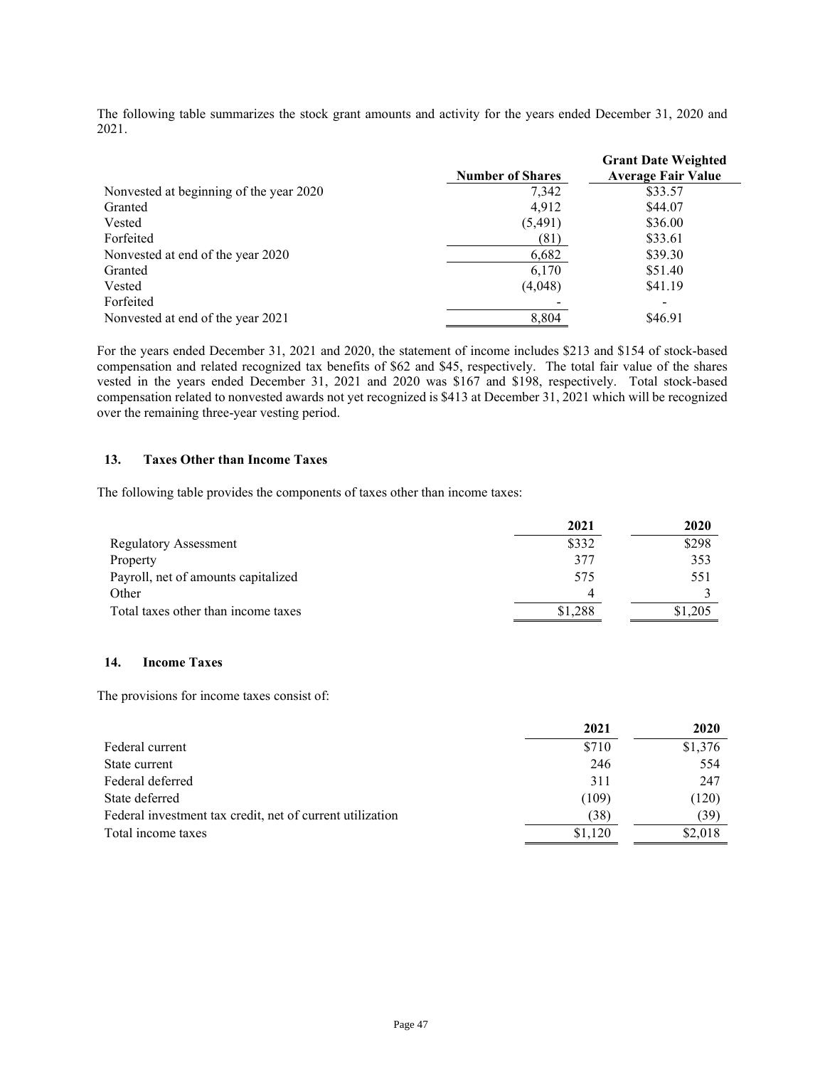The following table summarizes the stock grant amounts and activity for the years ended December 31, 2020 and 2021.

| | Number of Shares | Grant Date Weighted Average Fair Value |
|---|---|---|
| Nonvested at beginning of the year 2020 | 7,342 | $33.57 |
| Granted | 4,912 | $44.07 |
| Vested | (5,491) | $36.00 |
| Forfeited | (81) | $33.61 |
| Nonvested at end of the year 2020 | 6,682 | $39.30 |
| Granted | 6,170 | $51.40 |
| Vested | (4,048) | $41.19 |
| Forfeited | - | - |
| Nonvested at end of the year 2021 | 8,804 | $46.91 |

For the years ended December 31, 2021 and 2020, the statement of income includes $213 and $154 of stock-based compensation and related recognized tax benefits of $62 and $45, respectively. The total fair value of the shares vested in the years ended December 31, 2021 and 2020 was $167 and $198, respectively. Total stock-based compensation related to nonvested awards not yet recognized is $413 at December 31, 2021 which will be recognized over the remaining three-year vesting period.

## 13. Taxes Other than Income Taxes

The following table provides the components of taxes other than income taxes:

| | 2021 | 2020 |
|---|---|---|
| Regulatory Assessment | $332 | $298 |
| Property | 377 | 353 |
| Payroll, net of amounts capitalized | 575 | 551 |
| Other | 4 | 3 |
| Total taxes other than income taxes | $1,288 | $1,205 |

## 14. Income Taxes

The provisions for income taxes consist of:

| | 2021 | 2020 |
|---|---|---|
| Federal current | $710 | $1,376 |
| State current | 246 | 554 |
| Federal deferred | 311 | 247 |
| State deferred | (109) | (120) |
| Federal investment tax credit, net of current utilization | (38) | (39) |
| Total income taxes | $1,120 | $2,018 |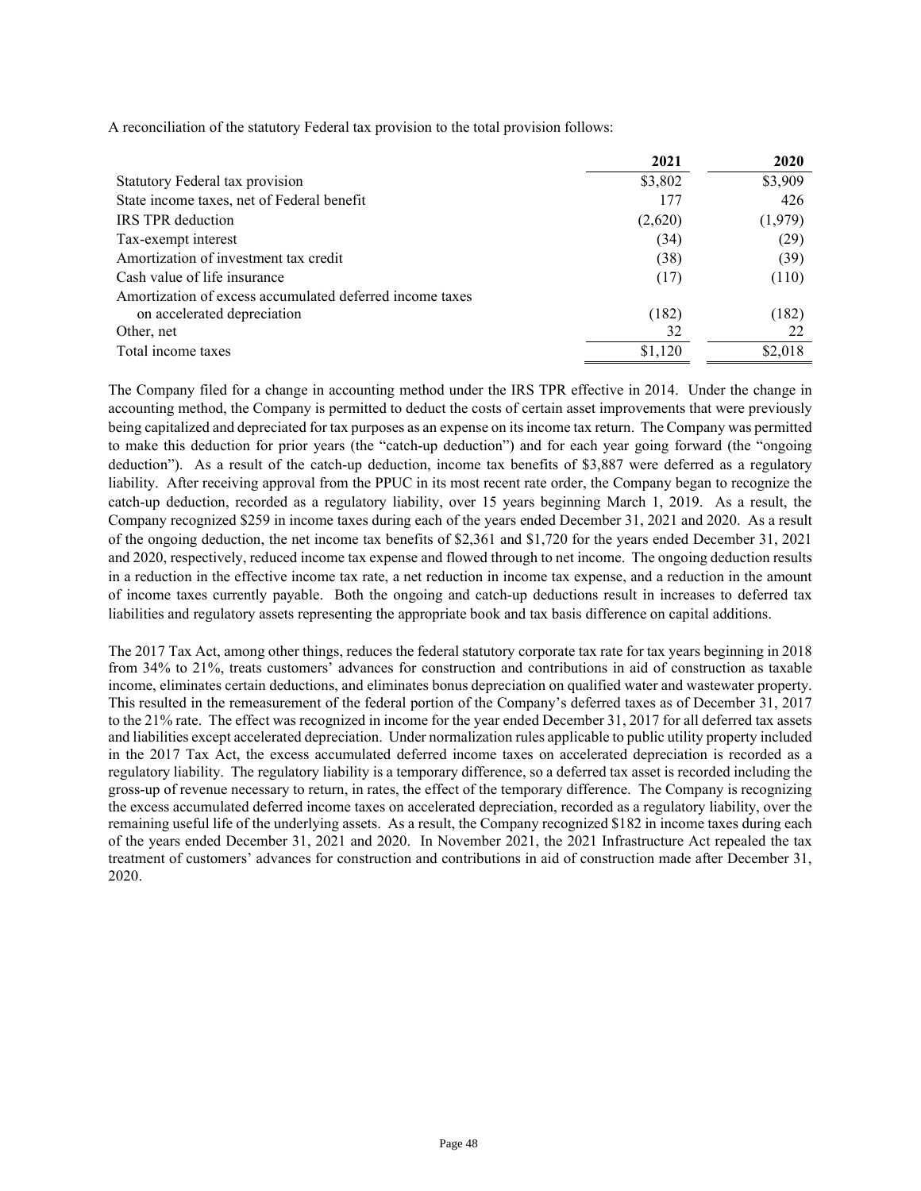A reconciliation of the statutory Federal tax provision to the total provision follows:

| | 2021 | 2020 |
|---|---|---|
| Statutory Federal tax provision | $3,802 | $3,909 |
| State income taxes, net of Federal benefit | 177 | 426 |
| IRS TPR deduction | (2,620) | (1,979) |
| Tax-exempt interest | (34) | (29) |
| Amortization of investment tax credit | (38) | (39) |
| Cash value of life insurance | (17) | (110) |
| Amortization of excess accumulated deferred income taxes on accelerated depreciation | (182) | (182) |
| Other, net | 32 | 22 |
| Total income taxes | $1,120 | $2,018 |

The Company filed for a change in accounting method under the IRS TPR effective in 2014. Under the change in accounting method, the Company is permitted to deduct the costs of certain asset improvements that were previously being capitalized and depreciated for tax purposes as an expense on its income tax return. The Company was permitted to make this deduction for prior years (the "catch-up deduction") and for each year going forward (the "ongoing deduction"). As a result of the catch-up deduction, income tax benefits of $3,887 were deferred as a regulatory liability. After receiving approval from the PPUC in its most recent rate order, the Company began to recognize the catch-up deduction, recorded as a regulatory liability, over 15 years beginning March 1, 2019. As a result, the Company recognized $259 in income taxes during each of the years ended December 31, 2021 and 2020. As a result of the ongoing deduction, the net income tax benefits of $2,361 and $1,720 for the years ended December 31, 2021 and 2020, respectively, reduced income tax expense and flowed through to net income. The ongoing deduction results in a reduction in the effective income tax rate, a net reduction in income tax expense, and a reduction in the amount of income taxes currently payable. Both the ongoing and catch-up deductions result in increases to deferred tax liabilities and regulatory assets representing the appropriate book and tax basis difference on capital additions.

The 2017 Tax Act, among other things, reduces the federal statutory corporate tax rate for tax years beginning in 2018 from 34% to 21%, treats customers' advances for construction and contributions in aid of construction as taxable income, eliminates certain deductions, and eliminates bonus depreciation on qualified water and wastewater property. This resulted in the remeasurement of the federal portion of the Company's deferred taxes as of December 31, 2017 to the 21% rate. The effect was recognized in income for the year ended December 31, 2017 for all deferred tax assets and liabilities except accelerated depreciation. Under normalization rules applicable to public utility property included in the 2017 Tax Act, the excess accumulated deferred income taxes on accelerated depreciation is recorded as a regulatory liability. The regulatory liability is a temporary difference, so a deferred tax asset is recorded including the gross-up of revenue necessary to return, in rates, the effect of the temporary difference. The Company is recognizing the excess accumulated deferred income taxes on accelerated depreciation, recorded as a regulatory liability, over the remaining useful life of the underlying assets. As a result, the Company recognized $182 in income taxes during each of the years ended December 31, 2021 and 2020. In November 2021, the 2021 Infrastructure Act repealed the tax treatment of customers' advances for construction and contributions in aid of construction made after December 31, 2020.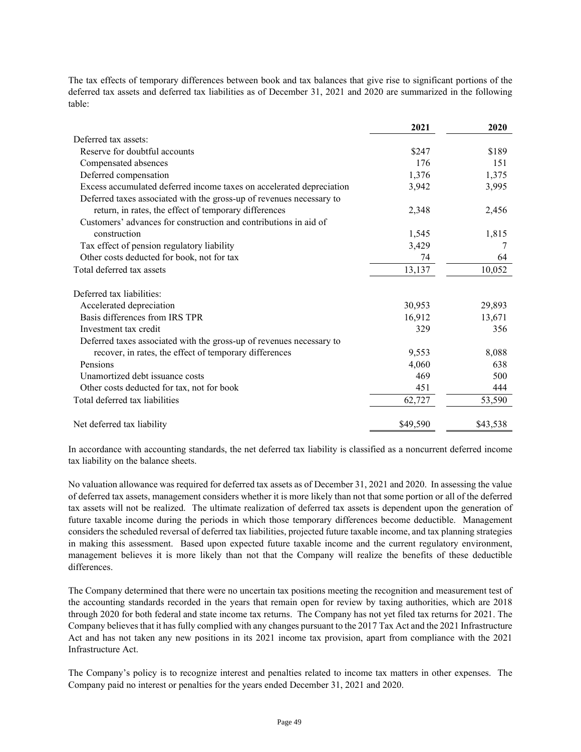The tax effects of temporary differences between book and tax balances that give rise to significant portions of the deferred tax assets and deferred tax liabilities as of December 31, 2021 and 2020 are summarized in the following table:

| | 2021 | 2020 |
|---|---|---|
| Deferred tax assets: | | |
| Reserve for doubtful accounts | $247 | $189 |
| Compensated absences | 176 | 151 |
| Deferred compensation | 1,376 | 1,375 |
| Excess accumulated deferred income taxes on accelerated depreciation | 3,942 | 3,995 |
| Deferred taxes associated with the gross-up of revenues necessary to return, in rates, the effect of temporary differences | 2,348 | 2,456 |
| Customers' advances for construction and contributions in aid of construction | 1,545 | 1,815 |
| Tax effect of pension regulatory liability | 3,429 | 7 |
| Other costs deducted for book, not for tax | 74 | 64 |
| Total deferred tax assets | 13,137 | 10,052 |
| | | |
| Deferred tax liabilities: | | |
| Accelerated depreciation | 30,953 | 29,893 |
| Basis differences from IRS TPR | 16,912 | 13,671 |
| Investment tax credit | 329 | 356 |
| Deferred taxes associated with the gross-up of revenues necessary to recover, in rates, the effect of temporary differences | 9,553 | 8,088 |
| Pensions | 4,060 | 638 |
| Unamortized debt issuance costs | 469 | 500 |
| Other costs deducted for tax, not for book | 451 | 444 |
| Total deferred tax liabilities | 62,727 | 53,590 |
| | | |
| Net deferred tax liability | $49,590 | $43,538 |

In accordance with accounting standards, the net deferred tax liability is classified as a noncurrent deferred income tax liability on the balance sheets.

No valuation allowance was required for deferred tax assets as of December 31, 2021 and 2020. In assessing the value of deferred tax assets, management considers whether it is more likely than not that some portion or all of the deferred tax assets will not be realized. The ultimate realization of deferred tax assets is dependent upon the generation of future taxable income during the periods in which those temporary differences become deductible. Management considers the scheduled reversal of deferred tax liabilities, projected future taxable income, and tax planning strategies in making this assessment. Based upon expected future taxable income and the current regulatory environment, management believes it is more likely than not that the Company will realize the benefits of these deductible differences.

The Company determined that there were no uncertain tax positions meeting the recognition and measurement test of the accounting standards recorded in the years that remain open for review by taxing authorities, which are 2018 through 2020 for both federal and state income tax returns. The Company has not yet filed tax returns for 2021. The Company believes that it has fully complied with any changes pursuant to the 2017 Tax Act and the 2021 Infrastructure Act and has not taken any new positions in its 2021 income tax provision, apart from compliance with the 2021 Infrastructure Act.

The Company's policy is to recognize interest and penalties related to income tax matters in other expenses. The Company paid no interest or penalties for the years ended December 31, 2021 and 2020.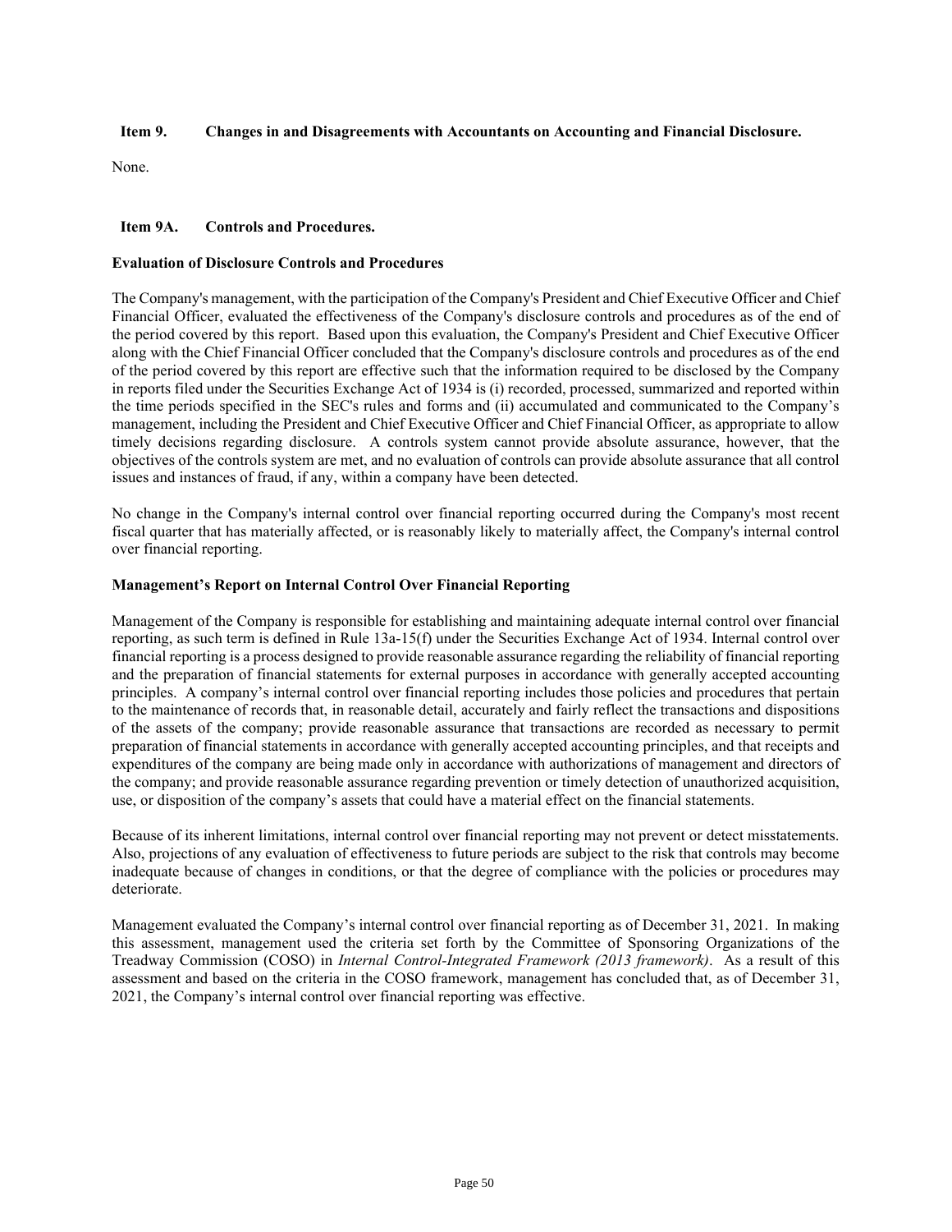## Item 9. Changes in and Disagreements with Accountants on Accounting and Financial Disclosure.

None.

## Item 9A. Controls and Procedures.

### Evaluation of Disclosure Controls and Procedures

The Company's management, with the participation of the Company's President and Chief Executive Officer and Chief Financial Officer, evaluated the effectiveness of the Company's disclosure controls and procedures as of the end of the period covered by this report. Based upon this evaluation, the Company's President and Chief Executive Officer along with the Chief Financial Officer concluded that the Company's disclosure controls and procedures as of the end of the period covered by this report are effective such that the information required to be disclosed by the Company in reports filed under the Securities Exchange Act of 1934 is (i) recorded, processed, summarized and reported within the time periods specified in the SEC's rules and forms and (ii) accumulated and communicated to the Company's management, including the President and Chief Executive Officer and Chief Financial Officer, as appropriate to allow timely decisions regarding disclosure. A controls system cannot provide absolute assurance, however, that the objectives of the controls system are met, and no evaluation of controls can provide absolute assurance that all control issues and instances of fraud, if any, within a company have been detected.

No change in the Company's internal control over financial reporting occurred during the Company's most recent fiscal quarter that has materially affected, or is reasonably likely to materially affect, the Company's internal control over financial reporting.

### Management's Report on Internal Control Over Financial Reporting

Management of the Company is responsible for establishing and maintaining adequate internal control over financial reporting, as such term is defined in Rule 13a-15(f) under the Securities Exchange Act of 1934. Internal control over financial reporting is a process designed to provide reasonable assurance regarding the reliability of financial reporting and the preparation of financial statements for external purposes in accordance with generally accepted accounting principles. A company's internal control over financial reporting includes those policies and procedures that pertain to the maintenance of records that, in reasonable detail, accurately and fairly reflect the transactions and dispositions of the assets of the company; provide reasonable assurance that transactions are recorded as necessary to permit preparation of financial statements in accordance with generally accepted accounting principles, and that receipts and expenditures of the company are being made only in accordance with authorizations of management and directors of the company; and provide reasonable assurance regarding prevention or timely detection of unauthorized acquisition, use, or disposition of the company's assets that could have a material effect on the financial statements.

Because of its inherent limitations, internal control over financial reporting may not prevent or detect misstatements. Also, projections of any evaluation of effectiveness to future periods are subject to the risk that controls may become inadequate because of changes in conditions, or that the degree of compliance with the policies or procedures may deteriorate.

Management evaluated the Company's internal control over financial reporting as of December 31, 2021. In making this assessment, management used the criteria set forth by the Committee of Sponsoring Organizations of the Treadway Commission (COSO) in *Internal Control-Integrated Framework (2013 framework)*. As a result of this assessment and based on the criteria in the COSO framework, management has concluded that, as of December 31, 2021, the Company's internal control over financial reporting was effective.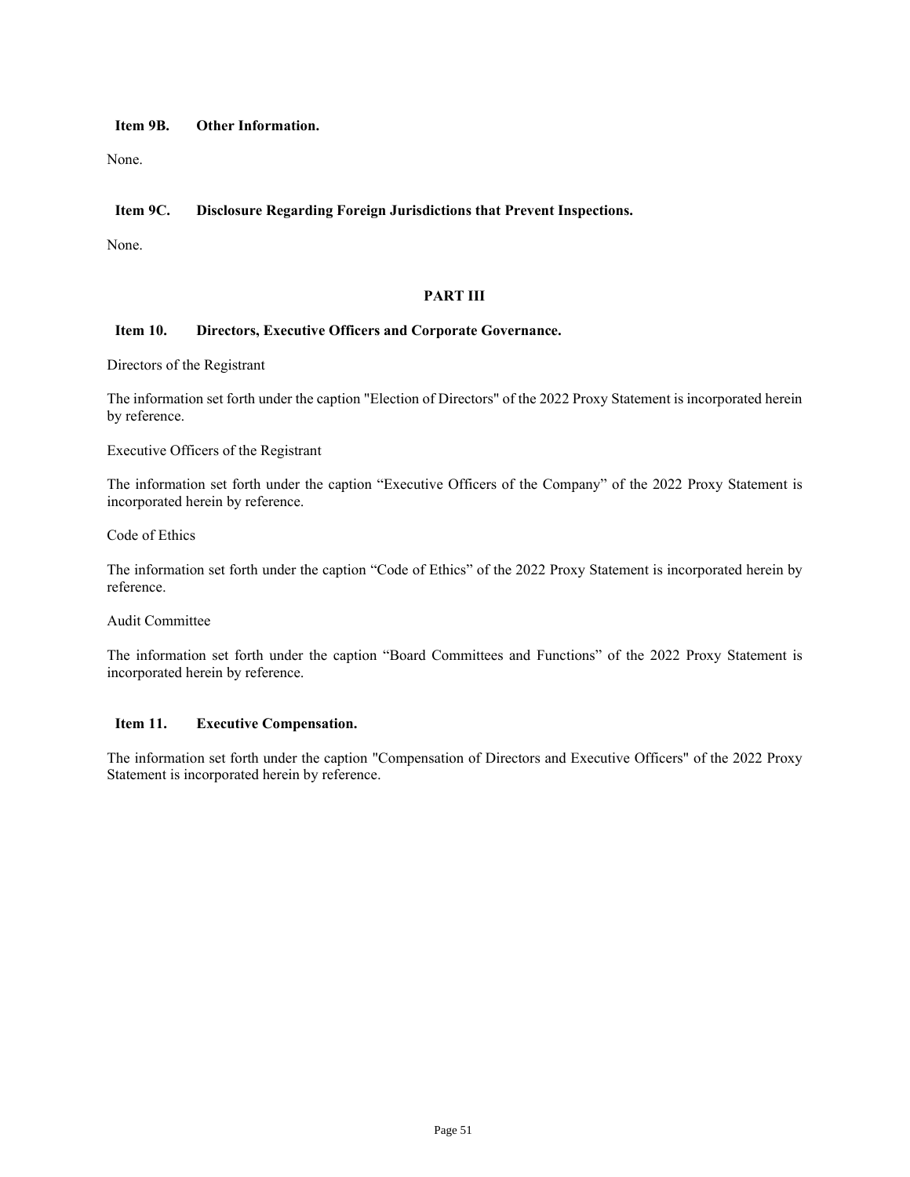### Item 9B. Other Information.

None.

### Item 9C. Disclosure Regarding Foreign Jurisdictions that Prevent Inspections.

None.

## PART III

### Item 10. Directors, Executive Officers and Corporate Governance.

Directors of the Registrant

The information set forth under the caption "Election of Directors" of the 2022 Proxy Statement is incorporated herein by reference.

Executive Officers of the Registrant

The information set forth under the caption "Executive Officers of the Company" of the 2022 Proxy Statement is incorporated herein by reference.

Code of Ethics

The information set forth under the caption "Code of Ethics" of the 2022 Proxy Statement is incorporated herein by reference.

Audit Committee

The information set forth under the caption "Board Committees and Functions" of the 2022 Proxy Statement is incorporated herein by reference.

### Item 11. Executive Compensation.

The information set forth under the caption "Compensation of Directors and Executive Officers" of the 2022 Proxy Statement is incorporated herein by reference.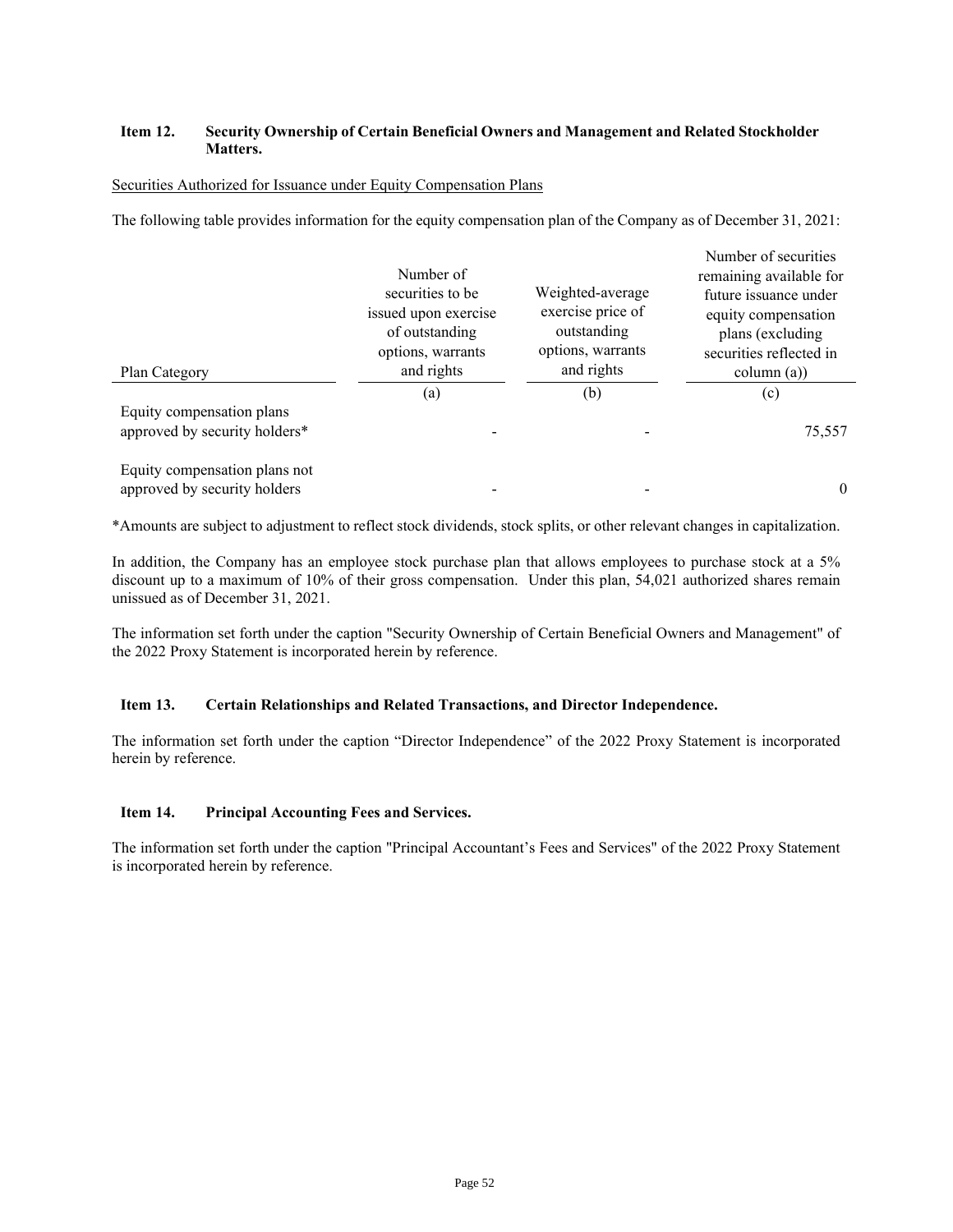### Item 12. Security Ownership of Certain Beneficial Owners and Management and Related Stockholder Matters.

Securities Authorized for Issuance under Equity Compensation Plans

The following table provides information for the equity compensation plan of the Company as of December 31, 2021:

| Plan Category | Number of securities to be issued upon exercise of outstanding options, warrants and rights | Weighted-average exercise price of outstanding options, warrants and rights | Number of securities remaining available for future issuance under equity compensation plans (excluding securities reflected in column (a)) |
|---|---|---|---|
| | (a) | (b) | (c) |
| Equity compensation plans approved by security holders* | - | - | 75,557 |
| Equity compensation plans not approved by security holders | - | - | 0 |

*Amounts are subject to adjustment to reflect stock dividends, stock splits, or other relevant changes in capitalization.

In addition, the Company has an employee stock purchase plan that allows employees to purchase stock at a 5% discount up to a maximum of 10% of their gross compensation. Under this plan, 54,021 authorized shares remain unissued as of December 31, 2021.

The information set forth under the caption "Security Ownership of Certain Beneficial Owners and Management" of the 2022 Proxy Statement is incorporated herein by reference.

### Item 13. Certain Relationships and Related Transactions, and Director Independence.

The information set forth under the caption "Director Independence" of the 2022 Proxy Statement is incorporated herein by reference.

### Item 14. Principal Accounting Fees and Services.

The information set forth under the caption "Principal Accountant's Fees and Services" of the 2022 Proxy Statement is incorporated herein by reference.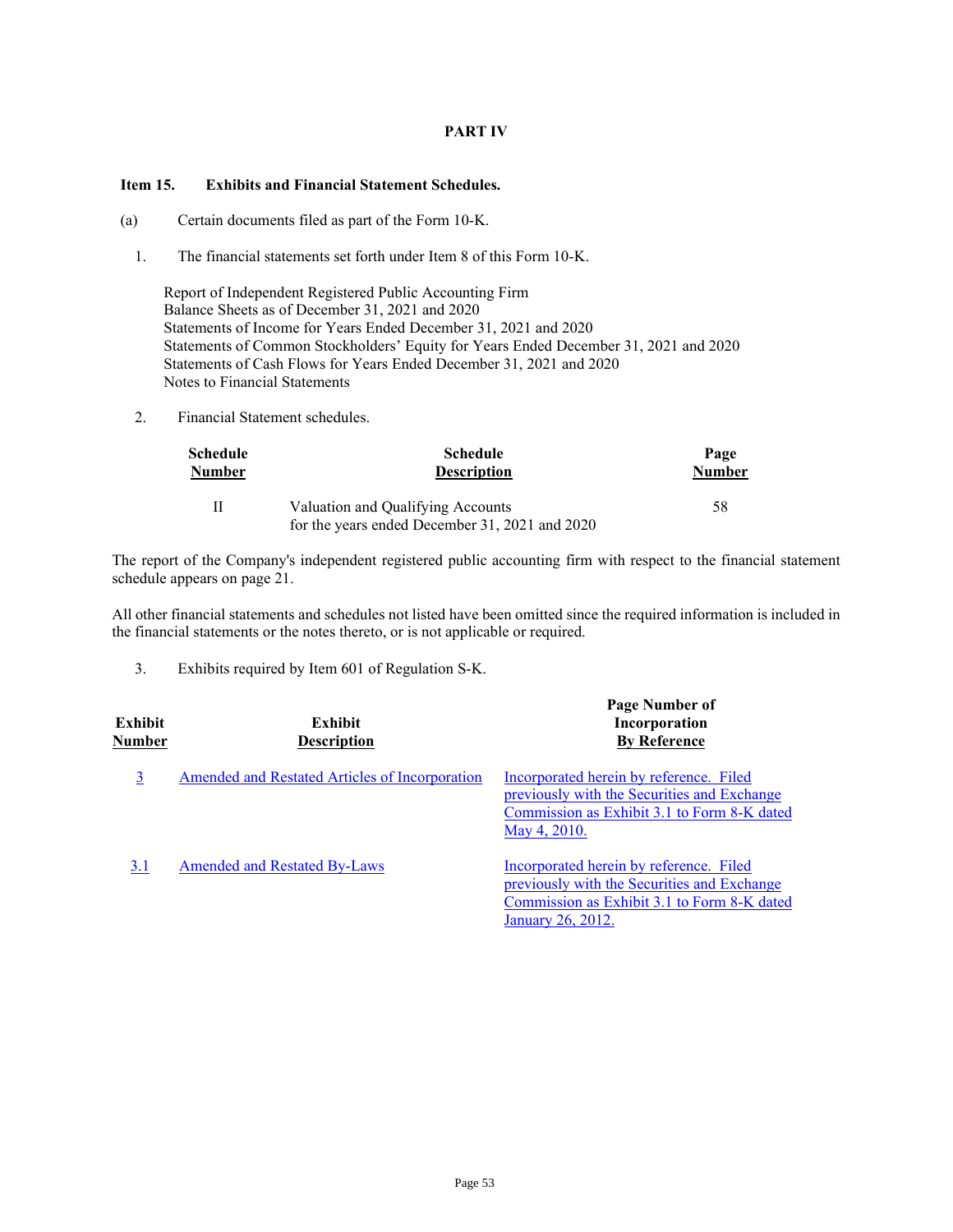# PART IV

## Item 15. Exhibits and Financial Statement Schedules.

(a) Certain documents filed as part of the Form 10-K.

1. The financial statements set forth under Item 8 of this Form 10-K.

   Report of Independent Registered Public Accounting Firm
   Balance Sheets as of December 31, 2021 and 2020
   Statements of Income for Years Ended December 31, 2021 and 2020
   Statements of Common Stockholders' Equity for Years Ended December 31, 2021 and 2020
   Statements of Cash Flows for Years Ended December 31, 2021 and 2020
   Notes to Financial Statements

2. Financial Statement schedules.

| Schedule Number | Schedule Description | Page Number |
|---|---|---|
| II | Valuation and Qualifying Accounts for the years ended December 31, 2021 and 2020 | 58 |

The report of the Company's independent registered public accounting firm with respect to the financial statement schedule appears on page 21.

All other financial statements and schedules not listed have been omitted since the required information is included in the financial statements or the notes thereto, or is not applicable or required.

3. Exhibits required by Item 601 of Regulation S-K.

| Exhibit Number | Exhibit Description | Page Number of Incorporation By Reference |
|---|---|---|
| 3 | Amended and Restated Articles of Incorporation | Incorporated herein by reference. Filed previously with the Securities and Exchange Commission as Exhibit 3.1 to Form 8-K dated May 4, 2010. |
| 3.1 | Amended and Restated By-Laws | Incorporated herein by reference. Filed previously with the Securities and Exchange Commission as Exhibit 3.1 to Form 8-K dated January 26, 2012. |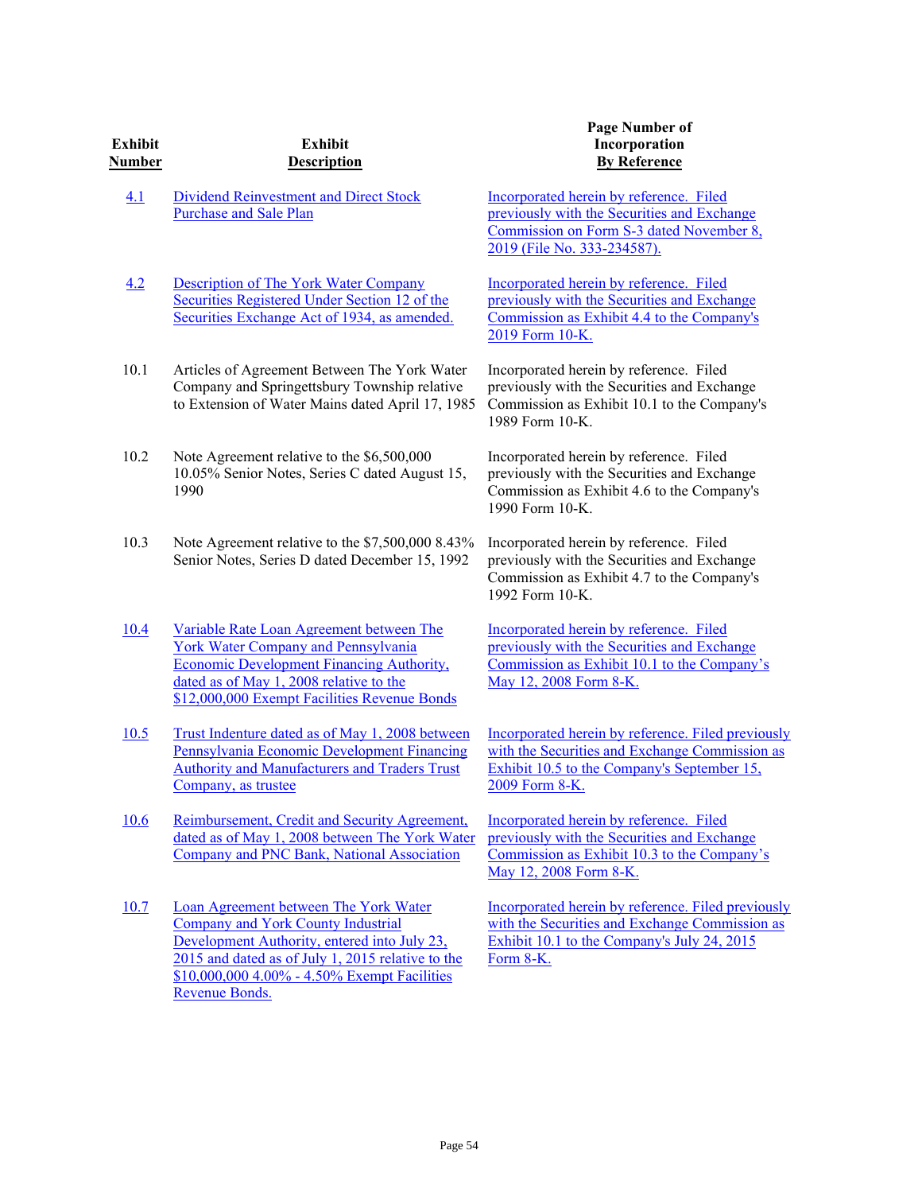| Exhibit Number | Exhibit Description | Page Number of Incorporation By Reference |
|---|---|---|
| 4.1 | Dividend Reinvestment and Direct Stock Purchase and Sale Plan | Incorporated herein by reference. Filed previously with the Securities and Exchange Commission on Form S-3 dated November 8, 2019 (File No. 333-234587). |
| 4.2 | Description of The York Water Company Securities Registered Under Section 12 of the Securities Exchange Act of 1934, as amended. | Incorporated herein by reference. Filed previously with the Securities and Exchange Commission as Exhibit 4.4 to the Company's 2019 Form 10-K. |
| 10.1 | Articles of Agreement Between The York Water Company and Springettsbury Township relative to Extension of Water Mains dated April 17, 1985 | Incorporated herein by reference. Filed previously with the Securities and Exchange Commission as Exhibit 10.1 to the Company's 1989 Form 10-K. |
| 10.2 | Note Agreement relative to the $6,500,000 10.05% Senior Notes, Series C dated August 15, 1990 | Incorporated herein by reference. Filed previously with the Securities and Exchange Commission as Exhibit 4.6 to the Company's 1990 Form 10-K. |
| 10.3 | Note Agreement relative to the $7,500,000 8.43% Senior Notes, Series D dated December 15, 1992 | Incorporated herein by reference. Filed previously with the Securities and Exchange Commission as Exhibit 4.7 to the Company's 1992 Form 10-K. |
| 10.4 | Variable Rate Loan Agreement between The York Water Company and Pennsylvania Economic Development Financing Authority, dated as of May 1, 2008 relative to the $12,000,000 Exempt Facilities Revenue Bonds | Incorporated herein by reference. Filed previously with the Securities and Exchange Commission as Exhibit 10.1 to the Company's May 12, 2008 Form 8-K. |
| 10.5 | Trust Indenture dated as of May 1, 2008 between Pennsylvania Economic Development Financing Authority and Manufacturers and Traders Trust Company, as trustee | Incorporated herein by reference. Filed previously with the Securities and Exchange Commission as Exhibit 10.5 to the Company's September 15, 2009 Form 8-K. |
| 10.6 | Reimbursement, Credit and Security Agreement, dated as of May 1, 2008 between The York Water Company and PNC Bank, National Association | Incorporated herein by reference. Filed previously with the Securities and Exchange Commission as Exhibit 10.3 to the Company's May 12, 2008 Form 8-K. |
| 10.7 | Loan Agreement between The York Water Company and York County Industrial Development Authority, entered into July 23, 2015 and dated as of July 1, 2015 relative to the $10,000,000 4.00% - 4.50% Exempt Facilities Revenue Bonds. | Incorporated herein by reference. Filed previously with the Securities and Exchange Commission as Exhibit 10.1 to the Company's July 24, 2015 Form 8-K. |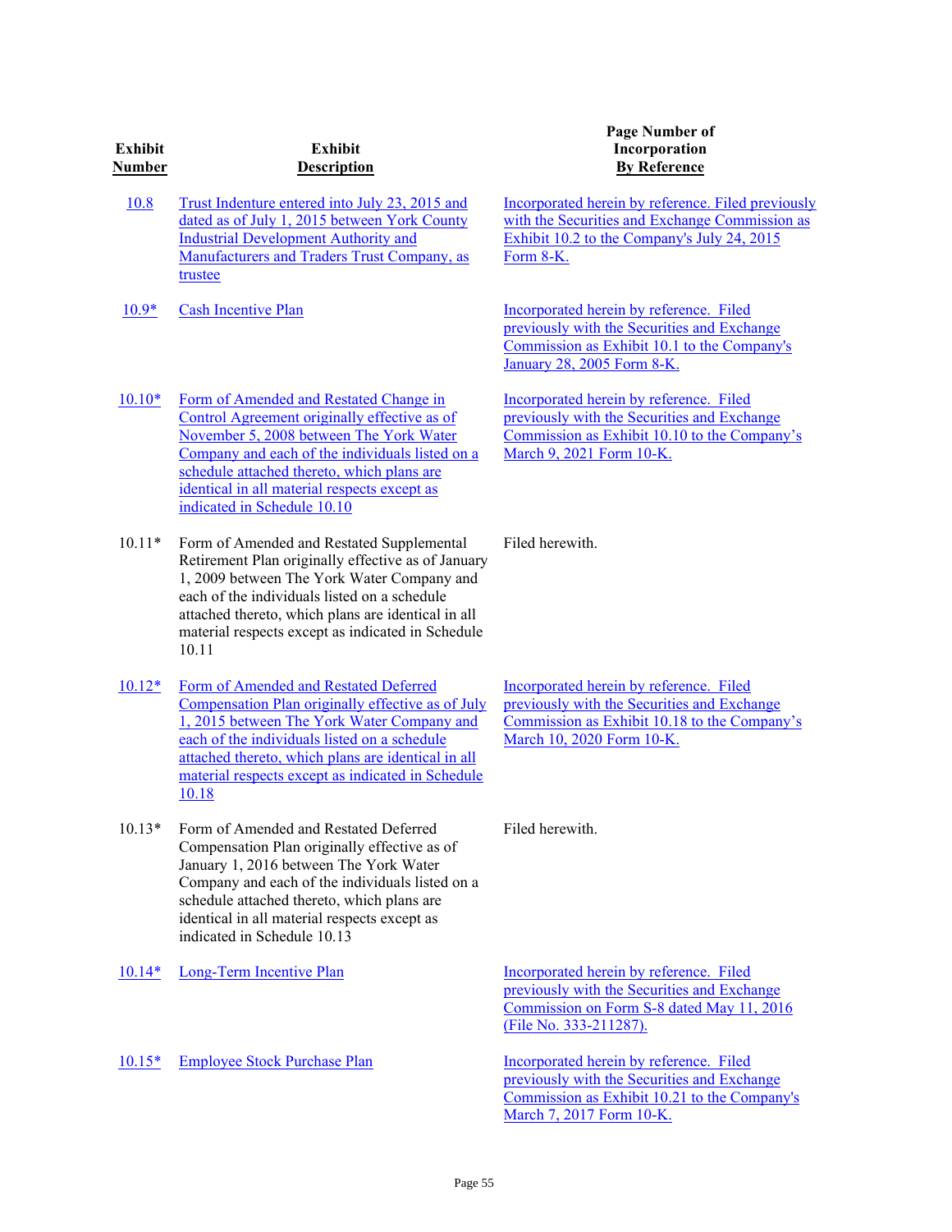| Exhibit Number | Exhibit Description | Page Number of Incorporation By Reference |
|---|---|---|
| 10.8 | Trust Indenture entered into July 23, 2015 and dated as of July 1, 2015 between York County Industrial Development Authority and Manufacturers and Traders Trust Company, as trustee | Incorporated herein by reference. Filed previously with the Securities and Exchange Commission as Exhibit 10.2 to the Company's July 24, 2015 Form 8-K. |
| 10.9* | Cash Incentive Plan | Incorporated herein by reference. Filed previously with the Securities and Exchange Commission as Exhibit 10.1 to the Company's January 28, 2005 Form 8-K. |
| 10.10* | Form of Amended and Restated Change in Control Agreement originally effective as of November 5, 2008 between The York Water Company and each of the individuals listed on a schedule attached thereto, which plans are identical in all material respects except as indicated in Schedule 10.10 | Incorporated herein by reference. Filed previously with the Securities and Exchange Commission as Exhibit 10.10 to the Company's March 9, 2021 Form 10-K. |
| 10.11* | Form of Amended and Restated Supplemental Retirement Plan originally effective as of January 1, 2009 between The York Water Company and each of the individuals listed on a schedule attached thereto, which plans are identical in all material respects except as indicated in Schedule 10.11 | Filed herewith. |
| 10.12* | Form of Amended and Restated Deferred Compensation Plan originally effective as of July 1, 2015 between The York Water Company and each of the individuals listed on a schedule attached thereto, which plans are identical in all material respects except as indicated in Schedule 10.18 | Incorporated herein by reference. Filed previously with the Securities and Exchange Commission as Exhibit 10.18 to the Company's March 10, 2020 Form 10-K. |
| 10.13* | Form of Amended and Restated Deferred Compensation Plan originally effective as of January 1, 2016 between The York Water Company and each of the individuals listed on a schedule attached thereto, which plans are identical in all material respects except as indicated in Schedule 10.13 | Filed herewith. |
| 10.14* | Long-Term Incentive Plan | Incorporated herein by reference. Filed previously with the Securities and Exchange Commission on Form S-8 dated May 11, 2016 (File No. 333-211287). |
| 10.15* | Employee Stock Purchase Plan | Incorporated herein by reference. Filed previously with the Securities and Exchange Commission as Exhibit 10.21 to the Company's March 7, 2017 Form 10-K. |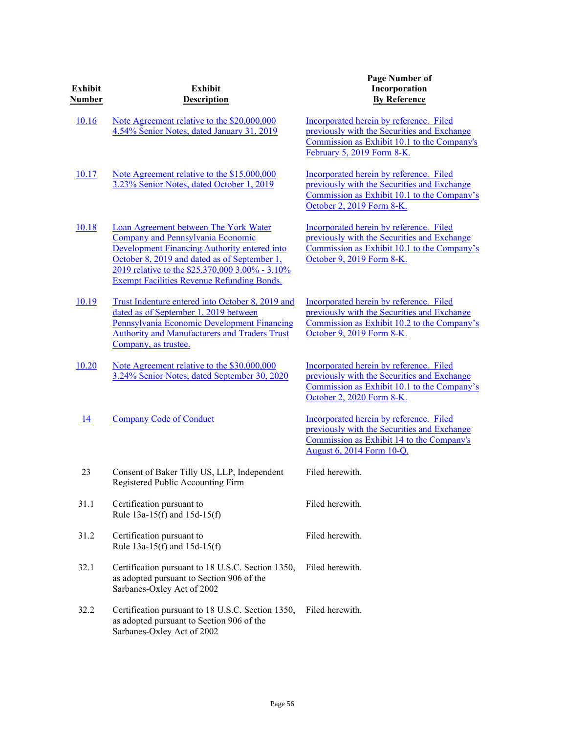| Exhibit Number | Exhibit Description | Page Number of Incorporation By Reference |
|---|---|---|
| 10.16 | Note Agreement relative to the $20,000,000 4.54% Senior Notes, dated January 31, 2019 | Incorporated herein by reference. Filed previously with the Securities and Exchange Commission as Exhibit 10.1 to the Company's February 5, 2019 Form 8-K. |
| 10.17 | Note Agreement relative to the $15,000,000 3.23% Senior Notes, dated October 1, 2019 | Incorporated herein by reference. Filed previously with the Securities and Exchange Commission as Exhibit 10.1 to the Company's October 2, 2019 Form 8-K. |
| 10.18 | Loan Agreement between The York Water Company and Pennsylvania Economic Development Financing Authority entered into October 8, 2019 and dated as of September 1, 2019 relative to the $25,370,000 3.00% - 3.10% Exempt Facilities Revenue Refunding Bonds. | Incorporated herein by reference. Filed previously with the Securities and Exchange Commission as Exhibit 10.1 to the Company's October 9, 2019 Form 8-K. |
| 10.19 | Trust Indenture entered into October 8, 2019 and dated as of September 1, 2019 between Pennsylvania Economic Development Financing Authority and Manufacturers and Traders Trust Company, as trustee. | Incorporated herein by reference. Filed previously with the Securities and Exchange Commission as Exhibit 10.2 to the Company's October 9, 2019 Form 8-K. |
| 10.20 | Note Agreement relative to the $30,000,000 3.24% Senior Notes, dated September 30, 2020 | Incorporated herein by reference. Filed previously with the Securities and Exchange Commission as Exhibit 10.1 to the Company's October 2, 2020 Form 8-K. |
| 14 | Company Code of Conduct | Incorporated herein by reference. Filed previously with the Securities and Exchange Commission as Exhibit 14 to the Company's August 6, 2014 Form 10-Q. |
| 23 | Consent of Baker Tilly US, LLP, Independent Registered Public Accounting Firm | Filed herewith. |
| 31.1 | Certification pursuant to Rule 13a-15(f) and 15d-15(f) | Filed herewith. |
| 31.2 | Certification pursuant to Rule 13a-15(f) and 15d-15(f) | Filed herewith. |
| 32.1 | Certification pursuant to 18 U.S.C. Section 1350, as adopted pursuant to Section 906 of the Sarbanes-Oxley Act of 2002 | Filed herewith. |
| 32.2 | Certification pursuant to 18 U.S.C. Section 1350, as adopted pursuant to Section 906 of the Sarbanes-Oxley Act of 2002 | Filed herewith. |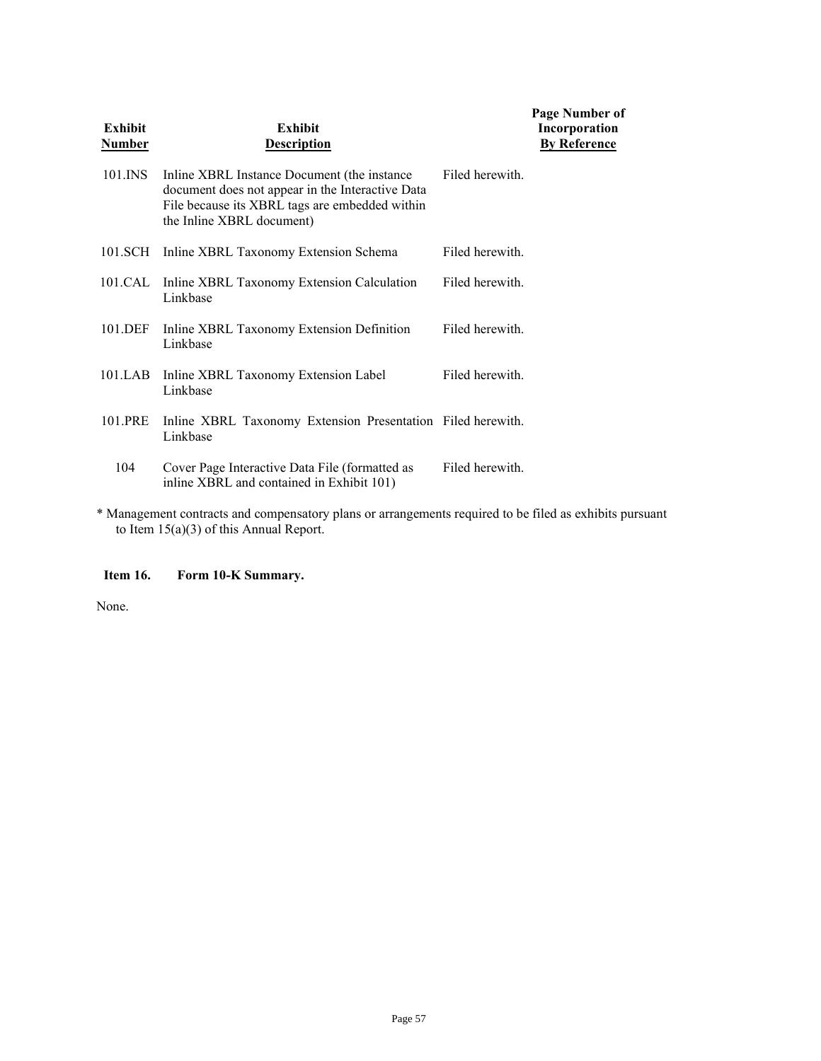| Exhibit Number | Exhibit Description | Page Number of Incorporation By Reference |
|---|---|---|
| 101.INS | Inline XBRL Instance Document (the instance document does not appear in the Interactive Data File because its XBRL tags are embedded within the Inline XBRL document) | Filed herewith. |
| 101.SCH | Inline XBRL Taxonomy Extension Schema | Filed herewith. |
| 101.CAL | Inline XBRL Taxonomy Extension Calculation Linkbase | Filed herewith. |
| 101.DEF | Inline XBRL Taxonomy Extension Definition Linkbase | Filed herewith. |
| 101.LAB | Inline XBRL Taxonomy Extension Label Linkbase | Filed herewith. |
| 101.PRE | Inline XBRL Taxonomy Extension Presentation Linkbase | Filed herewith. |
| 104 | Cover Page Interactive Data File (formatted as inline XBRL and contained in Exhibit 101) | Filed herewith. |

* Management contracts and compensatory plans or arrangements required to be filed as exhibits pursuant to Item 15(a)(3) of this Annual Report.

**Item 16. Form 10-K Summary.**

None.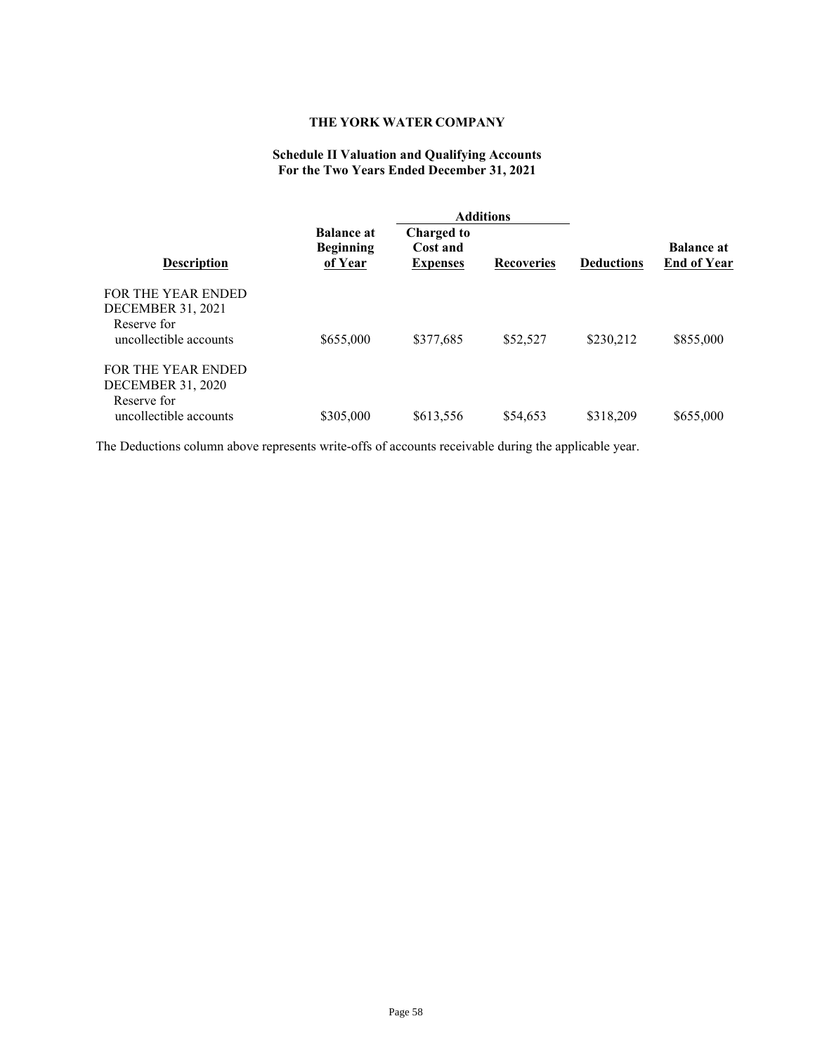**THE YORK WATER COMPANY**

**Schedule II Valuation and Qualifying Accounts**
**For the Two Years Ended December 31, 2021**

| Description | Balance at Beginning of Year | Additions | | Deductions | Balance at End of Year |
|---|---|---|---|---|---|
| | | Charged to Cost and Expenses | Recoveries | | |
| FOR THE YEAR ENDED DECEMBER 31, 2021 | | | | | |
| Reserve for uncollectible accounts | $655,000 | $377,685 | $52,527 | $230,212 | $855,000 |
| FOR THE YEAR ENDED DECEMBER 31, 2020 | | | | | |
| Reserve for uncollectible accounts | $305,000 | $613,556 | $54,653 | $318,209 | $655,000 |

The Deductions column above represents write-offs of accounts receivable during the applicable year.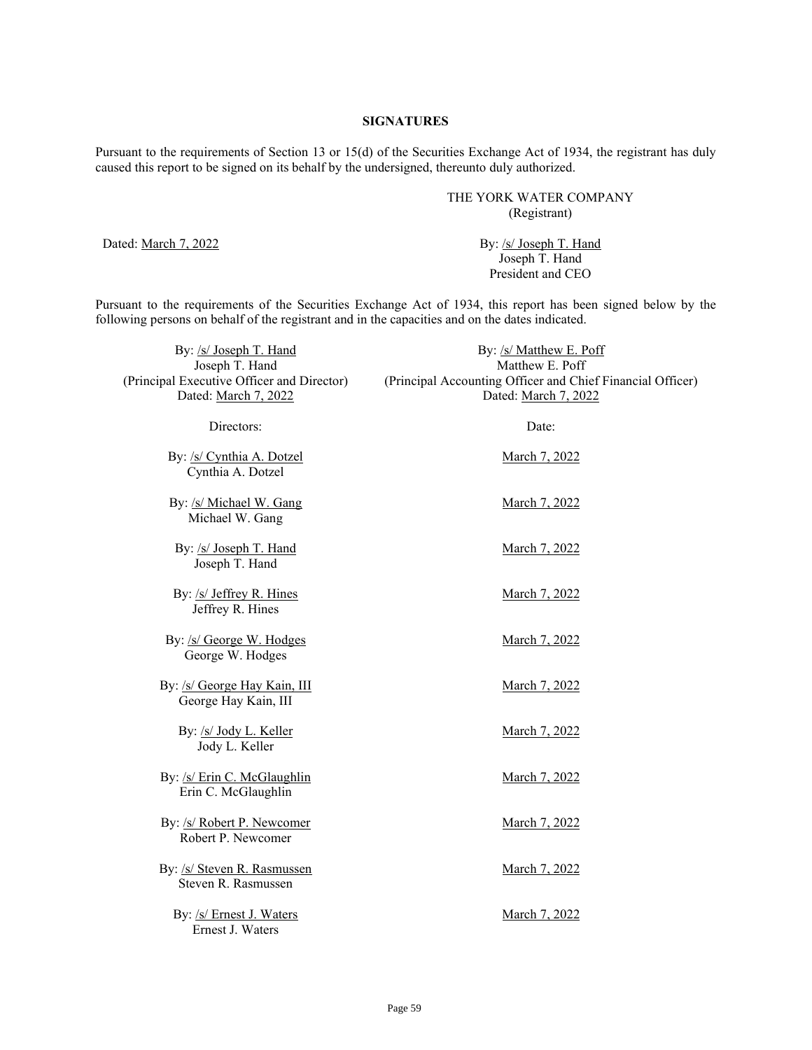## SIGNATURES

Pursuant to the requirements of Section 13 or 15(d) of the Securities Exchange Act of 1934, the registrant has duly caused this report to be signed on its behalf by the undersigned, thereunto duly authorized.

THE YORK WATER COMPANY
(Registrant)

Dated: March 7, 2022

By: /s/ Joseph T. Hand
Joseph T. Hand
President and CEO

Pursuant to the requirements of the Securities Exchange Act of 1934, this report has been signed below by the following persons on behalf of the registrant and in the capacities and on the dates indicated.

| | |
|---|---|
| By: /s/ Joseph T. Hand<br>Joseph T. Hand<br>(Principal Executive Officer and Director)<br>Dated: March 7, 2022 | By: /s/ Matthew E. Poff<br>Matthew E. Poff<br>(Principal Accounting Officer and Chief Financial Officer)<br>Dated: March 7, 2022 |

| Directors: | Date: |
|---|---|
| By: /s/ Cynthia A. Dotzel<br>Cynthia A. Dotzel | March 7, 2022 |
| By: /s/ Michael W. Gang<br>Michael W. Gang | March 7, 2022 |
| By: /s/ Joseph T. Hand<br>Joseph T. Hand | March 7, 2022 |
| By: /s/ Jeffrey R. Hines<br>Jeffrey R. Hines | March 7, 2022 |
| By: /s/ George W. Hodges<br>George W. Hodges | March 7, 2022 |
| By: /s/ George Hay Kain, III<br>George Hay Kain, III | March 7, 2022 |
| By: /s/ Jody L. Keller<br>Jody L. Keller | March 7, 2022 |
| By: /s/ Erin C. McGlaughlin<br>Erin C. McGlaughlin | March 7, 2022 |
| By: /s/ Robert P. Newcomer<br>Robert P. Newcomer | March 7, 2022 |
| By: /s/ Steven R. Rasmussen<br>Steven R. Rasmussen | March 7, 2022 |
| By: /s/ Ernest J. Waters<br>Ernest J. Waters | March 7, 2022 |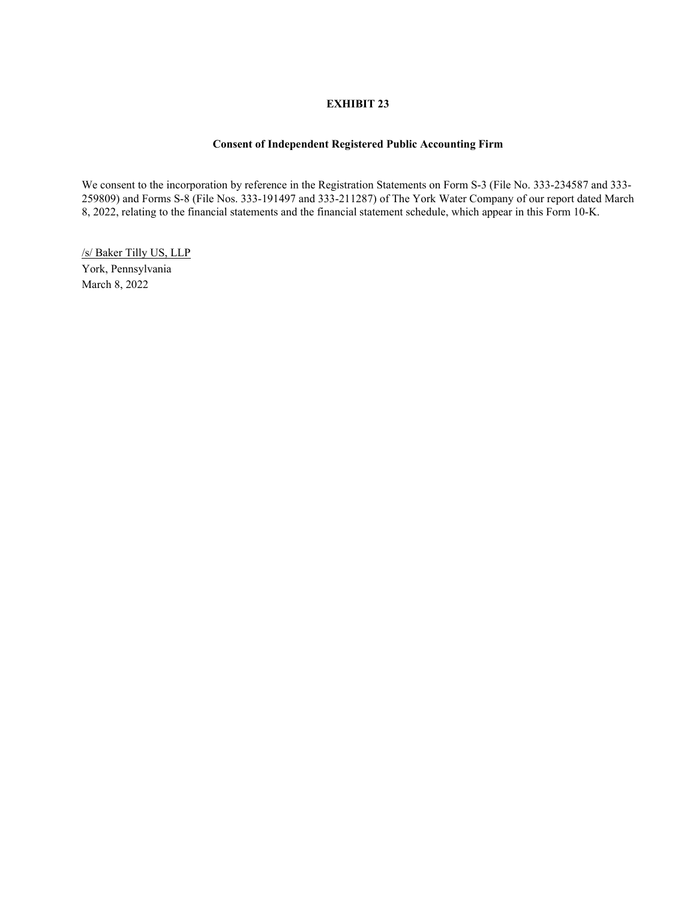**EXHIBIT 23**

**Consent of Independent Registered Public Accounting Firm**

We consent to the incorporation by reference in the Registration Statements on Form S-3 (File No. 333-234587 and 333-259809) and Forms S-8 (File Nos. 333-191497 and 333-211287) of The York Water Company of our report dated March 8, 2022, relating to the financial statements and the financial statement schedule, which appear in this Form 10-K.

/s/ Baker Tilly US, LLP
York, Pennsylvania
March 8, 2022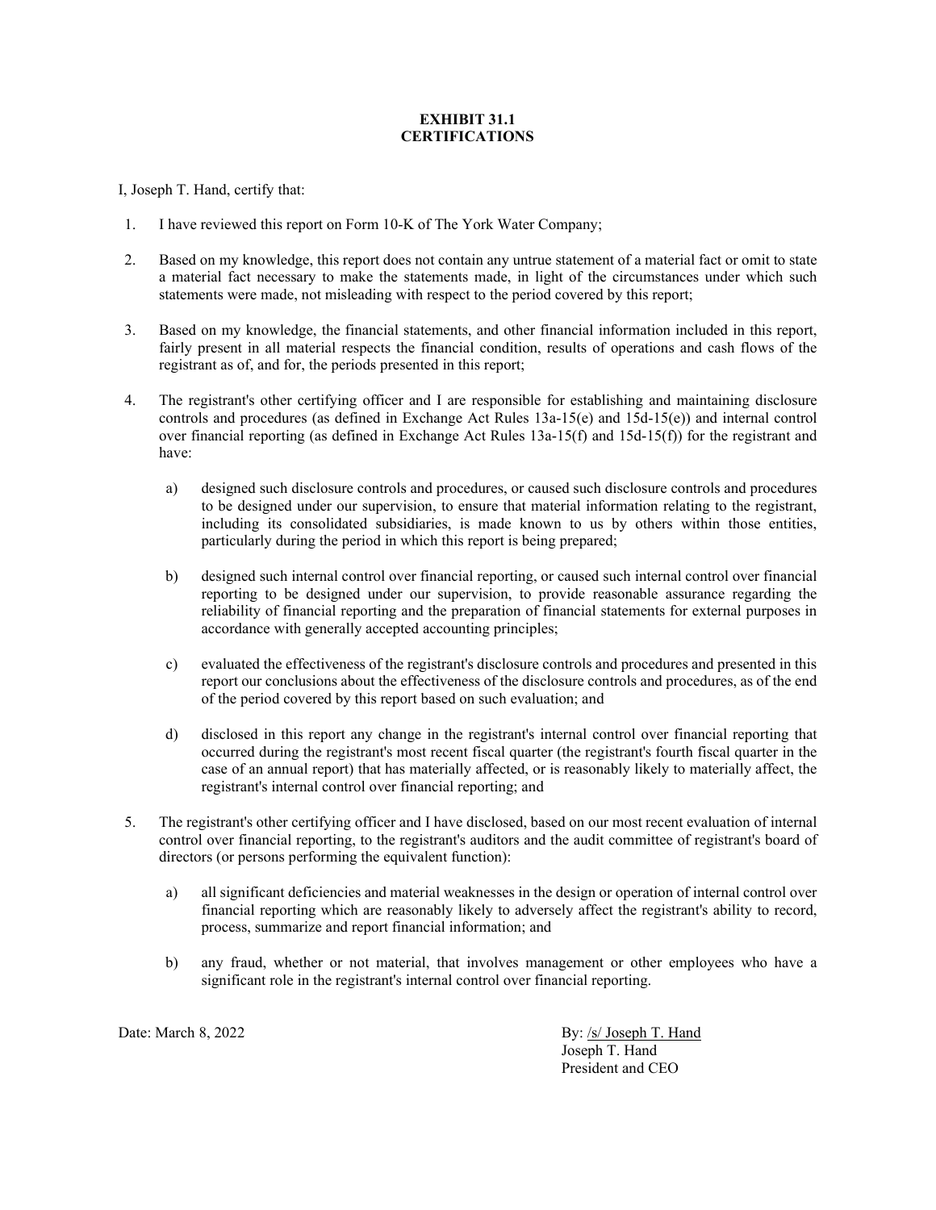# EXHIBIT 31.1
# CERTIFICATIONS

I, Joseph T. Hand, certify that:

1. I have reviewed this report on Form 10-K of The York Water Company;

2. Based on my knowledge, this report does not contain any untrue statement of a material fact or omit to state a material fact necessary to make the statements made, in light of the circumstances under which such statements were made, not misleading with respect to the period covered by this report;

3. Based on my knowledge, the financial statements, and other financial information included in this report, fairly present in all material respects the financial condition, results of operations and cash flows of the registrant as of, and for, the periods presented in this report;

4. The registrant's other certifying officer and I are responsible for establishing and maintaining disclosure controls and procedures (as defined in Exchange Act Rules 13a-15(e) and 15d-15(e)) and internal control over financial reporting (as defined in Exchange Act Rules 13a-15(f) and 15d-15(f)) for the registrant and have:

   a) designed such disclosure controls and procedures, or caused such disclosure controls and procedures to be designed under our supervision, to ensure that material information relating to the registrant, including its consolidated subsidiaries, is made known to us by others within those entities, particularly during the period in which this report is being prepared;

   b) designed such internal control over financial reporting, or caused such internal control over financial reporting to be designed under our supervision, to provide reasonable assurance regarding the reliability of financial reporting and the preparation of financial statements for external purposes in accordance with generally accepted accounting principles;

   c) evaluated the effectiveness of the registrant's disclosure controls and procedures and presented in this report our conclusions about the effectiveness of the disclosure controls and procedures, as of the end of the period covered by this report based on such evaluation; and

   d) disclosed in this report any change in the registrant's internal control over financial reporting that occurred during the registrant's most recent fiscal quarter (the registrant's fourth fiscal quarter in the case of an annual report) that has materially affected, or is reasonably likely to materially affect, the registrant's internal control over financial reporting; and

5. The registrant's other certifying officer and I have disclosed, based on our most recent evaluation of internal control over financial reporting, to the registrant's auditors and the audit committee of registrant's board of directors (or persons performing the equivalent function):

   a) all significant deficiencies and material weaknesses in the design or operation of internal control over financial reporting which are reasonably likely to adversely affect the registrant's ability to record, process, summarize and report financial information; and

   b) any fraud, whether or not material, that involves management or other employees who have a significant role in the registrant's internal control over financial reporting.

Date: March 8, 2022

By: /s/ Joseph T. Hand
Joseph T. Hand
President and CEO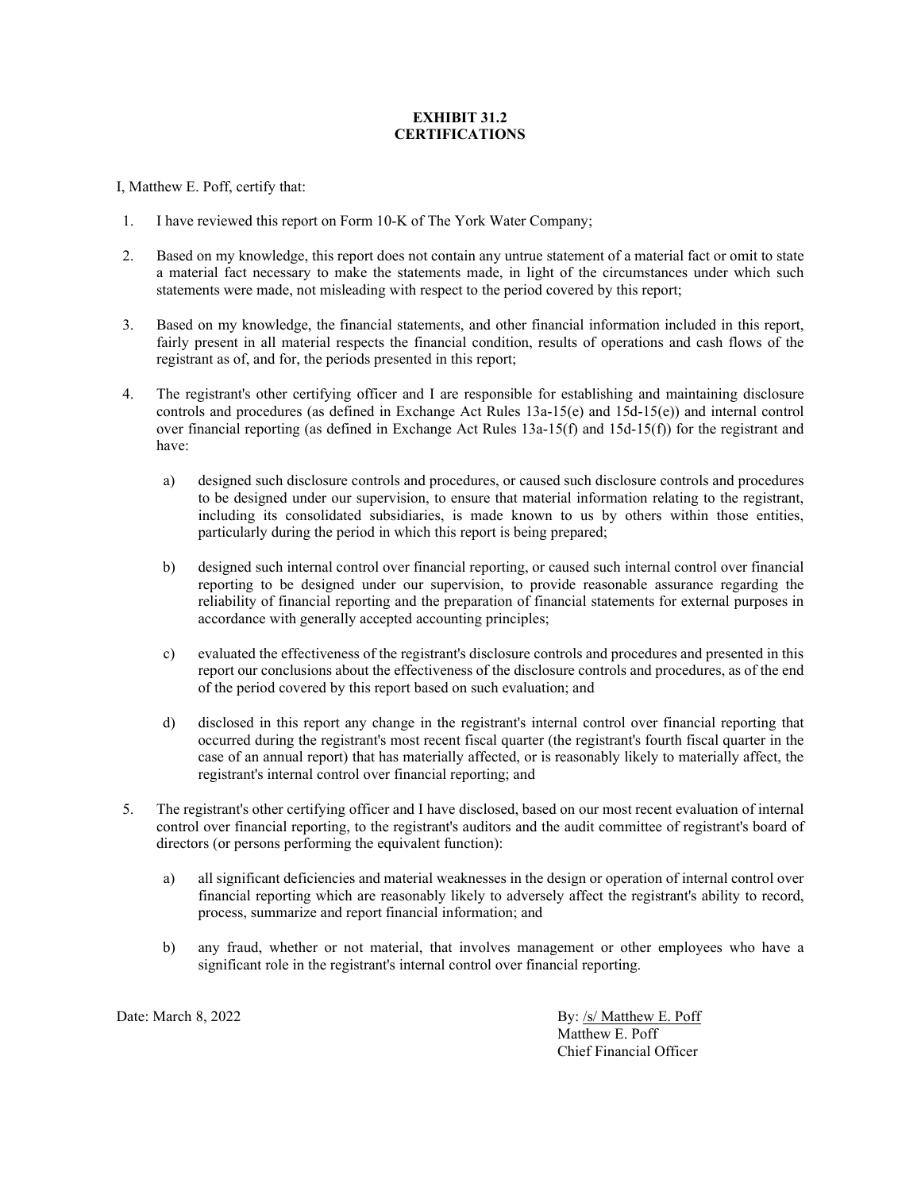**EXHIBIT 31.2**
**CERTIFICATIONS**

I, Matthew E. Poff, certify that:

1. I have reviewed this report on Form 10-K of The York Water Company;

2. Based on my knowledge, this report does not contain any untrue statement of a material fact or omit to state a material fact necessary to make the statements made, in light of the circumstances under which such statements were made, not misleading with respect to the period covered by this report;

3. Based on my knowledge, the financial statements, and other financial information included in this report, fairly present in all material respects the financial condition, results of operations and cash flows of the registrant as of, and for, the periods presented in this report;

4. The registrant's other certifying officer and I are responsible for establishing and maintaining disclosure controls and procedures (as defined in Exchange Act Rules 13a-15(e) and 15d-15(e)) and internal control over financial reporting (as defined in Exchange Act Rules 13a-15(f) and 15d-15(f)) for the registrant and have:

   a) designed such disclosure controls and procedures, or caused such disclosure controls and procedures to be designed under our supervision, to ensure that material information relating to the registrant, including its consolidated subsidiaries, is made known to us by others within those entities, particularly during the period in which this report is being prepared;

   b) designed such internal control over financial reporting, or caused such internal control over financial reporting to be designed under our supervision, to provide reasonable assurance regarding the reliability of financial reporting and the preparation of financial statements for external purposes in accordance with generally accepted accounting principles;

   c) evaluated the effectiveness of the registrant's disclosure controls and procedures and presented in this report our conclusions about the effectiveness of the disclosure controls and procedures, as of the end of the period covered by this report based on such evaluation; and

   d) disclosed in this report any change in the registrant's internal control over financial reporting that occurred during the registrant's most recent fiscal quarter (the registrant's fourth fiscal quarter in the case of an annual report) that has materially affected, or is reasonably likely to materially affect, the registrant's internal control over financial reporting; and

5. The registrant's other certifying officer and I have disclosed, based on our most recent evaluation of internal control over financial reporting, to the registrant's auditors and the audit committee of registrant's board of directors (or persons performing the equivalent function):

   a) all significant deficiencies and material weaknesses in the design or operation of internal control over financial reporting which are reasonably likely to adversely affect the registrant's ability to record, process, summarize and report financial information; and

   b) any fraud, whether or not material, that involves management or other employees who have a significant role in the registrant's internal control over financial reporting.

Date: March 8, 2022

By: /s/ Matthew E. Poff
Matthew E. Poff
Chief Financial Officer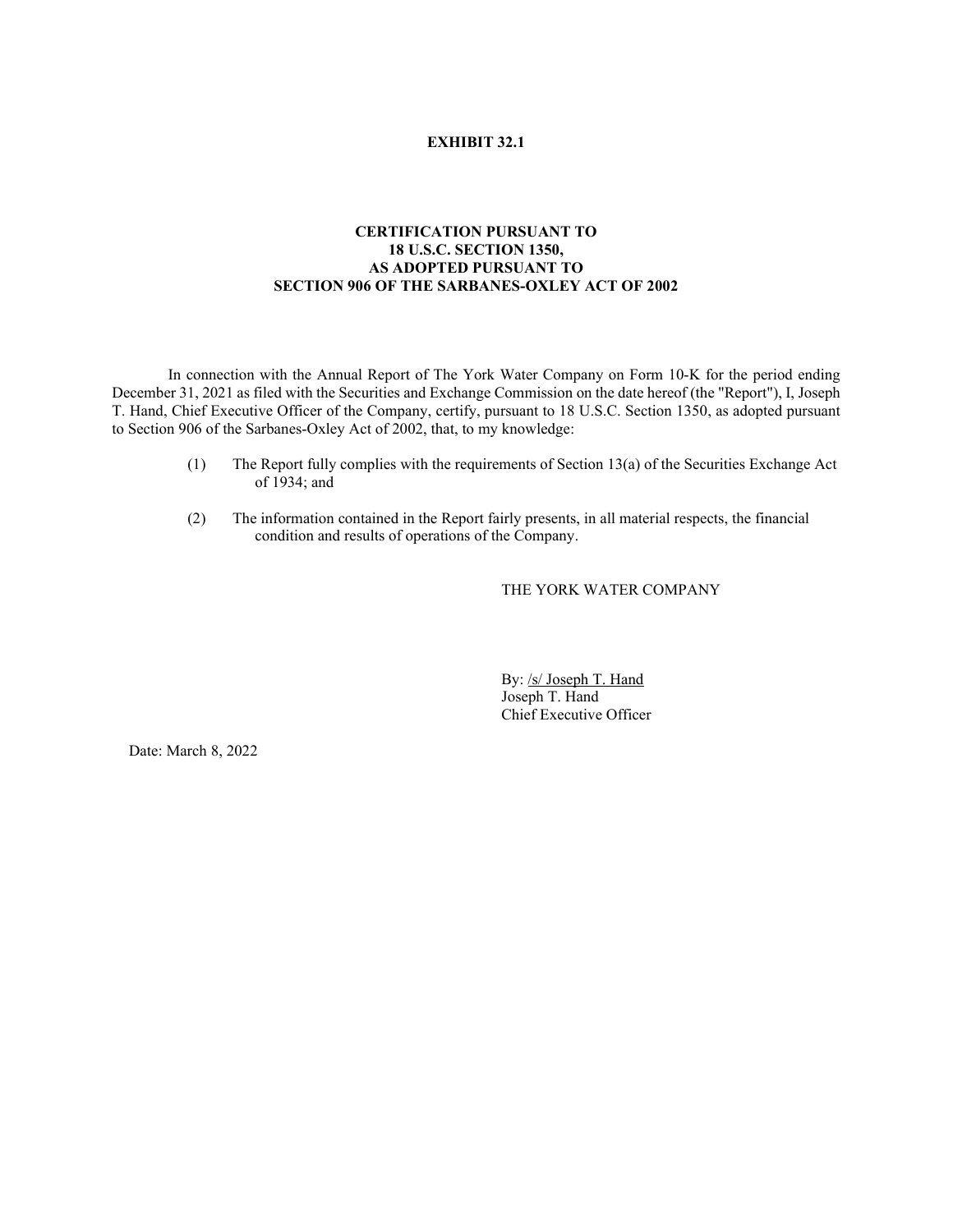**EXHIBIT 32.1**

**CERTIFICATION PURSUANT TO**
**18 U.S.C. SECTION 1350,**
**AS ADOPTED PURSUANT TO**
**SECTION 906 OF THE SARBANES-OXLEY ACT OF 2002**

In connection with the Annual Report of The York Water Company on Form 10-K for the period ending December 31, 2021 as filed with the Securities and Exchange Commission on the date hereof (the "Report"), I, Joseph T. Hand, Chief Executive Officer of the Company, certify, pursuant to 18 U.S.C. Section 1350, as adopted pursuant to Section 906 of the Sarbanes-Oxley Act of 2002, that, to my knowledge:

(1) The Report fully complies with the requirements of Section 13(a) of the Securities Exchange Act of 1934; and

(2) The information contained in the Report fairly presents, in all material respects, the financial condition and results of operations of the Company.

THE YORK WATER COMPANY

By: /s/ Joseph T. Hand
Joseph T. Hand
Chief Executive Officer

Date: March 8, 2022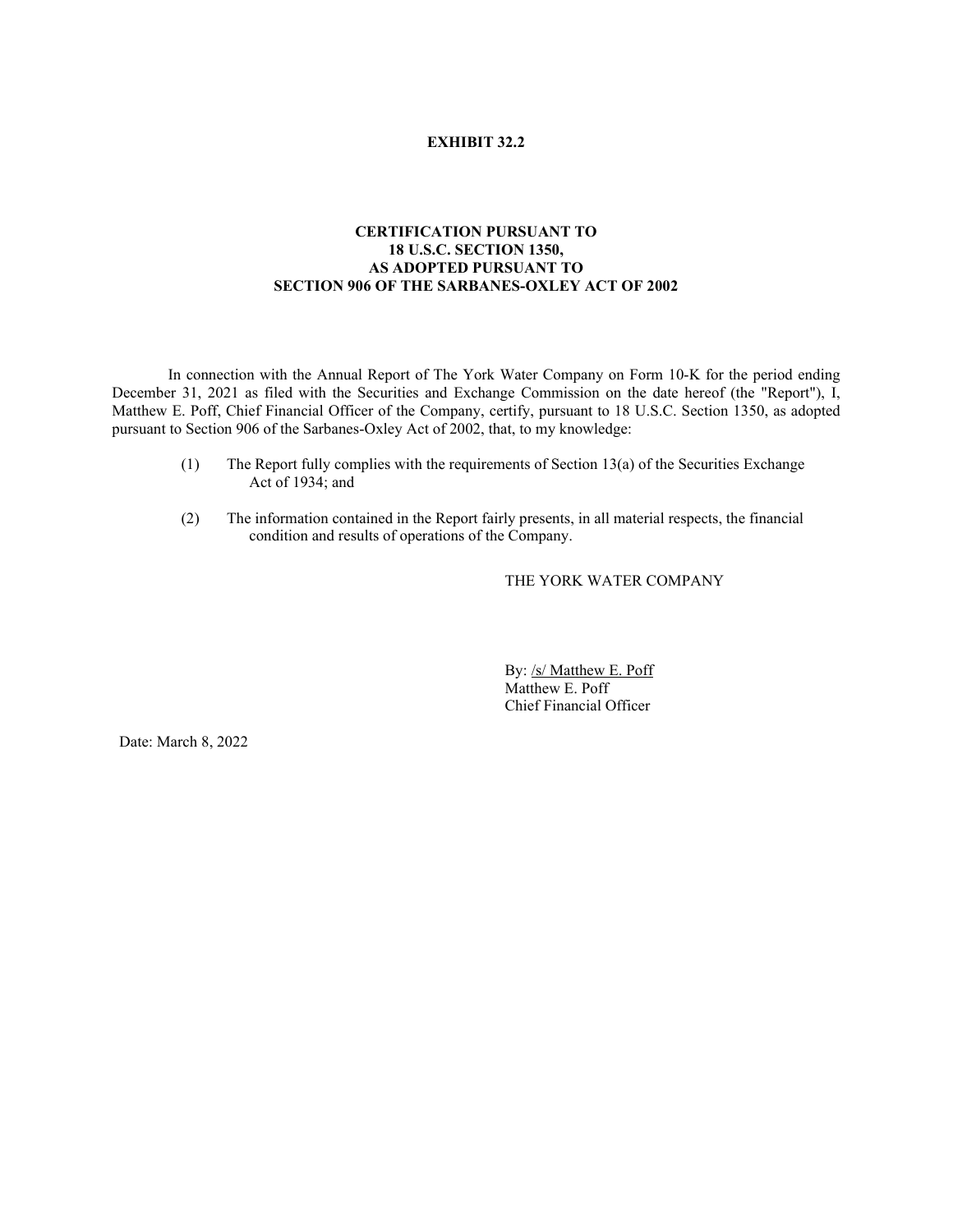**EXHIBIT 32.2**

**CERTIFICATION PURSUANT TO**
**18 U.S.C. SECTION 1350,**
**AS ADOPTED PURSUANT TO**
**SECTION 906 OF THE SARBANES-OXLEY ACT OF 2002**

In connection with the Annual Report of The York Water Company on Form 10-K for the period ending December 31, 2021 as filed with the Securities and Exchange Commission on the date hereof (the "Report"), I, Matthew E. Poff, Chief Financial Officer of the Company, certify, pursuant to 18 U.S.C. Section 1350, as adopted pursuant to Section 906 of the Sarbanes-Oxley Act of 2002, that, to my knowledge:

(1) The Report fully complies with the requirements of Section 13(a) of the Securities Exchange Act of 1934; and

(2) The information contained in the Report fairly presents, in all material respects, the financial condition and results of operations of the Company.

THE YORK WATER COMPANY

By: /s/ Matthew E. Poff
Matthew E. Poff
Chief Financial Officer

Date: March 8, 2022